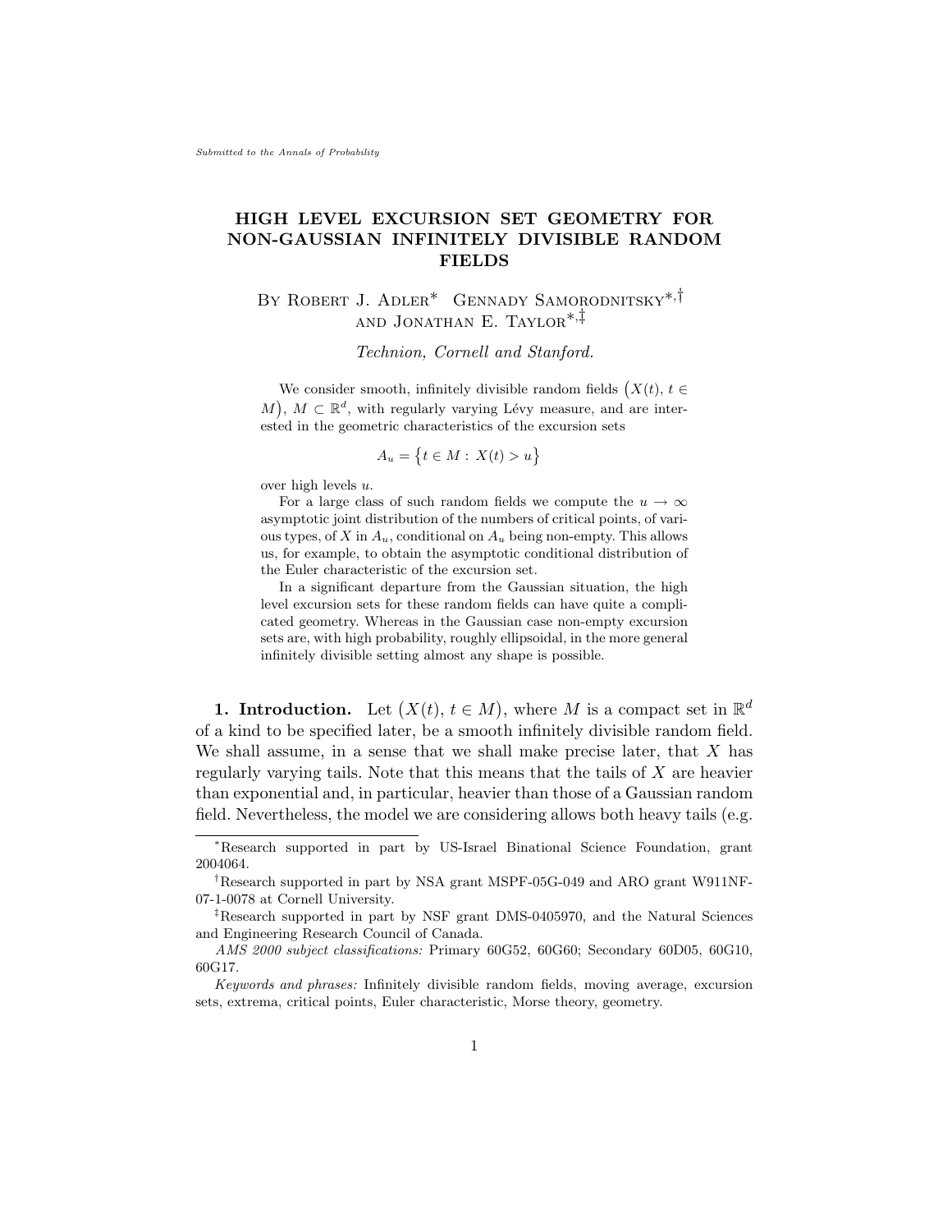*Submitted to the Annals of Probability*

# HIGH LEVEL EXCURSION SET GEOMETRY FOR NON-GAUSSIAN INFINITELY DIVISIBLE RANDOM FIELDS

By Robert J. Adler[*] Gennady Samorodnitsky[*,†] and Jonathan E. Taylor[*,‡]

*Technion, Cornell and Stanford.*

We consider smooth, infinitely divisible random fields $\big(X(t),\, t \in M\big)$, $M \subset \mathbb{R}^d$, with regularly varying Lévy measure, and are interested in the geometric characteristics of the excursion sets

$$A_u = \big\{t \in M : X(t) > u\big\}$$

over high levels $u$.

For a large class of such random fields we compute the $u \to \infty$ asymptotic joint distribution of the numbers of critical points, of various types, of $X$ in $A_u$, conditional on $A_u$ being non-empty. This allows us, for example, to obtain the asymptotic conditional distribution of the Euler characteristic of the excursion set.

In a significant departure from the Gaussian situation, the high level excursion sets for these random fields can have quite a complicated geometry. Whereas in the Gaussian case non-empty excursion sets are, with high probability, roughly ellipsoidal, in the more general infinitely divisible setting almost any shape is possible.

## 1. Introduction.

Let $\big(X(t),\, t \in M\big)$, where $M$ is a compact set in $\mathbb{R}^d$ of a kind to be specified later, be a smooth infinitely divisible random field. We shall assume, in a sense that we shall make precise later, that $X$ has regularly varying tails. Note that this means that the tails of $X$ are heavier than exponential and, in particular, heavier than those of a Gaussian random field. Nevertheless, the model we are considering allows both heavy tails (e.g.

---

[*] Research supported in part by US-Israel Binational Science Foundation, grant 2004064.

[†] Research supported in part by NSA grant MSPF-05G-049 and ARO grant W911NF-07-1-0078 at Cornell University.

[‡] Research supported in part by NSF grant DMS-0405970, and the Natural Sciences and Engineering Research Council of Canada.

*AMS 2000 subject classifications:* Primary 60G52, 60G60; Secondary 60D05, 60G10, 60G17.

*Keywords and phrases:* Infinitely divisible random fields, moving average, excursion sets, extrema, critical points, Euler characteristic, Morse theory, geometry.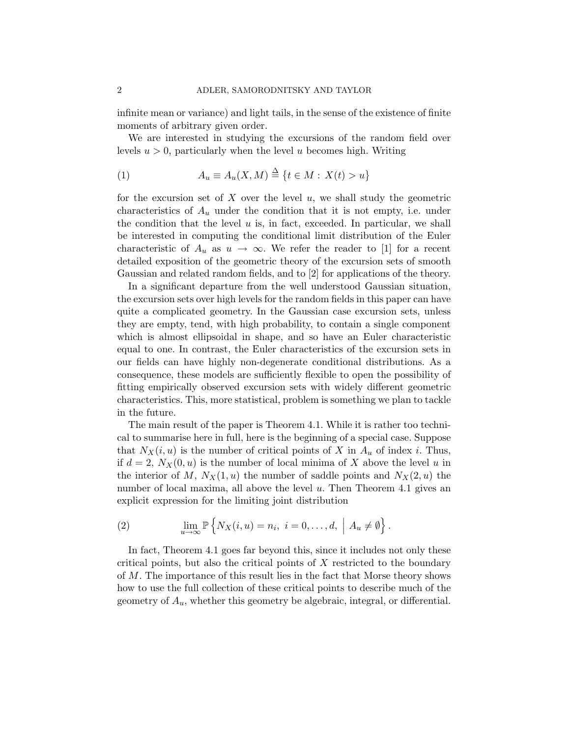infinite mean or variance) and light tails, in the sense of the existence of finite moments of arbitrary given order.

We are interested in studying the excursions of the random field over levels $u > 0$, particularly when the level $u$ becomes high. Writing

$$A_u \equiv A_u(X, M) \stackrel{\Delta}{=} \{t \in M : X(t) > u\} \tag{1}$$

for the excursion set of $X$ over the level $u$, we shall study the geometric characteristics of $A_u$ under the condition that it is not empty, i.e. under the condition that the level $u$ is, in fact, exceeded. In particular, we shall be interested in computing the conditional limit distribution of the Euler characteristic of $A_u$ as $u \to \infty$. We refer the reader to [1] for a recent detailed exposition of the geometric theory of the excursion sets of smooth Gaussian and related random fields, and to [2] for applications of the theory.

In a significant departure from the well understood Gaussian situation, the excursion sets over high levels for the random fields in this paper can have quite a complicated geometry. In the Gaussian case excursion sets, unless they are empty, tend, with high probability, to contain a single component which is almost ellipsoidal in shape, and so have an Euler characteristic equal to one. In contrast, the Euler characteristics of the excursion sets in our fields can have highly non-degenerate conditional distributions. As a consequence, these models are sufficiently flexible to open the possibility of fitting empirically observed excursion sets with widely different geometric characteristics. This, more statistical, problem is something we plan to tackle in the future.

The main result of the paper is Theorem 4.1. While it is rather too technical to summarise here in full, here is the beginning of a special case. Suppose that $N_X(i, u)$ is the number of critical points of $X$ in $A_u$ of index $i$. Thus, if $d = 2$, $N_X(0, u)$ is the number of local minima of $X$ above the level $u$ in the interior of $M$, $N_X(1, u)$ the number of saddle points and $N_X(2, u)$ the number of local maxima, all above the level $u$. Then Theorem 4.1 gives an explicit expression for the limiting joint distribution

$$\lim_{u\to\infty} \mathbb{P}\left\{ N_X(i, u) = n_i, \ i = 0, \ldots, d, \ \Big| \ A_u \neq \emptyset \right\}. \tag{2}$$

In fact, Theorem 4.1 goes far beyond this, since it includes not only these critical points, but also the critical points of $X$ restricted to the boundary of $M$. The importance of this result lies in the fact that Morse theory shows how to use the full collection of these critical points to describe much of the geometry of $A_u$, whether this geometry be algebraic, integral, or differential.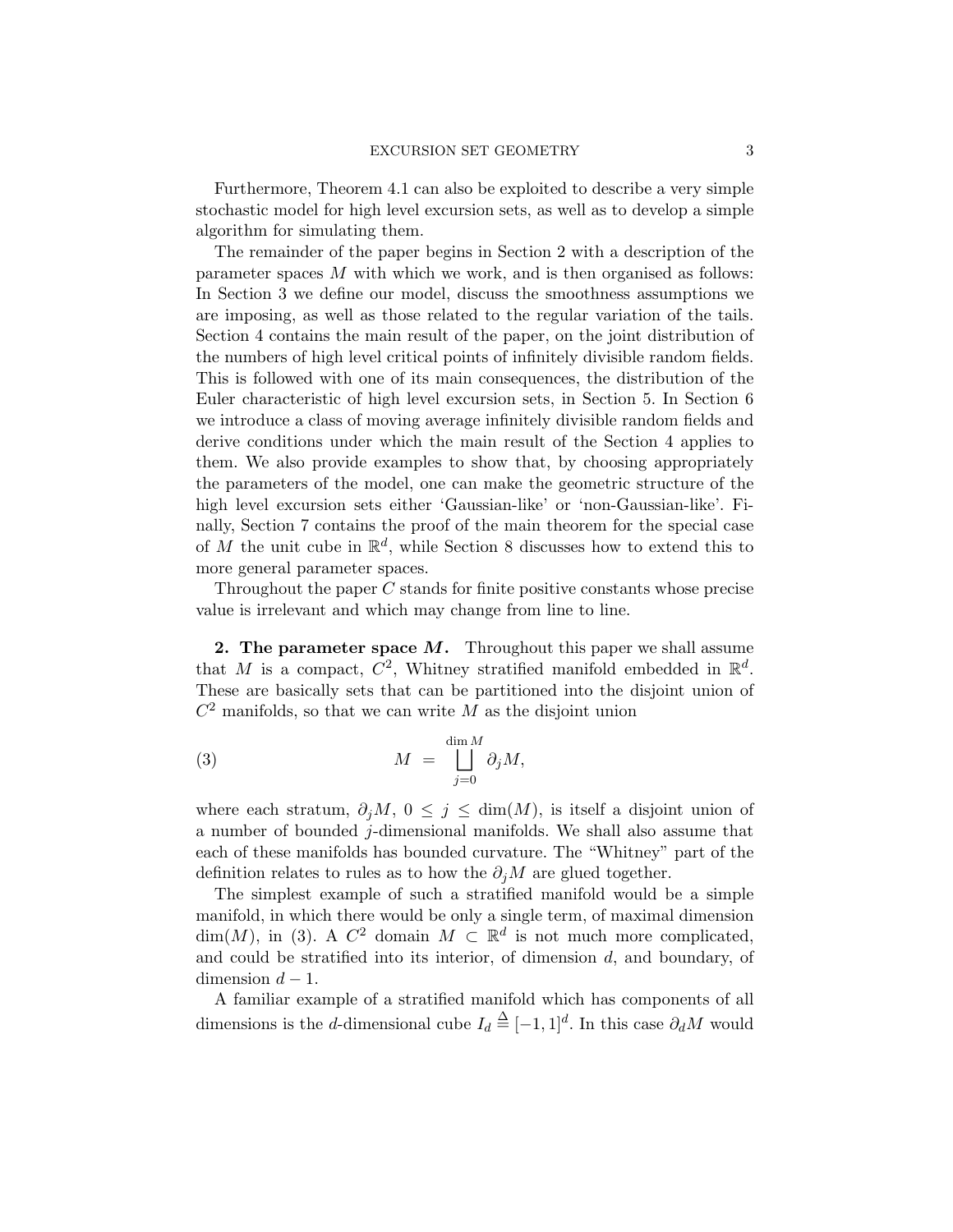Furthermore, Theorem 4.1 can also be exploited to describe a very simple stochastic model for high level excursion sets, as well as to develop a simple algorithm for simulating them.

The remainder of the paper begins in Section 2 with a description of the parameter spaces $M$ with which we work, and is then organised as follows: In Section 3 we define our model, discuss the smoothness assumptions we are imposing, as well as those related to the regular variation of the tails. Section 4 contains the main result of the paper, on the joint distribution of the numbers of high level critical points of infinitely divisible random fields. This is followed with one of its main consequences, the distribution of the Euler characteristic of high level excursion sets, in Section 5. In Section 6 we introduce a class of moving average infinitely divisible random fields and derive conditions under which the main result of the Section 4 applies to them. We also provide examples to show that, by choosing appropriately the parameters of the model, one can make the geometric structure of the high level excursion sets either 'Gaussian-like' or 'non-Gaussian-like'. Finally, Section 7 contains the proof of the main theorem for the special case of $M$ the unit cube in $\mathbb{R}^d$, while Section 8 discusses how to extend this to more general parameter spaces.

Throughout the paper $C$ stands for finite positive constants whose precise value is irrelevant and which may change from line to line.

## 2. The parameter space $M$.

Throughout this paper we shall assume that $M$ is a compact, $C^2$, Whitney stratified manifold embedded in $\mathbb{R}^d$. These are basically sets that can be partitioned into the disjoint union of $C^2$ manifolds, so that we can write $M$ as the disjoint union

$$M = \bigsqcup_{j=0}^{\dim M} \partial_j M, \tag{3}$$

where each stratum, $\partial_j M$, $0 \le j \le \dim(M)$, is itself a disjoint union of a number of bounded $j$-dimensional manifolds. We shall also assume that each of these manifolds has bounded curvature. The "Whitney" part of the definition relates to rules as to how the $\partial_j M$ are glued together.

The simplest example of such a stratified manifold would be a simple manifold, in which there would be only a single term, of maximal dimension $\dim(M)$, in (3). A $C^2$ domain $M \subset \mathbb{R}^d$ is not much more complicated, and could be stratified into its interior, of dimension $d$, and boundary, of dimension $d-1$.

A familiar example of a stratified manifold which has components of all dimensions is the $d$-dimensional cube $I_d \stackrel{\Delta}{=} [-1,1]^d$. In this case $\partial_d M$ would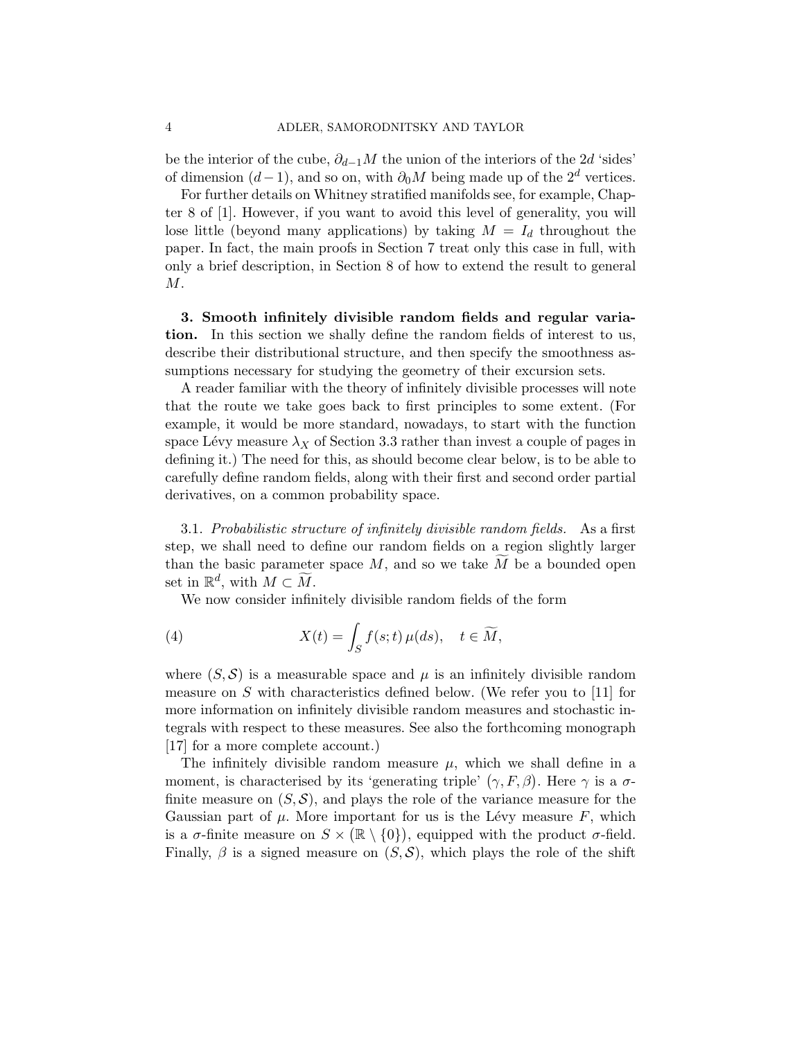be the interior of the cube, $\partial_{d-1}M$ the union of the interiors of the $2d$ 'sides' of dimension $(d-1)$, and so on, with $\partial_0 M$ being made up of the $2^d$ vertices.

For further details on Whitney stratified manifolds see, for example, Chapter 8 of [1]. However, if you want to avoid this level of generality, you will lose little (beyond many applications) by taking $M = I_d$ throughout the paper. In fact, the main proofs in Section 7 treat only this case in full, with only a brief description, in Section 8 of how to extend the result to general $M$.

## 3. Smooth infinitely divisible random fields and regular variation.

In this section we shally define the random fields of interest to us, describe their distributional structure, and then specify the smoothness assumptions necessary for studying the geometry of their excursion sets.

A reader familiar with the theory of infinitely divisible processes will note that the route we take goes back to first principles to some extent. (For example, it would be more standard, nowadays, to start with the function space Lévy measure $\lambda_X$ of Section 3.3 rather than invest a couple of pages in defining it.) The need for this, as should become clear below, is to be able to carefully define random fields, along with their first and second order partial derivatives, on a common probability space.

### 3.1. *Probabilistic structure of infinitely divisible random fields.*

As a first step, we shall need to define our random fields on a region slightly larger than the basic parameter space $M$, and so we take $\widetilde{M}$ be a bounded open set in $\mathbb{R}^d$, with $M \subset \widetilde{M}$.

We now consider infinitely divisible random fields of the form

$$X(t) = \int_S f(s;t)\,\mu(ds), \quad t \in \widetilde{M}, \tag{4}$$

where $(S, \mathcal{S})$ is a measurable space and $\mu$ is an infinitely divisible random measure on $S$ with characteristics defined below. (We refer you to [11] for more information on infinitely divisible random measures and stochastic integrals with respect to these measures. See also the forthcoming monograph [17] for a more complete account.)

The infinitely divisible random measure $\mu$, which we shall define in a moment, is characterised by its 'generating triple' $(\gamma, F, \beta)$. Here $\gamma$ is a $\sigma$-finite measure on $(S, \mathcal{S})$, and plays the role of the variance measure for the Gaussian part of $\mu$. More important for us is the Lévy measure $F$, which is a $\sigma$-finite measure on $S \times (\mathbb{R} \setminus \{0\})$, equipped with the product $\sigma$-field. Finally, $\beta$ is a signed measure on $(S, \mathcal{S})$, which plays the role of the shift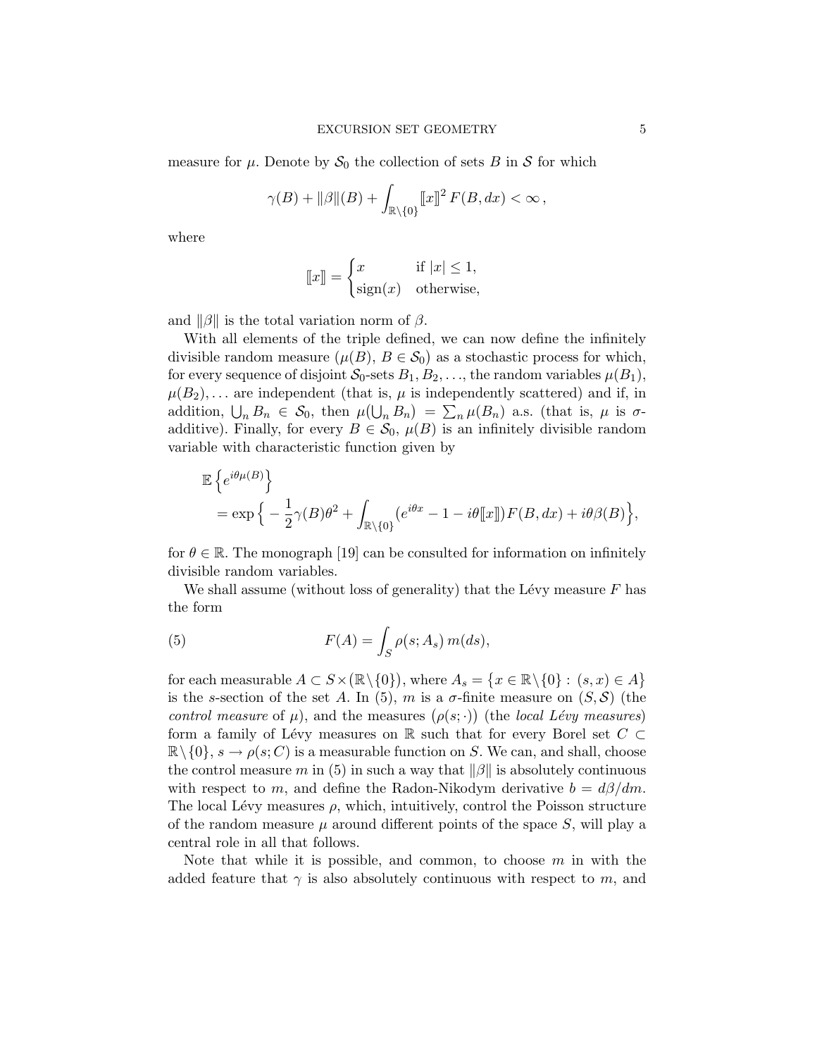measure for $\mu$. Denote by $\mathcal{S}_0$ the collection of sets $B$ in $\mathcal{S}$ for which

$$\gamma(B) + \|\beta\|(B) + \int_{\mathbb{R}\setminus\{0\}} [\![x]\!]^2 \, F(B, dx) < \infty \, ,$$

where

$$[\![x]\!] = \begin{cases} x & \text{if } |x| \leq 1, \\ \operatorname{sign}(x) & \text{otherwise,} \end{cases}$$

and $\|\beta\|$ is the total variation norm of $\beta$.

With all elements of the triple defined, we can now define the infinitely divisible random measure $(\mu(B), \, B \in \mathcal{S}_0)$ as a stochastic process for which, for every sequence of disjoint $\mathcal{S}_0$-sets $B_1, B_2, \ldots$, the random variables $\mu(B_1)$, $\mu(B_2), \ldots$ are independent (that is, $\mu$ is independently scattered) and if, in addition, $\bigcup_n B_n \in \mathcal{S}_0$, then $\mu\big(\bigcup_n B_n\big) = \sum_n \mu(B_n)$ a.s. (that is, $\mu$ is $\sigma$-additive). Finally, for every $B \in \mathcal{S}_0$, $\mu(B)$ is an infinitely divisible random variable with characteristic function given by

$$\begin{aligned} &\mathbb{E}\left\{ e^{i\theta\mu(B)} \right\} \\ &\quad = \exp\Big\{ -\frac{1}{2}\gamma(B)\theta^2 + \int_{\mathbb{R}\setminus\{0\}} \big(e^{i\theta x} - 1 - i\theta[\![x]\!]\big) F(B, dx) + i\theta\beta(B) \Big\}, \end{aligned}$$

for $\theta \in \mathbb{R}$. The monograph [19] can be consulted for information on infinitely divisible random variables.

We shall assume (without loss of generality) that the Lévy measure $F$ has the form

$$F(A) = \int_S \rho\big(s; A_s\big) \, m(ds), \tag{5}$$

for each measurable $A \subset S \times \big(\mathbb{R}\setminus\{0\}\big)$, where $A_s = \big\{x \in \mathbb{R}\setminus\{0\} : \, (s, x) \in A\big\}$ is the $s$-section of the set $A$. In (5), $m$ is a $\sigma$-finite measure on $(S, \mathcal{S})$ (the *control measure* of $\mu$), and the measures $\big(\rho(s; \cdot)\big)$ (the *local Lévy measures*) form a family of Lévy measures on $\mathbb{R}$ such that for every Borel set $C \subset \mathbb{R}\setminus\{0\}$, $s \to \rho(s; C)$ is a measurable function on $S$. We can, and shall, choose the control measure $m$ in (5) in such a way that $\|\beta\|$ is absolutely continuous with respect to $m$, and define the Radon-Nikodym derivative $b = d\beta/dm$. The local Lévy measures $\rho$, which, intuitively, control the Poisson structure of the random measure $\mu$ around different points of the space $S$, will play a central role in all that follows.

Note that while it is possible, and common, to choose $m$ in with the added feature that $\gamma$ is also absolutely continuous with respect to $m$, and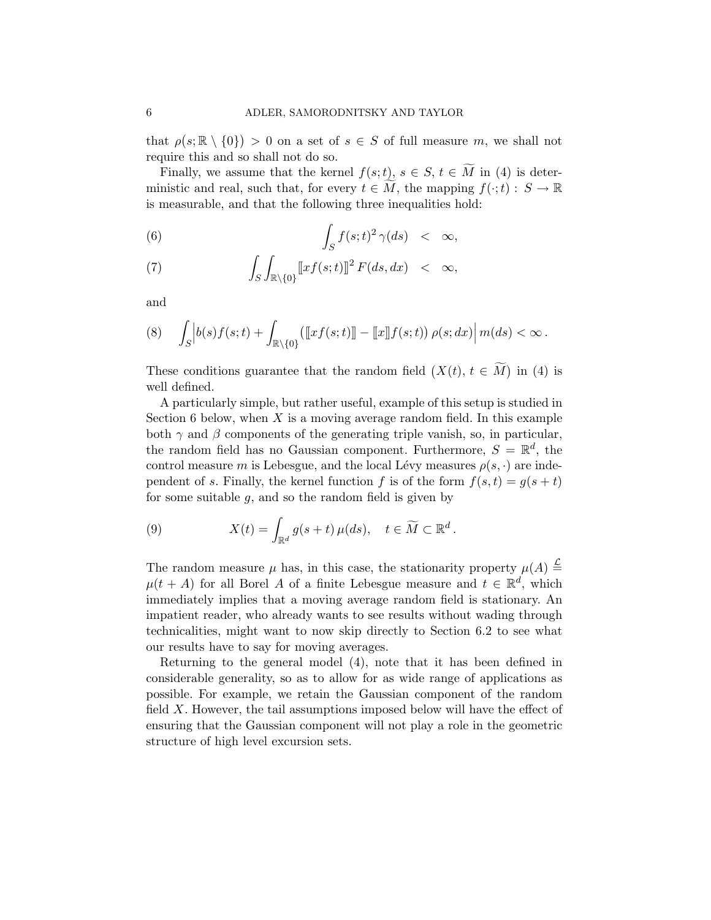that $\rho(s;\mathbb{R}\setminus\{0\}) > 0$ on a set of $s \in S$ of full measure $m$, we shall not require this and so shall not do so.

Finally, we assume that the kernel $f(s;t)$, $s \in S$, $t \in \widetilde{M}$ in (4) is deterministic and real, such that, for every $t \in \widetilde{M}$, the mapping $f(\cdot;t) : S \to \mathbb{R}$ is measurable, and that the following three inequalities hold:

$$\int_S f(s;t)^2\,\gamma(ds) \quad < \quad \infty, \tag{6}$$

$$\int_S \int_{\mathbb{R}\setminus\{0\}} [\![ x f(s;t) ]\!]^2\, F(ds,dx) \quad < \quad \infty, \tag{7}$$

and

$$\int_S \Big| b(s) f(s;t) + \int_{\mathbb{R}\setminus\{0\}} \big( [\![ x f(s;t) ]\!] - [\![ x ]\!] f(s;t) \big)\, \rho(s;dx) \Big|\, m(ds) < \infty\,. \tag{8}$$

These conditions guarantee that the random field $(X(t),\, t \in \widetilde{M})$ in (4) is well defined.

A particularly simple, but rather useful, example of this setup is studied in Section 6 below, when $X$ is a moving average random field. In this example both $\gamma$ and $\beta$ components of the generating triple vanish, so, in particular, the random field has no Gaussian component. Furthermore, $S = \mathbb{R}^d$, the control measure $m$ is Lebesgue, and the local Lévy measures $\rho(s,\cdot)$ are independent of $s$. Finally, the kernel function $f$ is of the form $f(s,t) = g(s+t)$ for some suitable $g$, and so the random field is given by

$$X(t) = \int_{\mathbb{R}^d} g(s+t)\, \mu(ds), \quad t \in \widetilde{M} \subset \mathbb{R}^d\,. \tag{9}$$

The random measure $\mu$ has, in this case, the stationarity property $\mu(A) \stackrel{\mathcal{L}}{=} \mu(t+A)$ for all Borel $A$ of a finite Lebesgue measure and $t \in \mathbb{R}^d$, which immediately implies that a moving average random field is stationary. An impatient reader, who already wants to see results without wading through technicalities, might want to now skip directly to Section 6.2 to see what our results have to say for moving averages.

Returning to the general model (4), note that it has been defined in considerable generality, so as to allow for as wide range of applications as possible. For example, we retain the Gaussian component of the random field $X$. However, the tail assumptions imposed below will have the effect of ensuring that the Gaussian component will not play a role in the geometric structure of high level excursion sets.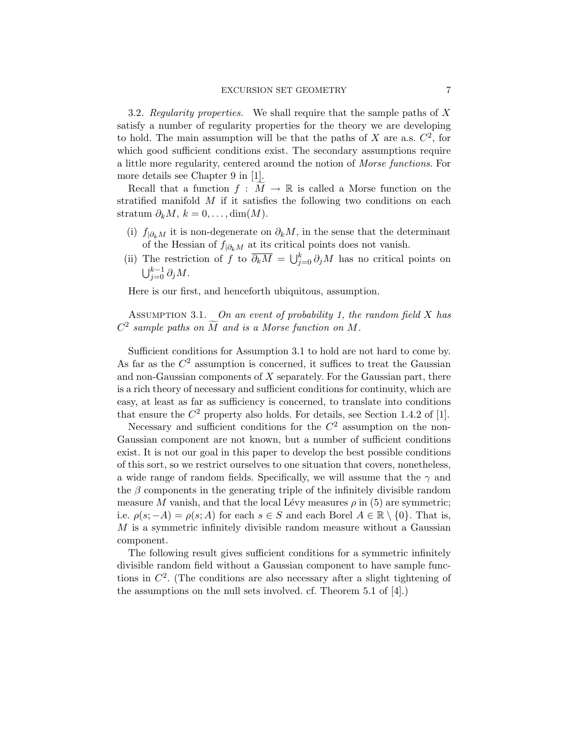3.2. *Regularity properties.* We shall require that the sample paths of $X$ satisfy a number of regularity properties for the theory we are developing to hold. The main assumption will be that the paths of $X$ are a.s. $C^2$, for which good sufficient conditions exist. The secondary assumptions require a little more regularity, centered around the notion of *Morse functions.* For more details see Chapter 9 in [1].

Recall that a function $f : \widetilde{M} \to \mathbb{R}$ is called a Morse function on the stratified manifold $M$ if it satisfies the following two conditions on each stratum $\partial_k M$, $k = 0, \ldots, \dim(M)$.

(i) $f_{|\partial_k M}$ it is non-degenerate on $\partial_k M$, in the sense that the determinant of the Hessian of $f_{|\partial_k M}$ at its critical points does not vanish.

(ii) The restriction of $f$ to $\overline{\partial_k M} = \bigcup_{j=0}^{k} \partial_j M$ has no critical points on $\bigcup_{j=0}^{k-1} \partial_j M$.

Here is our first, and henceforth ubiquitous, assumption.

Assumption 3.1. *On an event of probability 1, the random field $X$ has $C^2$ sample paths on $\widetilde{M}$ and is a Morse function on $M$.*

Sufficient conditions for Assumption 3.1 to hold are not hard to come by. As far as the $C^2$ assumption is concerned, it suffices to treat the Gaussian and non-Gaussian components of $X$ separately. For the Gaussian part, there is a rich theory of necessary and sufficient conditions for continuity, which are easy, at least as far as sufficiency is concerned, to translate into conditions that ensure the $C^2$ property also holds. For details, see Section 1.4.2 of [1].

Necessary and sufficient conditions for the $C^2$ assumption on the non-Gaussian component are not known, but a number of sufficient conditions exist. It is not our goal in this paper to develop the best possible conditions of this sort, so we restrict ourselves to one situation that covers, nonetheless, a wide range of random fields. Specifically, we will assume that the $\gamma$ and the $\beta$ components in the generating triple of the infinitely divisible random measure $M$ vanish, and that the local Lévy measures $\rho$ in (5) are symmetric; i.e. $\rho(s; -A) = \rho(s; A)$ for each $s \in S$ and each Borel $A \in \mathbb{R} \setminus \{0\}$. That is, $M$ is a symmetric infinitely divisible random measure without a Gaussian component.

The following result gives sufficient conditions for a symmetric infinitely divisible random field without a Gaussian component to have sample functions in $C^2$. (The conditions are also necessary after a slight tightening of the assumptions on the null sets involved. cf. Theorem 5.1 of [4].)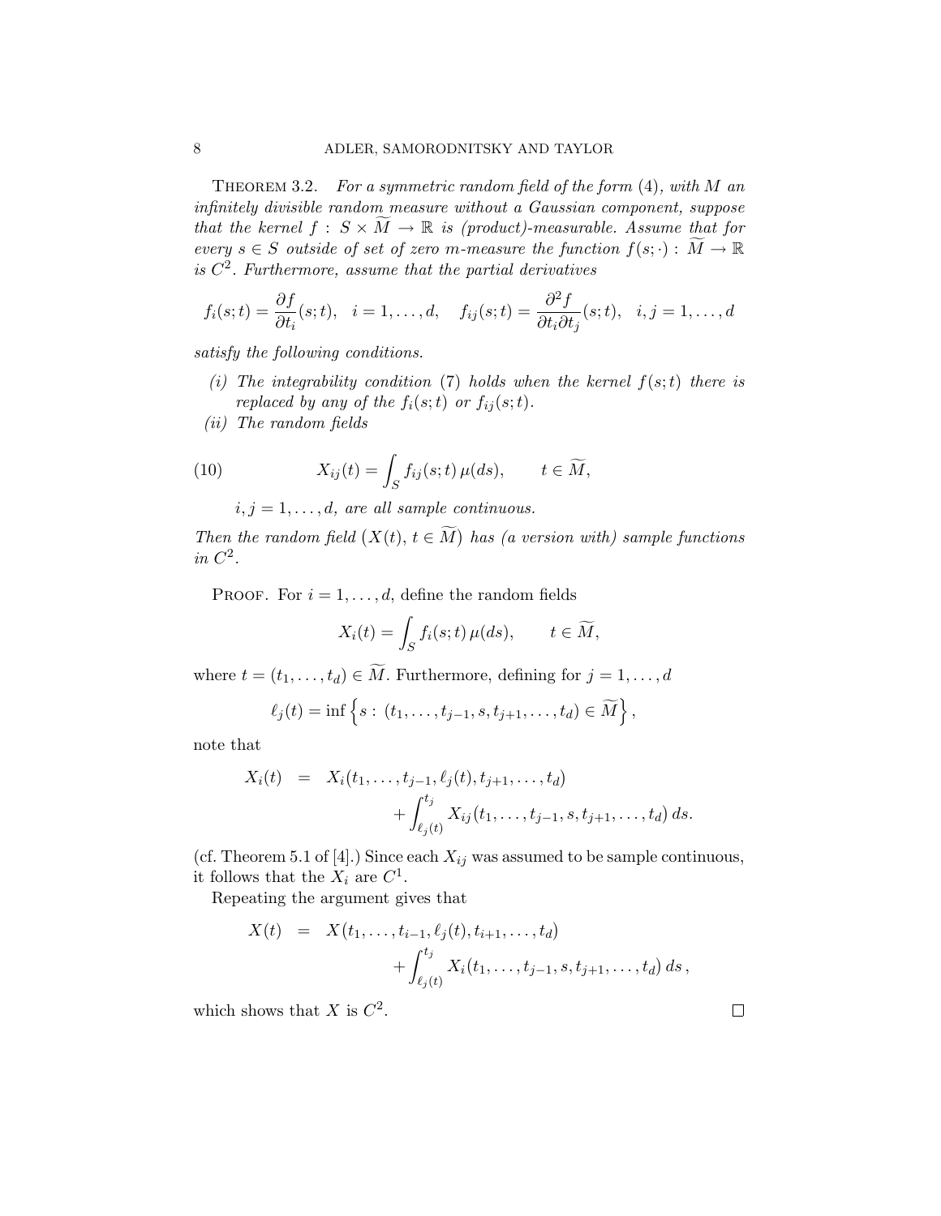THEOREM 3.2. *For a symmetric random field of the form* (4), *with $M$ an infinitely divisible random measure without a Gaussian component, suppose that the kernel $f : S \times \widetilde{M} \to \mathbb{R}$ is (product)-measurable. Assume that for every $s \in S$ outside of set of zero $m$-measure the function $f(s;\cdot) : \widetilde{M} \to \mathbb{R}$ is $C^2$. Furthermore, assume that the partial derivatives*

$$f_i(s;t) = \frac{\partial f}{\partial t_i}(s;t), \quad i = 1, \ldots, d, \quad f_{ij}(s;t) = \frac{\partial^2 f}{\partial t_i \partial t_j}(s;t), \quad i,j = 1, \ldots, d$$

*satisfy the following conditions.*

- *(i) The integrability condition* (7) *holds when the kernel $f(s;t)$ there is replaced by any of the $f_i(s;t)$ or $f_{ij}(s;t)$.*
- *(ii) The random fields*

$$X_{ij}(t) = \int_S f_{ij}(s;t)\, \mu(ds), \qquad t \in \widetilde{M}, \tag{10}$$

  *$i, j = 1, \ldots, d$, are all sample continuous.*

*Then the random field $\big(X(t),\, t \in \widetilde{M}\big)$ has (a version with) sample functions in $C^2$.*

PROOF. For $i = 1, \ldots, d$, define the random fields

$$X_i(t) = \int_S f_i(s;t)\, \mu(ds), \qquad t \in \widetilde{M},$$

where $t = (t_1, \ldots, t_d) \in \widetilde{M}$. Furthermore, defining for $j = 1, \ldots, d$

$$\ell_j(t) = \inf\left\{ s : (t_1, \ldots, t_{j-1}, s, t_{j+1}, \ldots, t_d) \in \widetilde{M} \right\},$$

note that

$$\begin{aligned} X_i(t) &= X_i(t_1, \ldots, t_{j-1}, \ell_j(t), t_{j+1}, \ldots, t_d) \\ &\qquad + \int_{\ell_j(t)}^{t_j} X_{ij}(t_1, \ldots, t_{j-1}, s, t_{j+1}, \ldots, t_d)\, ds. \end{aligned}$$

(cf. Theorem 5.1 of [4].) Since each $X_{ij}$ was assumed to be sample continuous, it follows that the $X_i$ are $C^1$.

Repeating the argument gives that

$$\begin{aligned} X(t) &= X(t_1, \ldots, t_{i-1}, \ell_j(t), t_{i+1}, \ldots, t_d) \\ &\qquad + \int_{\ell_j(t)}^{t_j} X_i(t_1, \ldots, t_{j-1}, s, t_{j+1}, \ldots, t_d)\, ds\,, \end{aligned}$$

which shows that $X$ is $C^2$. □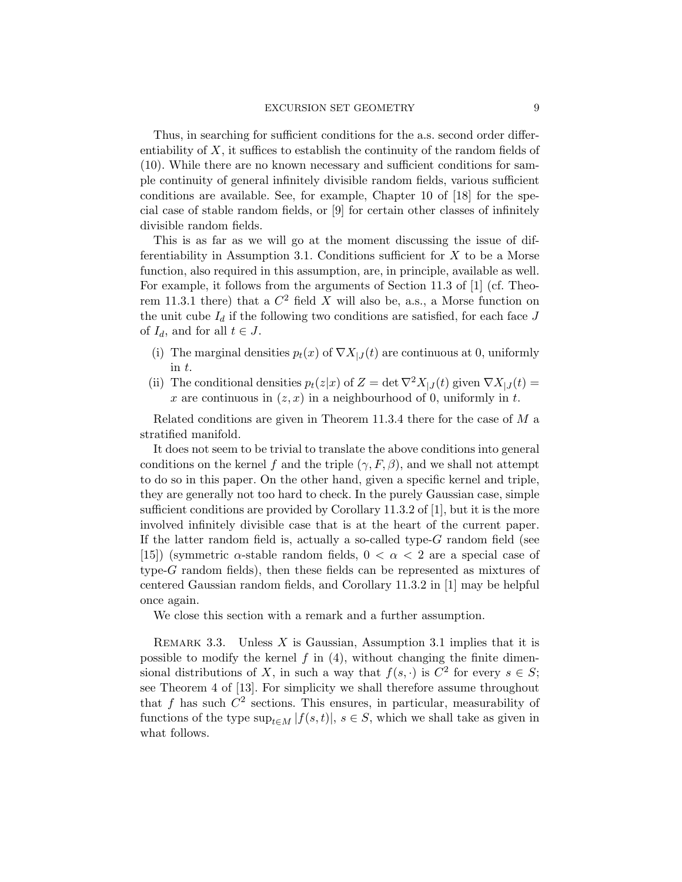Thus, in searching for sufficient conditions for the a.s. second order differentiability of $X$, it suffices to establish the continuity of the random fields of (10). While there are no known necessary and sufficient conditions for sample continuity of general infinitely divisible random fields, various sufficient conditions are available. See, for example, Chapter 10 of [18] for the special case of stable random fields, or [9] for certain other classes of infinitely divisible random fields.

This is as far as we will go at the moment discussing the issue of differentiability in Assumption 3.1. Conditions sufficient for $X$ to be a Morse function, also required in this assumption, are, in principle, available as well. For example, it follows from the arguments of Section 11.3 of [1] (cf. Theorem 11.3.1 there) that a $C^2$ field $X$ will also be, a.s., a Morse function on the unit cube $I_d$ if the following two conditions are satisfied, for each face $J$ of $I_d$, and for all $t \in J$.

- (i) The marginal densities $p_t(x)$ of $\nabla X_{|J}(t)$ are continuous at 0, uniformly in $t$.
- (ii) The conditional densities $p_t(z|x)$ of $Z = \det \nabla^2 X_{|J}(t)$ given $\nabla X_{|J}(t) = x$ are continuous in $(z, x)$ in a neighbourhood of 0, uniformly in $t$.

Related conditions are given in Theorem 11.3.4 there for the case of $M$ a stratified manifold.

It does not seem to be trivial to translate the above conditions into general conditions on the kernel $f$ and the triple $(\gamma, F, \beta)$, and we shall not attempt to do so in this paper. On the other hand, given a specific kernel and triple, they are generally not too hard to check. In the purely Gaussian case, simple sufficient conditions are provided by Corollary 11.3.2 of [1], but it is the more involved infinitely divisible case that is at the heart of the current paper. If the latter random field is, actually a so-called type-$G$ random field (see [15]) (symmetric $\alpha$-stable random fields, $0 < \alpha < 2$ are a special case of type-$G$ random fields), then these fields can be represented as mixtures of centered Gaussian random fields, and Corollary 11.3.2 in [1] may be helpful once again.

We close this section with a remark and a further assumption.

Remark 3.3. Unless $X$ is Gaussian, Assumption 3.1 implies that it is possible to modify the kernel $f$ in (4), without changing the finite dimensional distributions of $X$, in such a way that $f(s, \cdot)$ is $C^2$ for every $s \in S$; see Theorem 4 of [13]. For simplicity we shall therefore assume throughout that $f$ has such $C^2$ sections. This ensures, in particular, measurability of functions of the type $\sup_{t \in M} |f(s,t)|$, $s \in S$, which we shall take as given in what follows.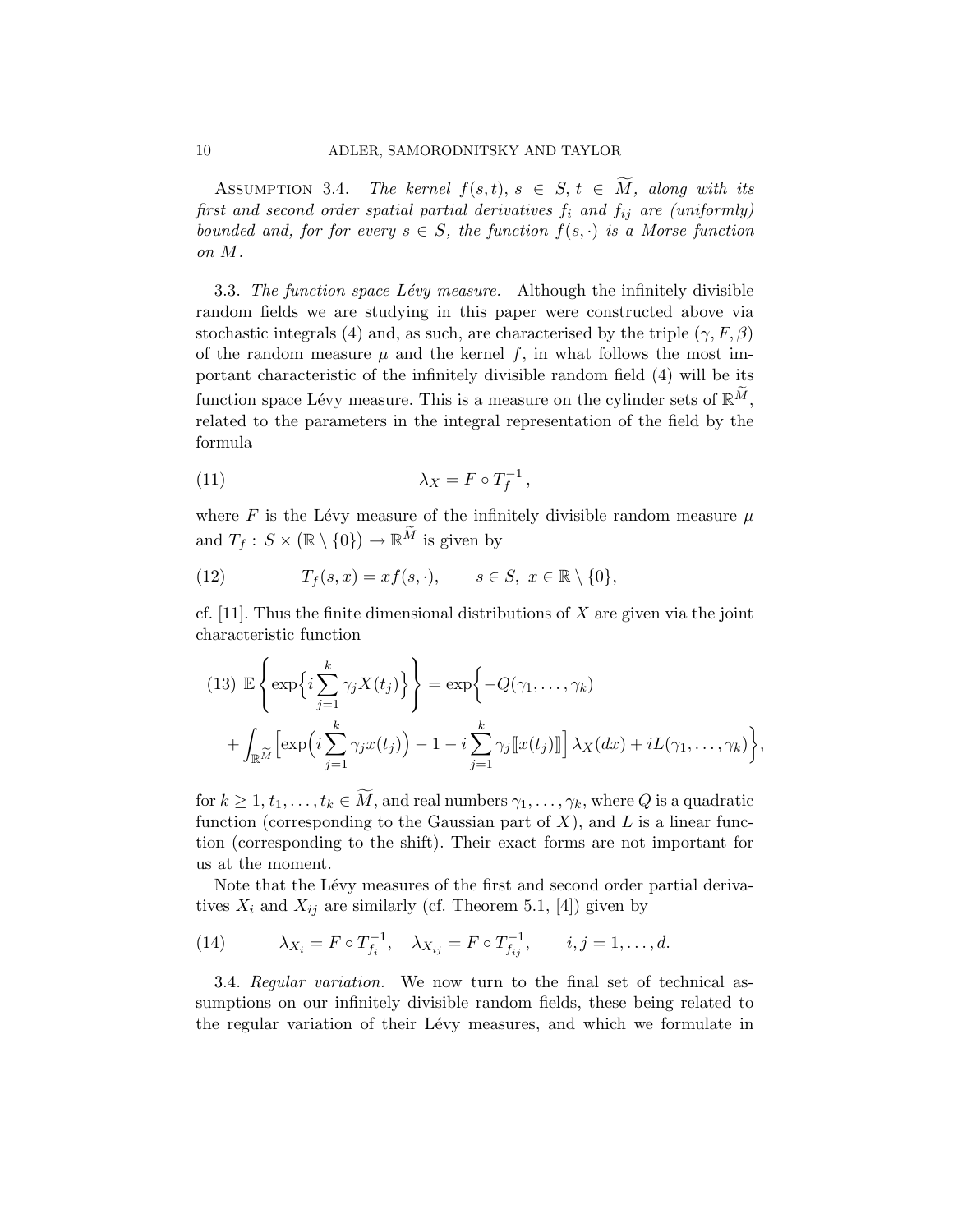**Assumption 3.4.** *The kernel $f(s,t)$, $s \in S$, $t \in \widetilde{M}$, along with its first and second order spatial partial derivatives $f_i$ and $f_{ij}$ are (uniformly) bounded and, for for every $s \in S$, the function $f(s,\cdot)$ is a Morse function on $M$.*

3.3. *The function space Lévy measure.* Although the infinitely divisible random fields we are studying in this paper were constructed above via stochastic integrals (4) and, as such, are characterised by the triple $(\gamma, F, \beta)$ of the random measure $\mu$ and the kernel $f$, in what follows the most important characteristic of the infinitely divisible random field (4) will be its function space Lévy measure. This is a measure on the cylinder sets of $\mathbb{R}^{\widetilde{M}}$, related to the parameters in the integral representation of the field by the formula

$$\lambda_X = F \circ T_f^{-1}\,, \tag{11}$$

where $F$ is the Lévy measure of the infinitely divisible random measure $\mu$ and $T_f : S \times (\mathbb{R} \setminus \{0\}) \to \mathbb{R}^{\widetilde{M}}$ is given by

$$T_f(s,x) = xf(s,\cdot), \qquad s \in S,\ x \in \mathbb{R} \setminus \{0\}, \tag{12}$$

cf. [11]. Thus the finite dimensional distributions of $X$ are given via the joint characteristic function

$$\begin{aligned} \mathbb{E}\left\{ \exp\Big\{ i \sum_{j=1}^k \gamma_j X(t_j) \Big\} \right\} &= \exp\Big\{ -Q(\gamma_1,\ldots,\gamma_k) \\ &+ \int_{\mathbb{R}^{\widetilde{M}}} \Big[ \exp\Big( i \sum_{j=1}^k \gamma_j x(t_j) \Big) - 1 - i \sum_{j=1}^k \gamma_j [\![ x(t_j) ]\!] \Big] \, \lambda_X(dx) + iL(\gamma_1,\ldots,\gamma_k) \Big\}, \end{aligned} \tag{13}$$

for $k \geq 1$, $t_1,\ldots,t_k \in \widetilde{M}$, and real numbers $\gamma_1,\ldots,\gamma_k$, where $Q$ is a quadratic function (corresponding to the Gaussian part of $X$), and $L$ is a linear function (corresponding to the shift). Their exact forms are not important for us at the moment.

Note that the Lévy measures of the first and second order partial derivatives $X_i$ and $X_{ij}$ are similarly (cf. Theorem 5.1, [4]) given by

$$\lambda_{X_i} = F \circ T_{f_i}^{-1}, \quad \lambda_{X_{ij}} = F \circ T_{f_{ij}}^{-1}, \qquad i,j = 1,\ldots,d. \tag{14}$$

3.4. *Regular variation.* We now turn to the final set of technical assumptions on our infinitely divisible random fields, these being related to the regular variation of their Lévy measures, and which we formulate in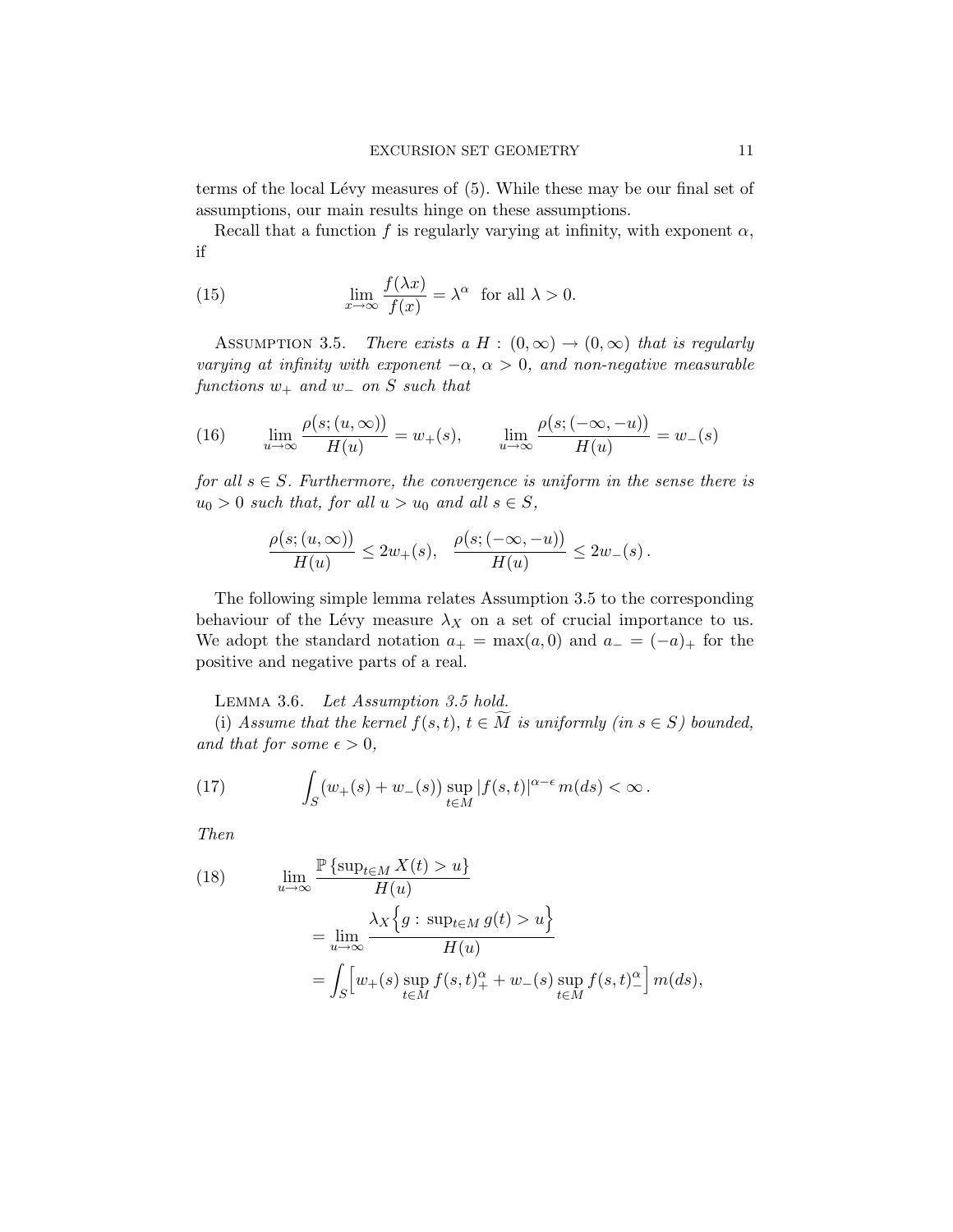terms of the local Lévy measures of (5). While these may be our final set of assumptions, our main results hinge on these assumptions.

Recall that a function $f$ is regularly varying at infinity, with exponent $\alpha$, if

$$\lim_{x\to\infty} \frac{f(\lambda x)}{f(x)} = \lambda^\alpha \quad \text{for all } \lambda > 0. \tag{15}$$

ASSUMPTION 3.5. *There exists a $H : (0,\infty) \to (0,\infty)$ that is regularly varying at infinity with exponent $-\alpha$, $\alpha > 0$, and non-negative measurable functions $w_+$ and $w_-$ on $S$ such that*

$$\lim_{u\to\infty} \frac{\rho\big(s;(u,\infty)\big)}{H(u)} = w_+(s), \qquad \lim_{u\to\infty} \frac{\rho\big(s;(-\infty,-u)\big)}{H(u)} = w_-(s) \tag{16}$$

*for all $s \in S$. Furthermore, the convergence is uniform in the sense there is $u_0 > 0$ such that, for all $u > u_0$ and all $s \in S$,*

$$\frac{\rho\big(s;(u,\infty)\big)}{H(u)} \le 2w_+(s), \quad \frac{\rho\big(s;(-\infty,-u)\big)}{H(u)} \le 2w_-(s)\,.$$

The following simple lemma relates Assumption 3.5 to the corresponding behaviour of the Lévy measure $\lambda_X$ on a set of crucial importance to us. We adopt the standard notation $a_+ = \max(a,0)$ and $a_- = (-a)_+$ for the positive and negative parts of a real.

LEMMA 3.6. *Let Assumption 3.5 hold.*

(i) *Assume that the kernel $f(s,t)$, $t \in \widetilde{M}$ is uniformly (in $s \in S$) bounded, and that for some $\epsilon > 0$,*

$$\int_S \big(w_+(s) + w_-(s)\big) \sup_{t\in M} |f(s,t)|^{\alpha-\epsilon}\, m(ds) < \infty\,. \tag{17}$$

*Then*

$$\begin{aligned}
&\lim_{u\to\infty} \frac{\mathbb{P}\left\{\sup_{t\in M} X(t) > u\right\}}{H(u)} \\
&\quad = \lim_{u\to\infty} \frac{\lambda_X\Big\{g : \sup_{t\in M} g(t) > u\Big\}}{H(u)} \\
&\quad = \int_S \Big[w_+(s) \sup_{t\in M} f(s,t)_+^\alpha + w_-(s) \sup_{t\in M} f(s,t)_-^\alpha\Big]\, m(ds),
\end{aligned} \tag{18}$$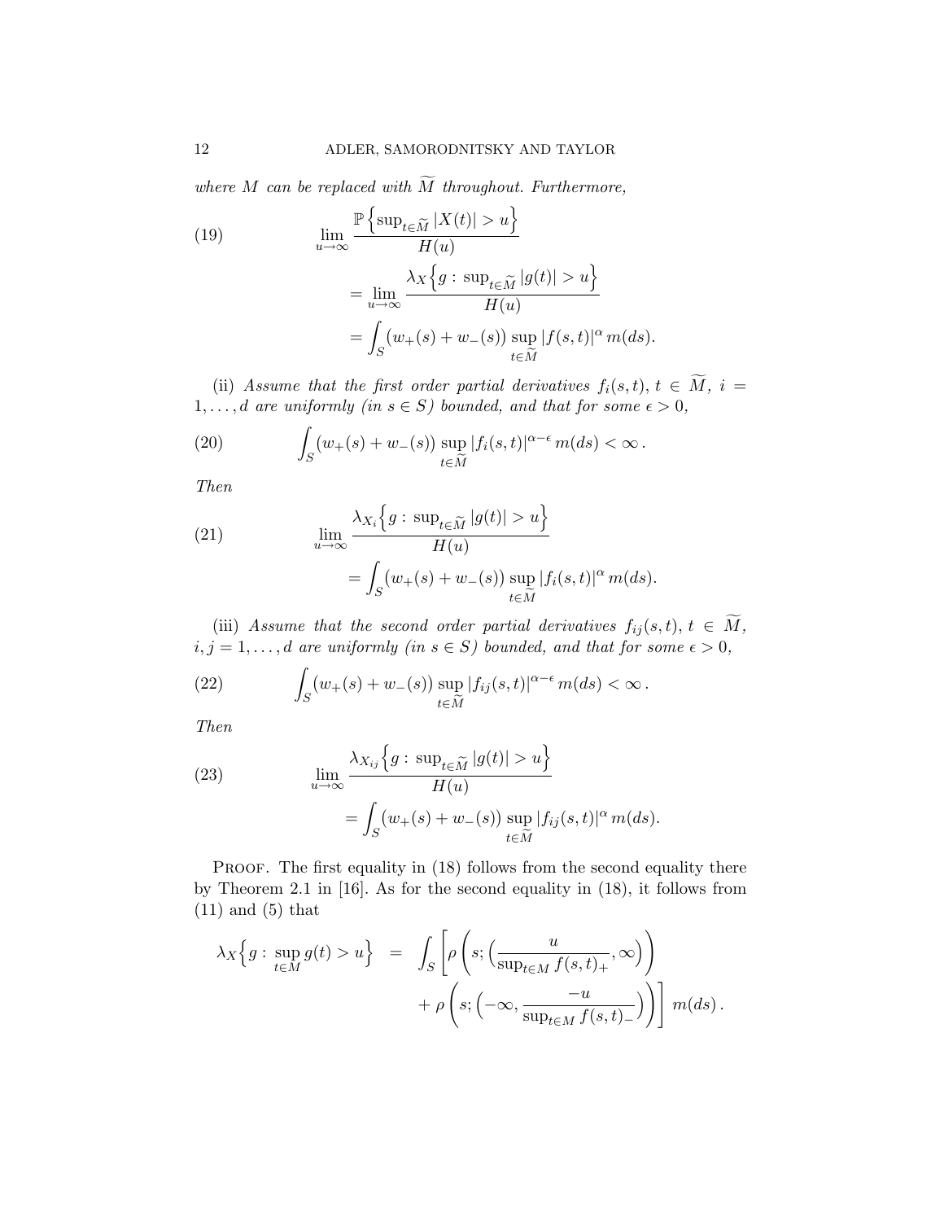*where $M$ can be replaced with $\widetilde{M}$ throughout. Furthermore,*

$$
\begin{aligned}
(19) \qquad \lim_{u\to\infty} \frac{\mathbb{P}\left\{\sup_{t\in\widetilde{M}} |X(t)| > u\right\}}{H(u)} \\
&= \lim_{u\to\infty} \frac{\lambda_X\left\{g :\, \sup_{t\in\widetilde{M}} |g(t)| > u\right\}}{H(u)} \\
&= \int_S \big(w_+(s) + w_-(s)\big) \sup_{t\in\widetilde{M}} |f(s,t)|^\alpha \, m(ds).
\end{aligned}
$$

(ii) *Assume that the first order partial derivatives $f_i(s,t)$, $t \in \widetilde{M}$, $i = 1,\dots,d$ are uniformly (in $s \in S$) bounded, and that for some $\epsilon > 0$,*

$$
(20) \qquad \int_S \big(w_+(s) + w_-(s)\big) \sup_{t\in\widetilde{M}} |f_i(s,t)|^{\alpha-\epsilon} \, m(ds) < \infty\,.
$$

*Then*

$$
\begin{aligned}
(21) \qquad \lim_{u\to\infty} \frac{\lambda_{X_i}\left\{g :\, \sup_{t\in\widetilde{M}} |g(t)| > u\right\}}{H(u)} \\
&= \int_S \big(w_+(s) + w_-(s)\big) \sup_{t\in\widetilde{M}} |f_i(s,t)|^\alpha \, m(ds).
\end{aligned}
$$

(iii) *Assume that the second order partial derivatives $f_{ij}(s,t)$, $t \in \widetilde{M}$, $i,j = 1,\dots,d$ are uniformly (in $s \in S$) bounded, and that for some $\epsilon > 0$,*

$$
(22) \qquad \int_S \big(w_+(s) + w_-(s)\big) \sup_{t\in\widetilde{M}} |f_{ij}(s,t)|^{\alpha-\epsilon} \, m(ds) < \infty\,.
$$

*Then*

$$
\begin{aligned}
(23) \qquad \lim_{u\to\infty} \frac{\lambda_{X_{ij}}\left\{g :\, \sup_{t\in\widetilde{M}} |g(t)| > u\right\}}{H(u)} \\
&= \int_S \big(w_+(s) + w_-(s)\big) \sup_{t\in\widetilde{M}} |f_{ij}(s,t)|^\alpha \, m(ds).
\end{aligned}
$$

Proof. The first equality in (18) follows from the second equality there by Theorem 2.1 in [16]. As for the second equality in (18), it follows from (11) and (5) that

$$
\begin{aligned}
\lambda_X\Big\{g :\, \sup_{t\in M} g(t) > u\Big\} &= \int_S \left[\rho\left(s; \Big(\frac{u}{\sup_{t\in M} f(s,t)_+}, \infty\Big)\right)\right. \\
&\qquad \left. + \rho\left(s; \Big(-\infty, \frac{-u}{\sup_{t\in M} f(s,t)_-}\Big)\right)\right] m(ds)\,.
\end{aligned}
$$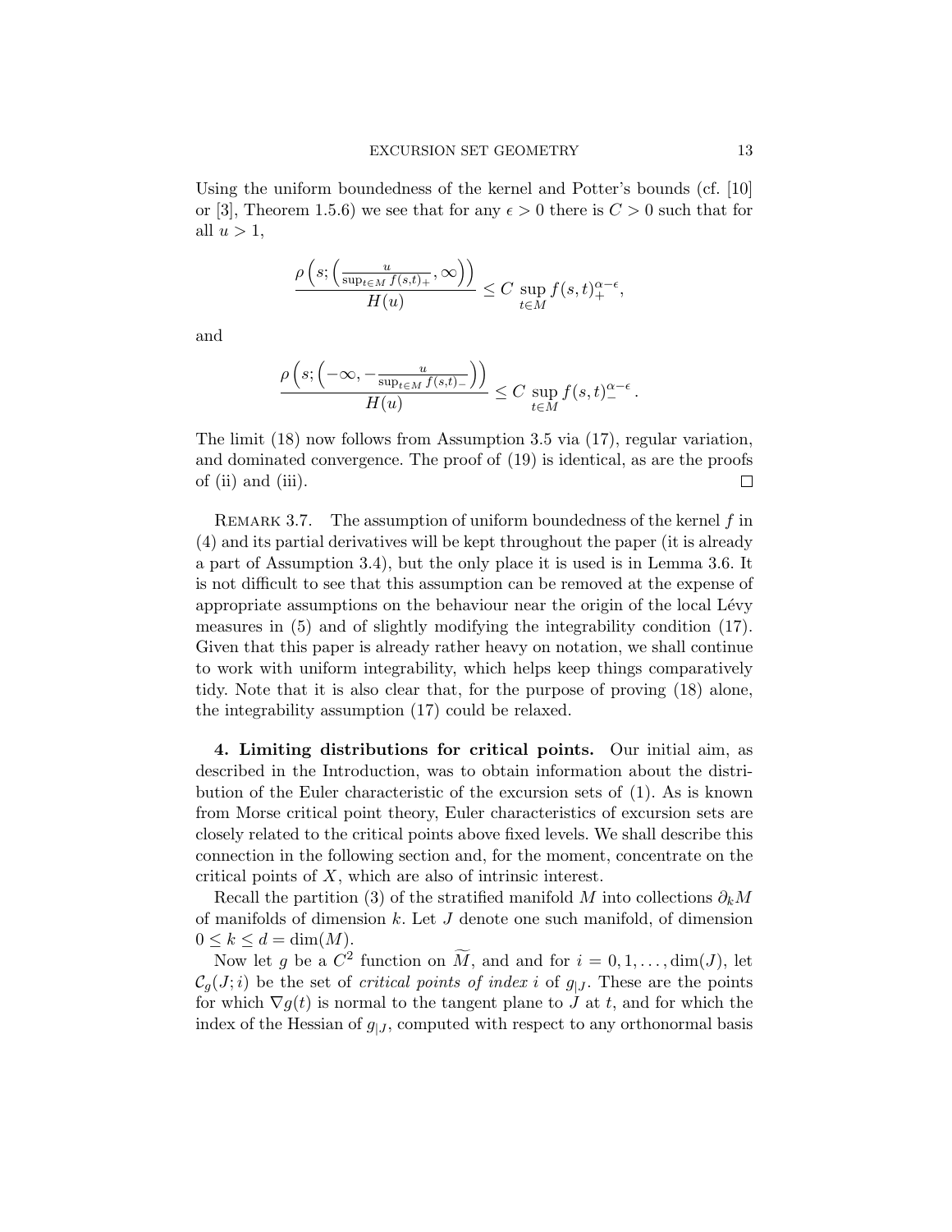Using the uniform boundedness of the kernel and Potter's bounds (cf. [10] or [3], Theorem 1.5.6) we see that for any $\epsilon > 0$ there is $C > 0$ such that for all $u > 1$,

$$\frac{\rho\left(s; \left(\frac{u}{\sup_{t \in M} f(s,t)_+}, \infty\right)\right)}{H(u)} \leq C \sup_{t \in M} f(s,t)_+^{\alpha - \epsilon},$$

and

$$\frac{\rho\left(s; \left(-\infty, -\frac{u}{\sup_{t \in M} f(s,t)_-}\right)\right)}{H(u)} \leq C \sup_{t \in M} f(s,t)_-^{\alpha - \epsilon}.$$

The limit (18) now follows from Assumption 3.5 via (17), regular variation, and dominated convergence. The proof of (19) is identical, as are the proofs of (ii) and (iii). $\square$

REMARK 3.7. The assumption of uniform boundedness of the kernel $f$ in (4) and its partial derivatives will be kept throughout the paper (it is already a part of Assumption 3.4), but the only place it is used is in Lemma 3.6. It is not difficult to see that this assumption can be removed at the expense of appropriate assumptions on the behaviour near the origin of the local Lévy measures in (5) and of slightly modifying the integrability condition (17). Given that this paper is already rather heavy on notation, we shall continue to work with uniform integrability, which helps keep things comparatively tidy. Note that it is also clear that, for the purpose of proving (18) alone, the integrability assumption (17) could be relaxed.

## 4. Limiting distributions for critical points.

Our initial aim, as described in the Introduction, was to obtain information about the distribution of the Euler characteristic of the excursion sets of (1). As is known from Morse critical point theory, Euler characteristics of excursion sets are closely related to the critical points above fixed levels. We shall describe this connection in the following section and, for the moment, concentrate on the critical points of $X$, which are also of intrinsic interest.

Recall the partition (3) of the stratified manifold $M$ into collections $\partial_k M$ of manifolds of dimension $k$. Let $J$ denote one such manifold, of dimension $0 \leq k \leq d = \dim(M)$.

Now let $g$ be a $C^2$ function on $\widetilde{M}$, and and for $i = 0, 1, \ldots, \dim(J)$, let $\mathcal{C}_g(J; i)$ be the set of *critical points of index* $i$ of $g_{|J}$. These are the points for which $\nabla g(t)$ is normal to the tangent plane to $J$ at $t$, and for which the index of the Hessian of $g_{|J}$, computed with respect to any orthonormal basis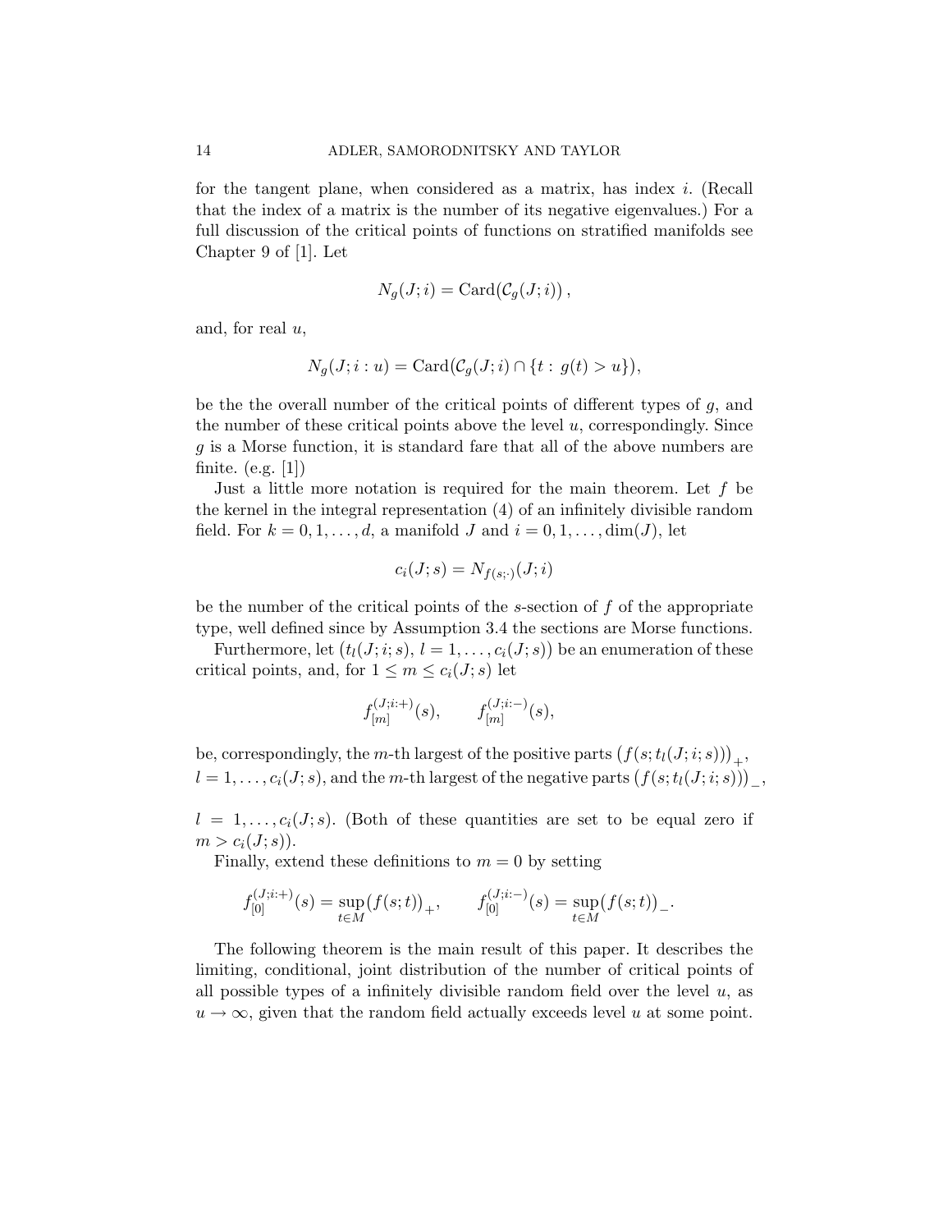for the tangent plane, when considered as a matrix, has index $i$. (Recall that the index of a matrix is the number of its negative eigenvalues.) For a full discussion of the critical points of functions on stratified manifolds see Chapter 9 of [1]. Let

$$N_g(J;i) = \mathrm{Card}\big(\mathcal{C}_g(J;i)\big)\,,$$

and, for real $u$,

$$N_g(J;i:u) = \mathrm{Card}\big(\mathcal{C}_g(J;i) \cap \{t:\, g(t) > u\}\big),$$

be the the overall number of the critical points of different types of $g$, and the number of these critical points above the level $u$, correspondingly. Since $g$ is a Morse function, it is standard fare that all of the above numbers are finite. (e.g. [1])

Just a little more notation is required for the main theorem. Let $f$ be the kernel in the integral representation (4) of an infinitely divisible random field. For $k = 0, 1, \ldots, d$, a manifold $J$ and $i = 0, 1, \ldots, \dim(J)$, let

$$c_i(J;s) = N_{f(s;\cdot)}(J;i)$$

be the number of the critical points of the $s$-section of $f$ of the appropriate type, well defined since by Assumption 3.4 the sections are Morse functions.

Furthermore, let $\big(t_l(J;i;s),\, l = 1, \ldots, c_i(J;s)\big)$ be an enumeration of these critical points, and, for $1 \leq m \leq c_i(J;s)$ let

$$f_{[m]}^{(J;i:+)}(s), \qquad f_{[m]}^{(J;i:-)}(s),$$

be, correspondingly, the $m$-th largest of the positive parts $\big(f(s;t_l(J;i;s))\big)_+$, $l = 1, \ldots, c_i(J;s)$, and the $m$-th largest of the negative parts $\big(f(s;t_l(J;i;s))\big)_-$, $l = 1, \ldots, c_i(J;s)$. (Both of these quantities are set to be equal zero if $m > c_i(J;s)$).

Finally, extend these definitions to $m = 0$ by setting

$$f_{[0]}^{(J;i:+)}(s) = \sup_{t \in M} \big(f(s;t)\big)_+, \qquad f_{[0]}^{(J;i:-)}(s) = \sup_{t \in M} \big(f(s;t)\big)_-.$$

The following theorem is the main result of this paper. It describes the limiting, conditional, joint distribution of the number of critical points of all possible types of a infinitely divisible random field over the level $u$, as $u \to \infty$, given that the random field actually exceeds level $u$ at some point.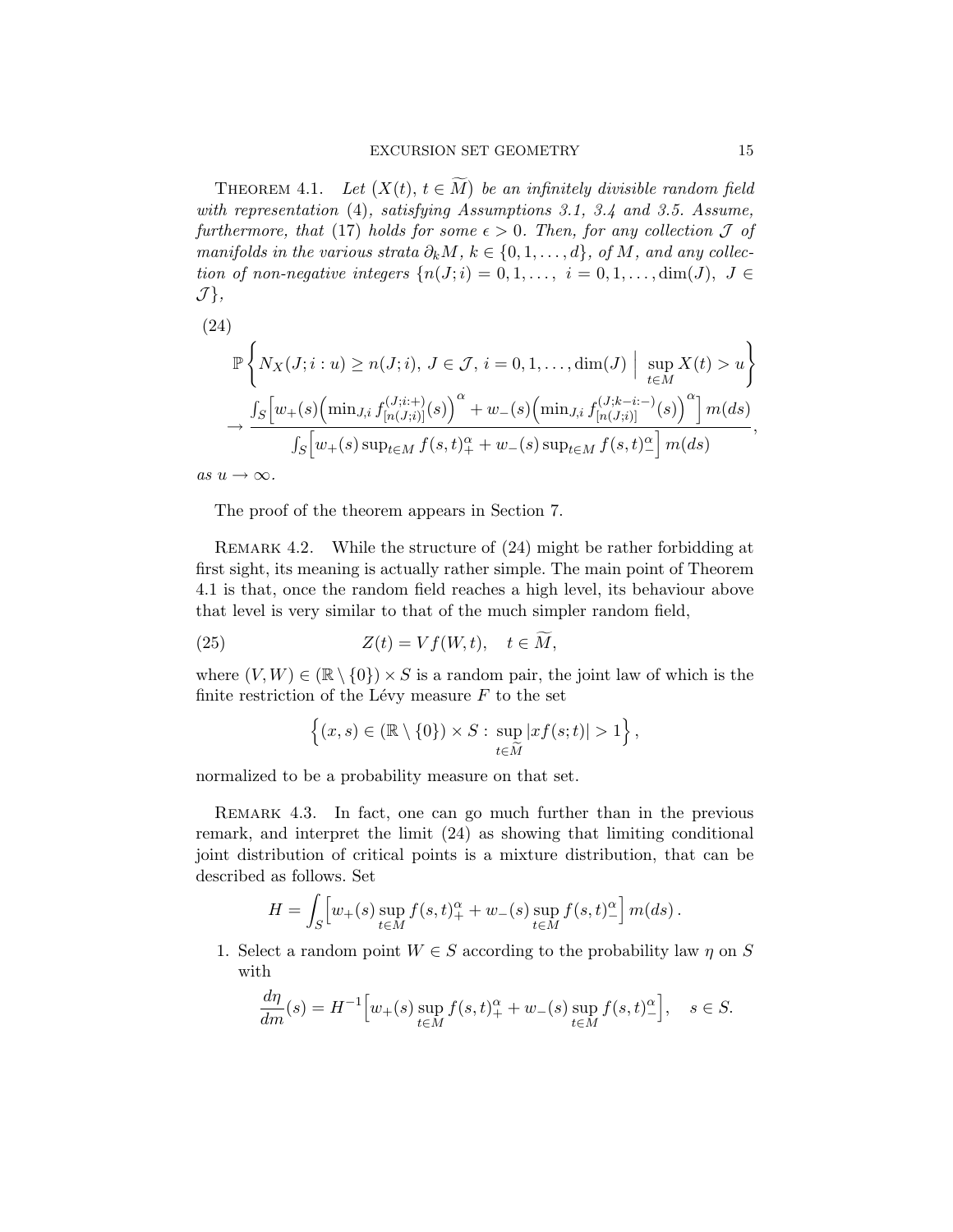**Theorem 4.1.** *Let $\big(X(t),\, t \in \widetilde{M}\big)$ be an infinitely divisible random field with representation (4), satisfying Assumptions 3.1, 3.4 and 3.5. Assume, furthermore, that (17) holds for some $\epsilon > 0$. Then, for any collection $\mathcal{J}$ of manifolds in the various strata $\partial_k M$, $k \in \{0, 1, \ldots, d\}$, of $M$, and any collection of non-negative integers $\{n(J;i) = 0, 1, \ldots,\ i = 0, 1, \ldots, \dim(J),\ J \in \mathcal{J}\}$,*

(24)

$$\mathbb{P}\left\{ N_X(J; i : u) \geq n(J;i),\ J \in \mathcal{J},\ i = 0, 1, \ldots, \dim(J) \;\Big|\; \sup_{t \in M} X(t) > u \right\}$$

$$\to \frac{\int_S \Big[ w_+(s) \Big( \min_{J,i} f^{(J;i:+)}_{[n(J;i)]}(s) \Big)^{\alpha} + w_-(s) \Big( \min_{J,i} f^{(J;k-i:-)}_{[n(J;i)]}(s) \Big)^{\alpha} \Big]\, m(ds)}{\int_S \Big[ w_+(s) \sup_{t \in M} f(s,t)_+^{\alpha} + w_-(s) \sup_{t \in M} f(s,t)_-^{\alpha} \Big]\, m(ds)},$$

*as $u \to \infty$.*

The proof of the theorem appears in Section 7.

**Remark 4.2.** While the structure of (24) might be rather forbidding at first sight, its meaning is actually rather simple. The main point of Theorem 4.1 is that, once the random field reaches a high level, its behaviour above that level is very similar to that of the much simpler random field,

$$Z(t) = V f(W, t), \quad t \in \widetilde{M}, \tag{25}$$

where $(V, W) \in (\mathbb{R} \setminus \{0\}) \times S$ is a random pair, the joint law of which is the finite restriction of the Lévy measure $F$ to the set

$$\left\{ (x, s) \in (\mathbb{R} \setminus \{0\}) \times S : \sup_{t \in \widetilde{M}} |x f(s;t)| > 1 \right\},$$

normalized to be a probability measure on that set.

**Remark 4.3.** In fact, one can go much further than in the previous remark, and interpret the limit (24) as showing that limiting conditional joint distribution of critical points is a mixture distribution, that can be described as follows. Set

$$H = \int_S \Big[ w_+(s) \sup_{t \in M} f(s,t)_+^{\alpha} + w_-(s) \sup_{t \in M} f(s,t)_-^{\alpha} \Big]\, m(ds).$$

1. Select a random point $W \in S$ according to the probability law $\eta$ on $S$ with

$$\frac{d\eta}{dm}(s) = H^{-1} \Big[ w_+(s) \sup_{t \in M} f(s,t)_+^{\alpha} + w_-(s) \sup_{t \in M} f(s,t)_-^{\alpha} \Big], \quad s \in S.$$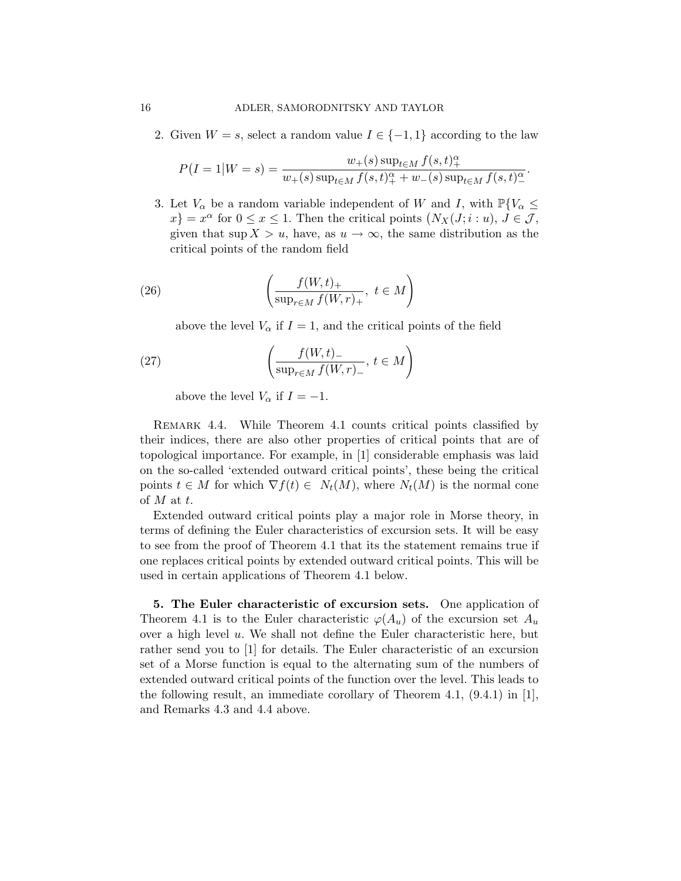2. Given $W = s$, select a random value $I \in \{-1, 1\}$ according to the law

$$P(I = 1 \big| W = s) = \frac{w_+(s) \sup_{t \in M} f(s,t)_+^\alpha}{w_+(s) \sup_{t \in M} f(s,t)_+^\alpha + w_-(s) \sup_{t \in M} f(s,t)_-^\alpha}.$$

3. Let $V_\alpha$ be a random variable independent of $W$ and $I$, with $\mathbb{P}\{V_\alpha \leq x\} = x^\alpha$ for $0 \leq x \leq 1$. Then the critical points $\big(N_X(J; i : u), J \in \mathcal{J}$, given that $\sup X > u$, have, as $u \to \infty$, the same distribution as the critical points of the random field

$$\left( \frac{f(W,t)_+}{\sup_{r \in M} f(W,r)_+},\ t \in M \right) \tag{26}$$

above the level $V_\alpha$ if $I = 1$, and the critical points of the field

$$\left( \frac{f(W,t)_-}{\sup_{r \in M} f(W,r)_-},\ t \in M \right) \tag{27}$$

above the level $V_\alpha$ if $I = -1$.

Remark 4.4. While Theorem 4.1 counts critical points classified by their indices, there are also other properties of critical points that are of topological importance. For example, in [1] considerable emphasis was laid on the so-called 'extended outward critical points', these being the critical points $t \in M$ for which $\nabla f(t) \in N_t(M)$, where $N_t(M)$ is the normal cone of $M$ at $t$.

Extended outward critical points play a major role in Morse theory, in terms of defining the Euler characteristics of excursion sets. It will be easy to see from the proof of Theorem 4.1 that its the statement remains true if one replaces critical points by extended outward critical points. This will be used in certain applications of Theorem 4.1 below.

**5. The Euler characteristic of excursion sets.** One application of Theorem 4.1 is to the Euler characteristic $\varphi(A_u)$ of the excursion set $A_u$ over a high level $u$. We shall not define the Euler characteristic here, but rather send you to [1] for details. The Euler characteristic of an excursion set of a Morse function is equal to the alternating sum of the numbers of extended outward critical points of the function over the level. This leads to the following result, an immediate corollary of Theorem 4.1, (9.4.1) in [1], and Remarks 4.3 and 4.4 above.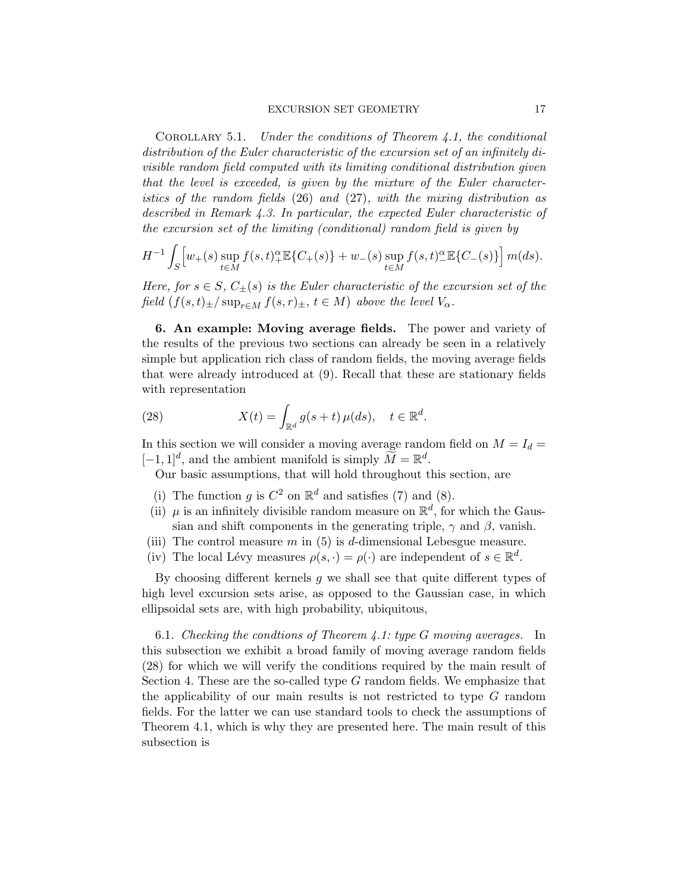Corollary 5.1. *Under the conditions of Theorem 4.1, the conditional distribution of the Euler characteristic of the excursion set of an infinitely divisible random field computed with its limiting conditional distribution given that the level is exceeded, is given by the mixture of the Euler characteristics of the random fields* (26) *and* (27), *with the mixing distribution as described in Remark 4.3. In particular, the expected Euler characteristic of the excursion set of the limiting (conditional) random field is given by*

$$H^{-1} \int_S \Big[ w_+(s) \sup_{t \in M} f(s,t)_+^\alpha \mathbb{E}\{C_+(s)\} + w_-(s) \sup_{t \in M} f(s,t)_-^\alpha \mathbb{E}\{C_-(s)\} \Big] \, m(ds).$$

*Here, for $s \in S$, $C_\pm(s)$ is the Euler characteristic of the excursion set of the field $\left(f(s,t)_\pm / \sup_{r \in M} f(s,r)_\pm,\ t \in M\right)$ above the level $V_\alpha$.*

## 6. An example: Moving average fields.

The power and variety of the results of the previous two sections can already be seen in a relatively simple but application rich class of random fields, the moving average fields that were already introduced at (9). Recall that these are stationary fields with representation

$$X(t) = \int_{\mathbb{R}^d} g(s+t) \, \mu(ds), \quad t \in \mathbb{R}^d. \tag{28}$$

In this section we will consider a moving average random field on $M = I_d = [-1,1]^d$, and the ambient manifold is simply $\widetilde{M} = \mathbb{R}^d$.

Our basic assumptions, that will hold throughout this section, are

(i) The function $g$ is $C^2$ on $\mathbb{R}^d$ and satisfies (7) and (8).
(ii) $\mu$ is an infinitely divisible random measure on $\mathbb{R}^d$, for which the Gaussian and shift components in the generating triple, $\gamma$ and $\beta$, vanish.
(iii) The control measure $m$ in (5) is $d$-dimensional Lebesgue measure.
(iv) The local Lévy measures $\rho(s,\cdot) = \rho(\cdot)$ are independent of $s \in \mathbb{R}^d$.

By choosing different kernels $g$ we shall see that quite different types of high level excursion sets arise, as opposed to the Gaussian case, in which ellipsoidal sets are, with high probability, ubiquitous,

### 6.1. *Checking the condtions of Theorem 4.1: type G moving averages.*

In this subsection we exhibit a broad family of moving average random fields (28) for which we will verify the conditions required by the main result of Section 4. These are the so-called type $G$ random fields. We emphasize that the applicability of our main results is not restricted to type $G$ random fields. For the latter we can use standard tools to check the assumptions of Theorem 4.1, which is why they are presented here. The main result of this subsection is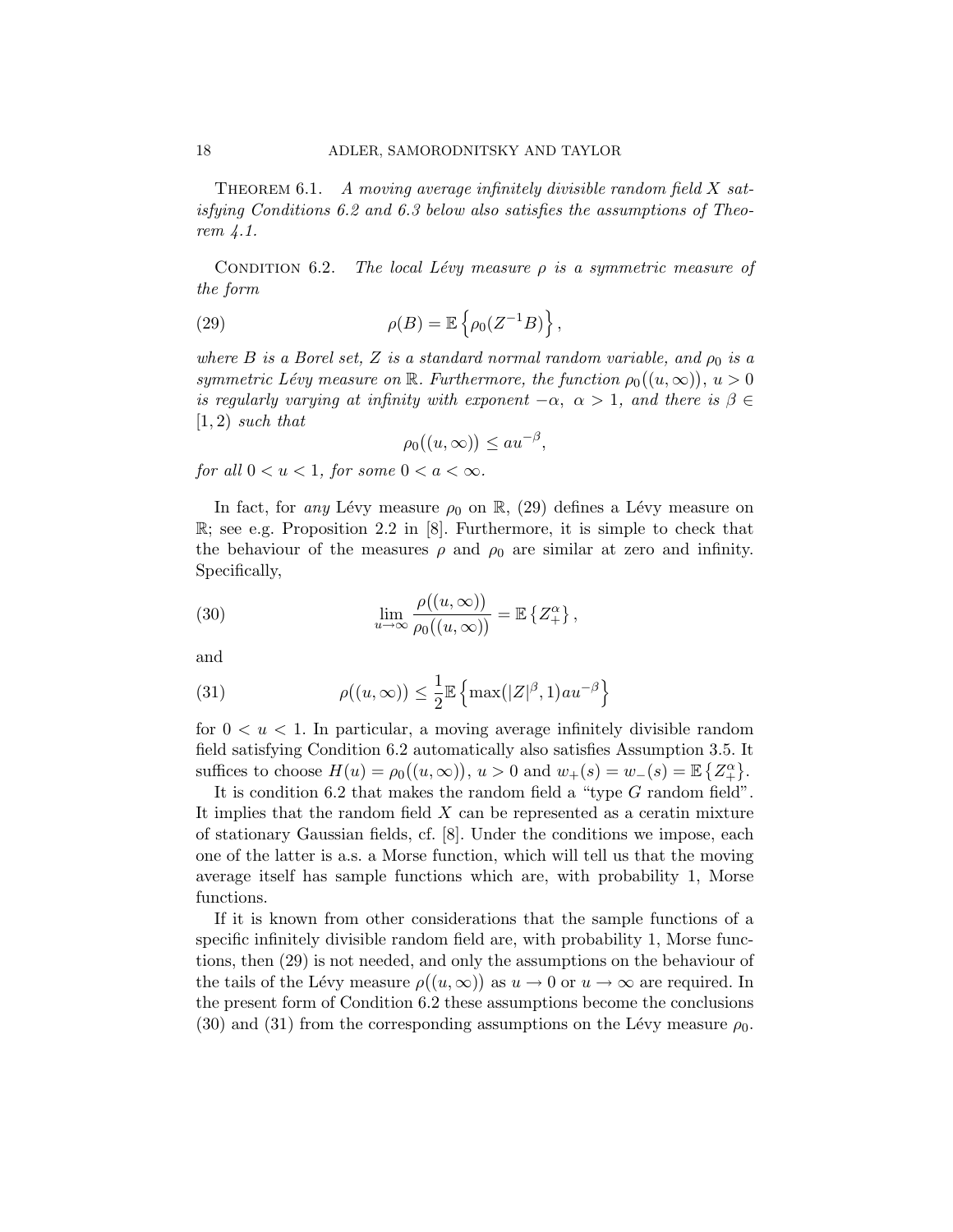Theorem 6.1. *A moving average infinitely divisible random field $X$ satisfying Conditions 6.2 and 6.3 below also satisfies the assumptions of Theorem 4.1.*

Condition 6.2. *The local Lévy measure $\rho$ is a symmetric measure of the form*

$$\rho(B) = \mathbb{E}\left\{\rho_0(Z^{-1}B)\right\}, \tag{29}$$

*where $B$ is a Borel set, $Z$ is a standard normal random variable, and $\rho_0$ is a symmetric Lévy measure on $\mathbb{R}$. Furthermore, the function $\rho_0\big((u,\infty)\big)$, $u > 0$ is regularly varying at infinity with exponent $-\alpha$, $\alpha > 1$, and there is $\beta \in [1,2)$ such that*

$$\rho_0\big((u,\infty)\big) \leq a u^{-\beta},$$

*for all $0 < u < 1$, for some $0 < a < \infty$.*

In fact, for *any* Lévy measure $\rho_0$ on $\mathbb{R}$, (29) defines a Lévy measure on $\mathbb{R}$; see e.g. Proposition 2.2 in [8]. Furthermore, it is simple to check that the behaviour of the measures $\rho$ and $\rho_0$ are similar at zero and infinity. Specifically,

$$\lim_{u\to\infty} \frac{\rho\big((u,\infty)\big)}{\rho_0\big((u,\infty)\big)} = \mathbb{E}\left\{Z_+^\alpha\right\}, \tag{30}$$

and

$$\rho\big((u,\infty)\big) \leq \frac{1}{2}\mathbb{E}\left\{\max(|Z|^\beta, 1) a u^{-\beta}\right\} \tag{31}$$

for $0 < u < 1$. In particular, a moving average infinitely divisible random field satisfying Condition 6.2 automatically also satisfies Assumption 3.5. It suffices to choose $H(u) = \rho_0\big((u,\infty)\big)$, $u > 0$ and $w_+(s) = w_-(s) = \mathbb{E}\left\{Z_+^\alpha\right\}$.

It is condition 6.2 that makes the random field a "type $G$ random field". It implies that the random field $X$ can be represented as a ceratin mixture of stationary Gaussian fields, cf. [8]. Under the conditions we impose, each one of the latter is a.s. a Morse function, which will tell us that the moving average itself has sample functions which are, with probability 1, Morse functions.

If it is known from other considerations that the sample functions of a specific infinitely divisible random field are, with probability 1, Morse functions, then (29) is not needed, and only the assumptions on the behaviour of the tails of the Lévy measure $\rho\big((u,\infty)\big)$ as $u \to 0$ or $u \to \infty$ are required. In the present form of Condition 6.2 these assumptions become the conclusions (30) and (31) from the corresponding assumptions on the Lévy measure $\rho_0$.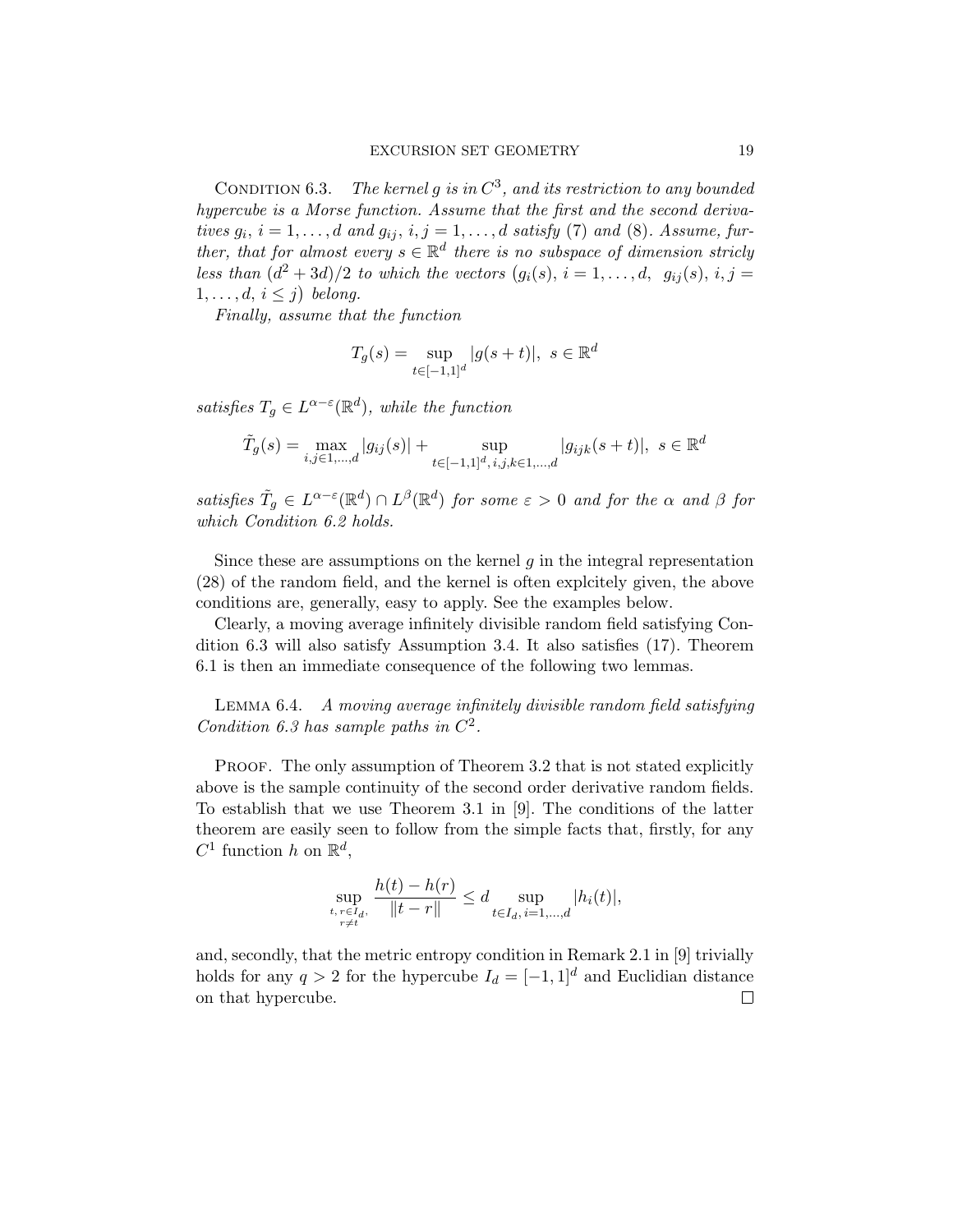Condition 6.3. *The kernel $g$ is in $C^3$, and its restriction to any bounded hypercube is a Morse function. Assume that the first and the second derivatives $g_i$, $i = 1, \ldots, d$ and $g_{ij}$, $i, j = 1, \ldots, d$ satisfy* (7) *and* (8)*. Assume, further, that for almost every $s \in \mathbb{R}^d$ there is no subspace of dimension stricly less than $(d^2 + 3d)/2$ to which the vectors $\big(g_i(s),\, i = 1, \ldots, d,\;\; g_{ij}(s),\, i, j = 1, \ldots, d,\, i \leq j\big)$ belong.*

*Finally, assume that the function*

$$T_g(s) = \sup_{t \in [-1,1]^d} |g(s+t)|, \;\; s \in \mathbb{R}^d$$

*satisfies $T_g \in L^{\alpha-\varepsilon}(\mathbb{R}^d)$, while the function*

$$\tilde{T}_g(s) = \max_{i,j \in 1,\ldots,d} |g_{ij}(s)| + \sup_{t \in [-1,1]^d,\, i,j,k \in 1,\ldots,d} |g_{ijk}(s+t)|, \;\; s \in \mathbb{R}^d$$

*satisfies $\tilde{T}_g \in L^{\alpha-\varepsilon}(\mathbb{R}^d) \cap L^{\beta}(\mathbb{R}^d)$ for some $\varepsilon > 0$ and for the $\alpha$ and $\beta$ for which Condition 6.2 holds.*

Since these are assumptions on the kernel $g$ in the integral representation (28) of the random field, and the kernel is often explcitely given, the above conditions are, generally, easy to apply. See the examples below.

Clearly, a moving average infinitely divisible random field satisfying Condition 6.3 will also satisfy Assumption 3.4. It also satisfies (17). Theorem 6.1 is then an immediate consequence of the following two lemmas.

Lemma 6.4. *A moving average infinitely divisible random field satisfying Condition 6.3 has sample paths in $C^2$.*

Proof. The only assumption of Theorem 3.2 that is not stated explicitly above is the sample continuity of the second order derivative random fields. To establish that we use Theorem 3.1 in [9]. The conditions of the latter theorem are easily seen to follow from the simple facts that, firstly, for any $C^1$ function $h$ on $\mathbb{R}^d$,

$$\sup_{\substack{t,\, r \in I_d, \\ r \neq t}} \frac{h(t) - h(r)}{\|t - r\|} \leq d \sup_{t \in I_d,\, i=1,\ldots,d} |h_i(t)|,$$

and, secondly, that the metric entropy condition in Remark 2.1 in [9] trivially holds for any $q > 2$ for the hypercube $I_d = [-1,1]^d$ and Euclidian distance on that hypercube. □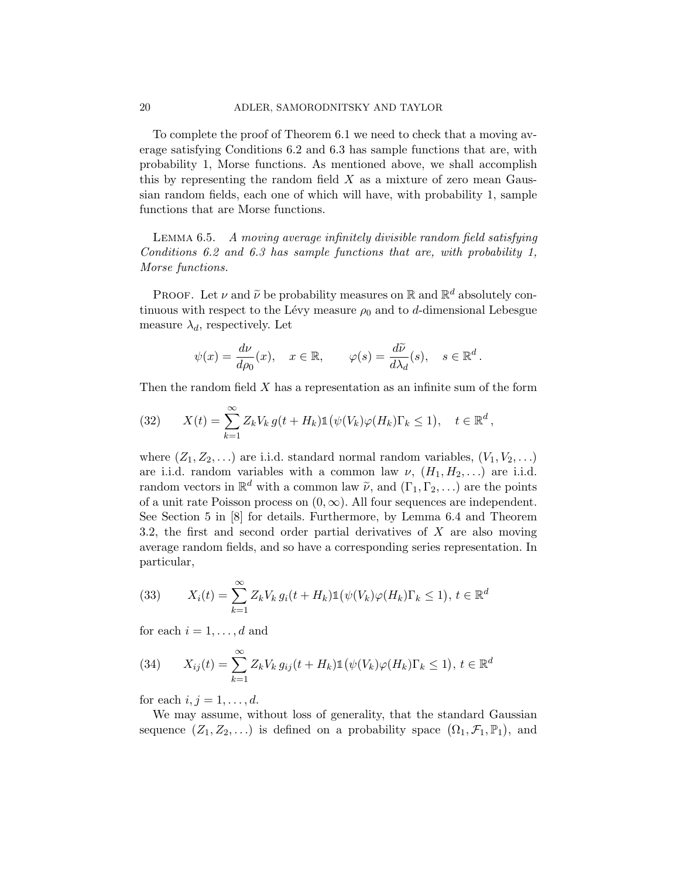To complete the proof of Theorem 6.1 we need to check that a moving average satisfying Conditions 6.2 and 6.3 has sample functions that are, with probability 1, Morse functions. As mentioned above, we shall accomplish this by representing the random field $X$ as a mixture of zero mean Gaussian random fields, each one of which will have, with probability 1, sample functions that are Morse functions.

LEMMA 6.5. *A moving average infinitely divisible random field satisfying Conditions 6.2 and 6.3 has sample functions that are, with probability 1, Morse functions.*

PROOF. Let $\nu$ and $\widetilde{\nu}$ be probability measures on $\mathbb{R}$ and $\mathbb{R}^d$ absolutely continuous with respect to the Lévy measure $\rho_0$ and to $d$-dimensional Lebesgue measure $\lambda_d$, respectively. Let

$$\psi(x) = \frac{d\nu}{d\rho_0}(x), \quad x \in \mathbb{R}, \qquad \varphi(s) = \frac{d\widetilde{\nu}}{d\lambda_d}(s), \quad s \in \mathbb{R}^d.$$

Then the random field $X$ has a representation as an infinite sum of the form

$$X(t) = \sum_{k=1}^{\infty} Z_k V_k \, g(t + H_k) \mathbb{1}\big(\psi(V_k)\varphi(H_k)\Gamma_k \le 1\big), \quad t \in \mathbb{R}^d, \tag{32}$$

where $(Z_1, Z_2, \ldots)$ are i.i.d. standard normal random variables, $(V_1, V_2, \ldots)$ are i.i.d. random variables with a common law $\nu$, $(H_1, H_2, \ldots)$ are i.i.d. random vectors in $\mathbb{R}^d$ with a common law $\widetilde{\nu}$, and $(\Gamma_1, \Gamma_2, \ldots)$ are the points of a unit rate Poisson process on $(0, \infty)$. All four sequences are independent. See Section 5 in [8] for details. Furthermore, by Lemma 6.4 and Theorem 3.2, the first and second order partial derivatives of $X$ are also moving average random fields, and so have a corresponding series representation. In particular,

$$X_i(t) = \sum_{k=1}^{\infty} Z_k V_k \, g_i(t + H_k) \mathbb{1}\big(\psi(V_k)\varphi(H_k)\Gamma_k \le 1\big), \; t \in \mathbb{R}^d \tag{33}$$

for each $i = 1, \ldots, d$ and

$$X_{ij}(t) = \sum_{k=1}^{\infty} Z_k V_k \, g_{ij}(t + H_k) \mathbb{1}\big(\psi(V_k)\varphi(H_k)\Gamma_k \le 1\big), \; t \in \mathbb{R}^d \tag{34}$$

for each $i, j = 1, \ldots, d$.

We may assume, without loss of generality, that the standard Gaussian sequence $(Z_1, Z_2, \ldots)$ is defined on a probability space $(\Omega_1, \mathcal{F}_1, \mathbb{P}_1)$, and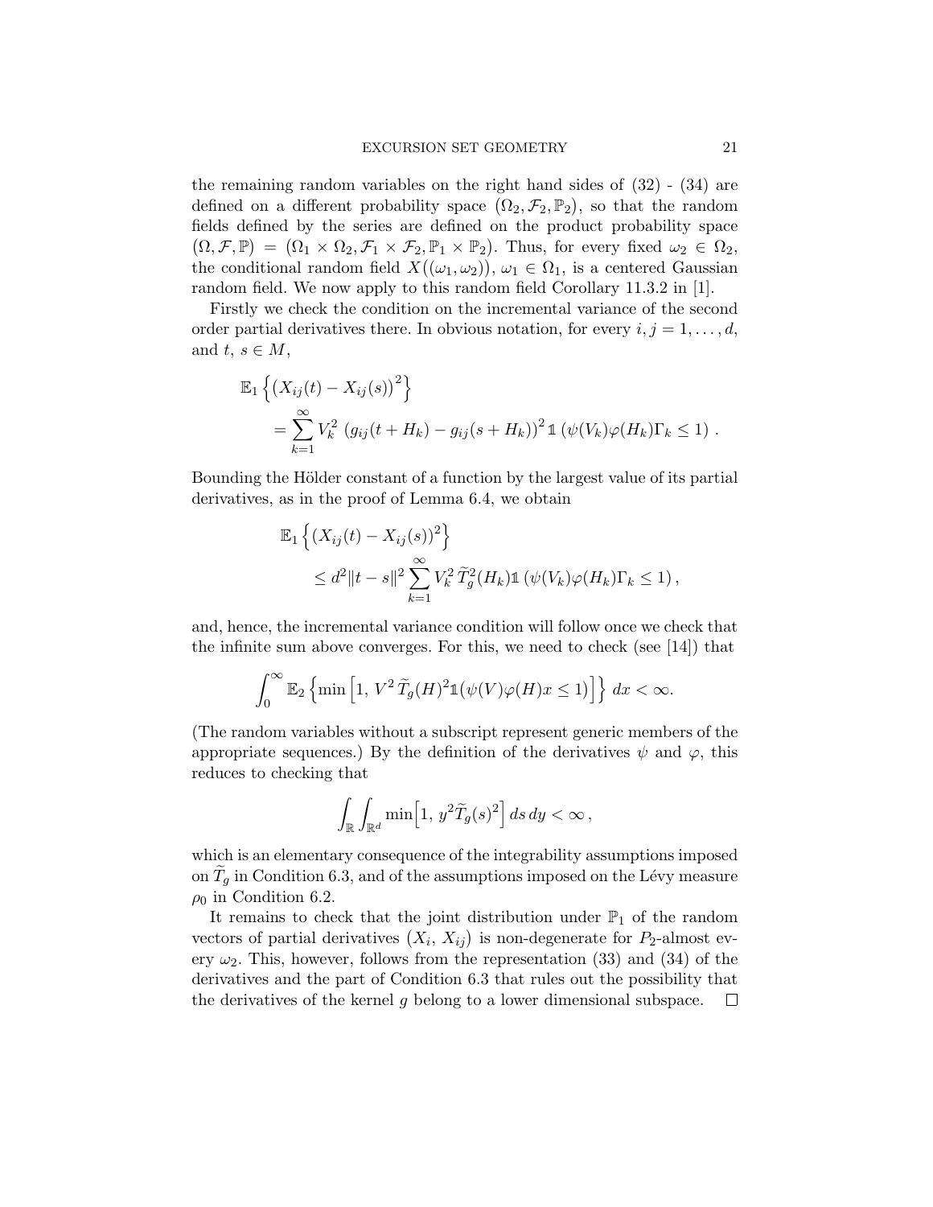the remaining random variables on the right hand sides of (32) - (34) are defined on a different probability space $(\Omega_2, \mathcal{F}_2, \mathbb{P}_2)$, so that the random fields defined by the series are defined on the product probability space $(\Omega, \mathcal{F}, \mathbb{P}) = (\Omega_1 \times \Omega_2, \mathcal{F}_1 \times \mathcal{F}_2, \mathbb{P}_1 \times \mathbb{P}_2)$. Thus, for every fixed $\omega_2 \in \Omega_2$, the conditional random field $X\big((\omega_1, \omega_2)\big)$, $\omega_1 \in \Omega_1$, is a centered Gaussian random field. We now apply to this random field Corollary 11.3.2 in [1].

Firstly we check the condition on the incremental variance of the second order partial derivatives there. In obvious notation, for every $i, j = 1, \ldots, d$, and $t,\, s \in M$,

$$
\begin{aligned}
&\mathbb{E}_1 \left\{ \big(X_{ij}(t) - X_{ij}(s)\big)^2 \right\} \\
&\quad = \sum_{k=1}^{\infty} V_k^2 \, \big(g_{ij}(t + H_k) - g_{ij}(s + H_k)\big)^2 \, \mathbb{1}\left(\psi(V_k)\varphi(H_k)\Gamma_k \le 1\right) .
\end{aligned}
$$

Bounding the Hölder constant of a function by the largest value of its partial derivatives, as in the proof of Lemma 6.4, we obtain

$$
\begin{aligned}
&\mathbb{E}_1 \left\{ \left(X_{ij}(t) - X_{ij}(s)\right)^2 \right\} \\
&\quad \le d^2 \|t - s\|^2 \sum_{k=1}^{\infty} V_k^2 \, \widetilde{T}_g^2(H_k) \mathbb{1}\left(\psi(V_k)\varphi(H_k)\Gamma_k \le 1\right),
\end{aligned}
$$

and, hence, the incremental variance condition will follow once we check that the infinite sum above converges. For this, we need to check (see [14]) that

$$
\int_0^{\infty} \mathbb{E}_2 \left\{ \min\left[1,\, V^2\, \widetilde{T}_g(H)^2 \mathbb{1}\big(\psi(V)\varphi(H)x \le 1\big)\right] \right\} dx < \infty.
$$

(The random variables without a subscript represent generic members of the appropriate sequences.) By the definition of the derivatives $\psi$ and $\varphi$, this reduces to checking that

$$
\int_{\mathbb{R}} \int_{\mathbb{R}^d} \min\Big[1,\, y^2 \widetilde{T}_g(s)^2\Big] \, ds \, dy < \infty \,,
$$

which is an elementary consequence of the integrability assumptions imposed on $\widetilde{T}_g$ in Condition 6.3, and of the assumptions imposed on the Lévy measure $\rho_0$ in Condition 6.2.

It remains to check that the joint distribution under $\mathbb{P}_1$ of the random vectors of partial derivatives $(X_i,\, X_{ij})$ is non-degenerate for $P_2$-almost every $\omega_2$. This, however, follows from the representation (33) and (34) of the derivatives and the part of Condition 6.3 that rules out the possibility that the derivatives of the kernel $g$ belong to a lower dimensional subspace. $\square$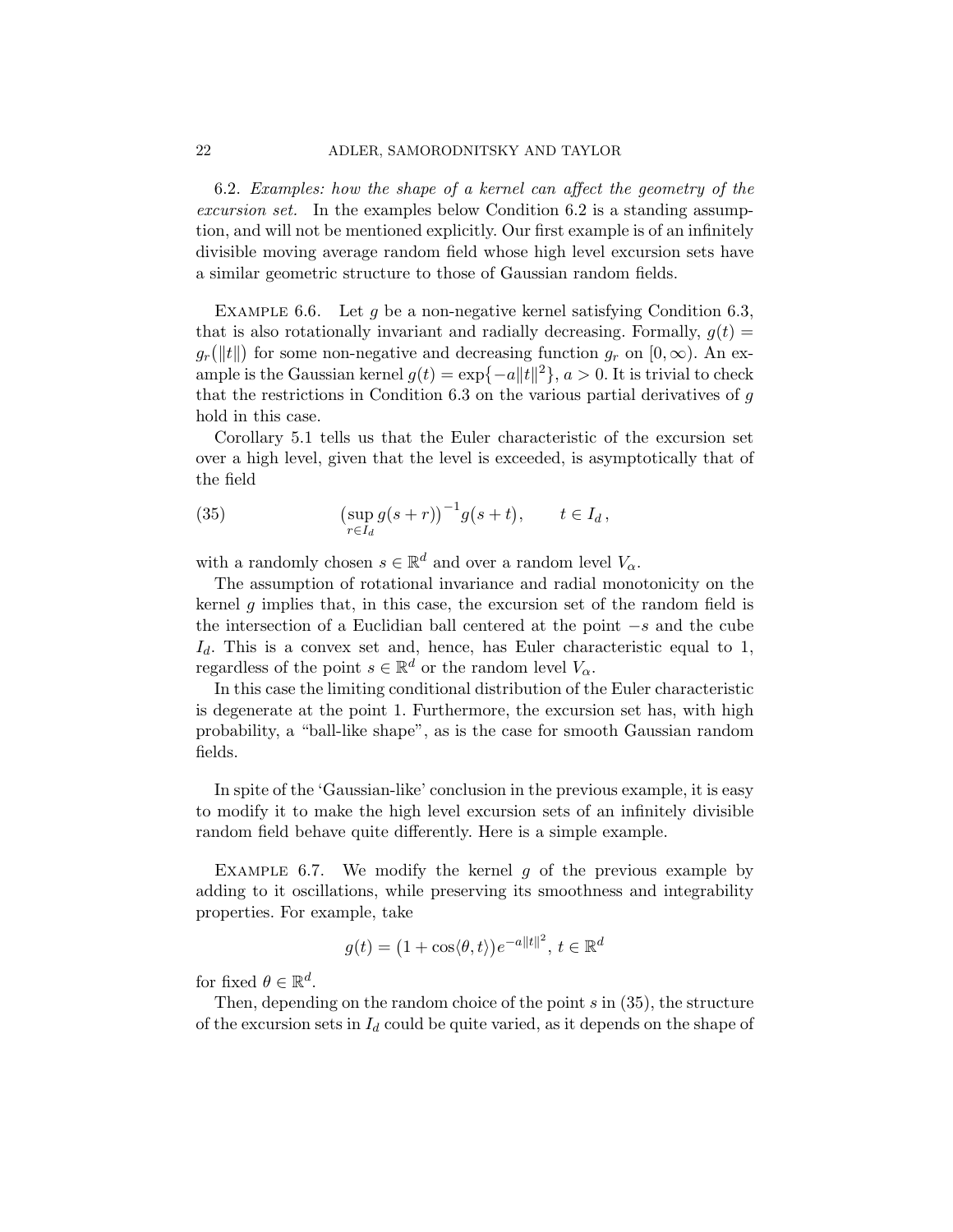6.2. *Examples: how the shape of a kernel can affect the geometry of the excursion set.* In the examples below Condition 6.2 is a standing assumption, and will not be mentioned explicitly. Our first example is of an infinitely divisible moving average random field whose high level excursion sets have a similar geometric structure to those of Gaussian random fields.

EXAMPLE 6.6. Let $g$ be a non-negative kernel satisfying Condition 6.3, that is also rotationally invariant and radially decreasing. Formally, $g(t) = g_r(\|t\|)$ for some non-negative and decreasing function $g_r$ on $[0, \infty)$. An example is the Gaussian kernel $g(t) = \exp\{-a\|t\|^2\}$, $a > 0$. It is trivial to check that the restrictions in Condition 6.3 on the various partial derivatives of $g$ hold in this case.

Corollary 5.1 tells us that the Euler characteristic of the excursion set over a high level, given that the level is exceeded, is asymptotically that of the field

$$\big(\sup_{r \in I_d} g(s+r)\big)^{-1} g(s+t), \qquad t \in I_d\,, \tag{35}$$

with a randomly chosen $s \in \mathbb{R}^d$ and over a random level $V_\alpha$.

The assumption of rotational invariance and radial monotonicity on the kernel $g$ implies that, in this case, the excursion set of the random field is the intersection of a Euclidian ball centered at the point $-s$ and the cube $I_d$. This is a convex set and, hence, has Euler characteristic equal to 1, regardless of the point $s \in \mathbb{R}^d$ or the random level $V_\alpha$.

In this case the limiting conditional distribution of the Euler characteristic is degenerate at the point 1. Furthermore, the excursion set has, with high probability, a "ball-like shape", as is the case for smooth Gaussian random fields.

In spite of the 'Gaussian-like' conclusion in the previous example, it is easy to modify it to make the high level excursion sets of an infinitely divisible random field behave quite differently. Here is a simple example.

EXAMPLE 6.7. We modify the kernel $g$ of the previous example by adding to it oscillations, while preserving its smoothness and integrability properties. For example, take

$$g(t) = \big(1 + \cos\langle\theta, t\rangle\big)e^{-a\|t\|^2},\ t \in \mathbb{R}^d$$

for fixed $\theta \in \mathbb{R}^d$.

Then, depending on the random choice of the point $s$ in (35), the structure of the excursion sets in $I_d$ could be quite varied, as it depends on the shape of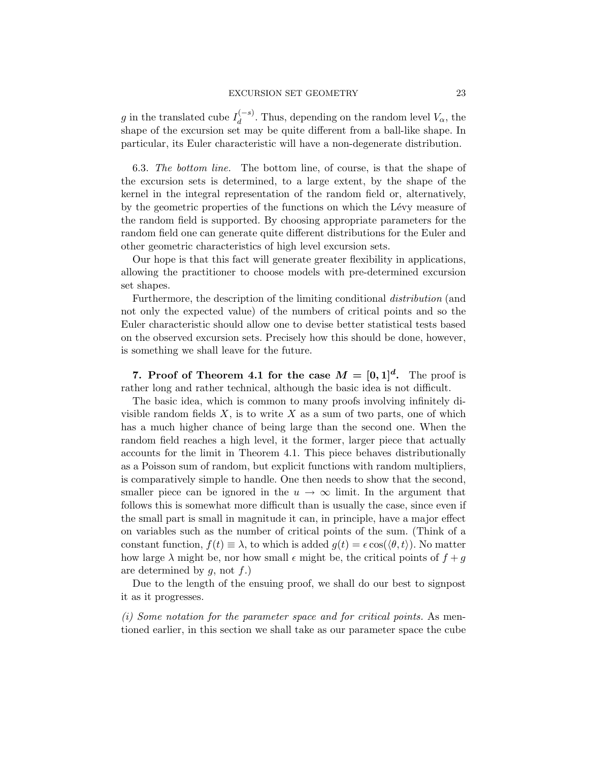$g$ in the translated cube $I_d^{(-s)}$. Thus, depending on the random level $V_\alpha$, the shape of the excursion set may be quite different from a ball-like shape. In particular, its Euler characteristic will have a non-degenerate distribution.

6.3. *The bottom line.* The bottom line, of course, is that the shape of the excursion sets is determined, to a large extent, by the shape of the kernel in the integral representation of the random field or, alternatively, by the geometric properties of the functions on which the Lévy measure of the random field is supported. By choosing appropriate parameters for the random field one can generate quite different distributions for the Euler and other geometric characteristics of high level excursion sets.

Our hope is that this fact will generate greater flexibility in applications, allowing the practitioner to choose models with pre-determined excursion set shapes.

Furthermore, the description of the limiting conditional *distribution* (and not only the expected value) of the numbers of critical points and so the Euler characteristic should allow one to devise better statistical tests based on the observed excursion sets. Precisely how this should be done, however, is something we shall leave for the future.

## 7. Proof of Theorem 4.1 for the case $M = [0,1]^d$.

The proof is rather long and rather technical, although the basic idea is not difficult.

The basic idea, which is common to many proofs involving infinitely divisible random fields $X$, is to write $X$ as a sum of two parts, one of which has a much higher chance of being large than the second one. When the random field reaches a high level, it the former, larger piece that actually accounts for the limit in Theorem 4.1. This piece behaves distributionally as a Poisson sum of random, but explicit functions with random multipliers, is comparatively simple to handle. One then needs to show that the second, smaller piece can be ignored in the $u \to \infty$ limit. In the argument that follows this is somewhat more difficult than is usually the case, since even if the small part is small in magnitude it can, in principle, have a major effect on variables such as the number of critical points of the sum. (Think of a constant function, $f(t) \equiv \lambda$, to which is added $g(t) = \epsilon \cos(\langle \theta, t \rangle)$. No matter how large $\lambda$ might be, nor how small $\epsilon$ might be, the critical points of $f + g$ are determined by $g$, not $f$.)

Due to the length of the ensuing proof, we shall do our best to signpost it as it progresses.

*(i) Some notation for the parameter space and for critical points.* As mentioned earlier, in this section we shall take as our parameter space the cube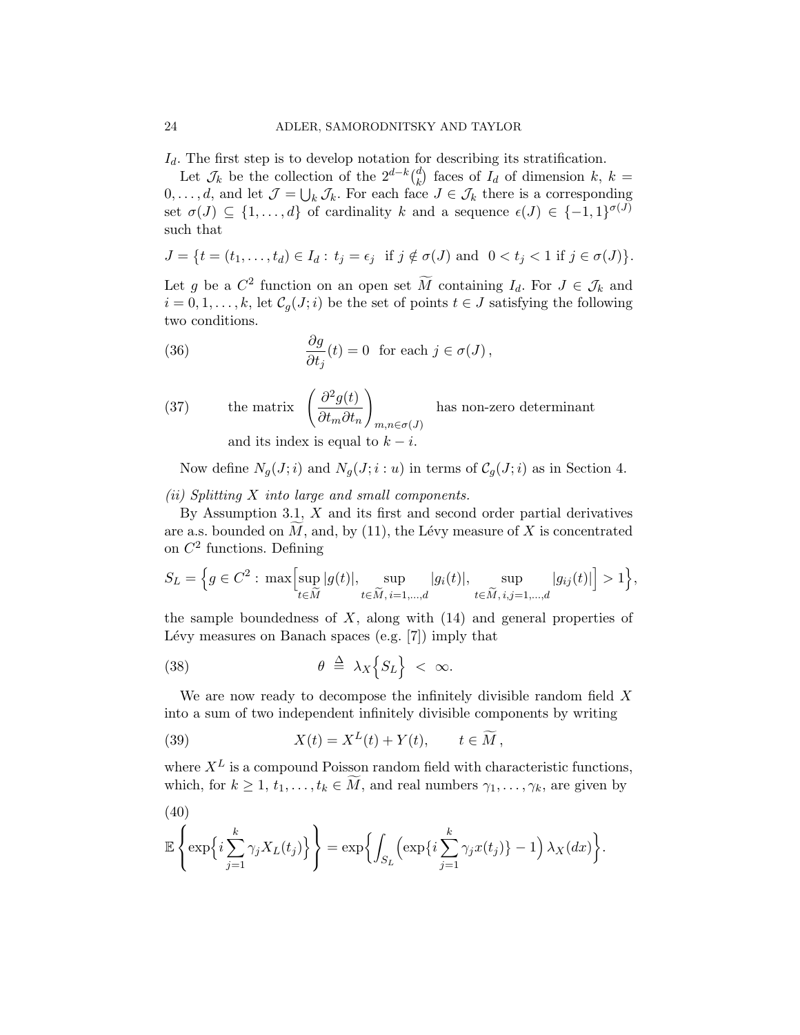$I_d$. The first step is to develop notation for describing its stratification.

Let $\mathcal{J}_k$ be the collection of the $2^{d-k}\binom{d}{k}$ faces of $I_d$ of dimension $k$, $k = 0, \dots, d$, and let $\mathcal{J} = \bigcup_k \mathcal{J}_k$. For each face $J \in \mathcal{J}_k$ there is a corresponding set $\sigma(J) \subseteq \{1, \dots, d\}$ of cardinality $k$ and a sequence $\epsilon(J) \in \{-1, 1\}^{\sigma(J)}$ such that

$$J = \big\{ t = (t_1, \dots, t_d) \in I_d : \, t_j = \epsilon_j \ \text{ if } j \notin \sigma(J) \text{ and } \ 0 < t_j < 1 \text{ if } j \in \sigma(J) \big\}.$$

Let $g$ be a $C^2$ function on an open set $\widetilde{M}$ containing $I_d$. For $J \in \mathcal{J}_k$ and $i = 0, 1, \dots, k$, let $\mathcal{C}_g(J; i)$ be the set of points $t \in J$ satisfying the following two conditions.

$$\frac{\partial g}{\partial t_j}(t) = 0 \ \text{ for each } j \in \sigma(J)\,, \tag{36}$$

$$\text{the matrix } \left( \frac{\partial^2 g(t)}{\partial t_m \partial t_n} \right)_{m,n \in \sigma(J)} \text{ has non-zero determinant and its index is equal to } k - i. \tag{37}$$

Now define $N_g(J; i)$ and $N_g(J; i : u)$ in terms of $\mathcal{C}_g(J; i)$ as in Section 4.

*(ii) Splitting $X$ into large and small components.*

By Assumption 3.1, $X$ and its first and second order partial derivatives are a.s. bounded on $\widetilde{M}$, and, by (11), the Lévy measure of $X$ is concentrated on $C^2$ functions. Defining

$$S_L = \Big\{ g \in C^2 : \, \max\Big[ \sup_{t \in \widetilde{M}} |g(t)|, \sup_{t \in \widetilde{M},\, i=1,\dots,d} |g_i(t)|, \sup_{t \in \widetilde{M},\, i,j=1,\dots,d} |g_{ij}(t)| \Big] > 1 \Big\},$$

the sample boundedness of $X$, along with (14) and general properties of Lévy measures on Banach spaces (e.g. [7]) imply that

$$\theta \ \stackrel{\Delta}{=} \ \lambda_X \Big\{ S_L \Big\} \ < \ \infty. \tag{38}$$

We are now ready to decompose the infinitely divisible random field $X$ into a sum of two independent infinitely divisible components by writing

$$X(t) = X^L(t) + Y(t), \qquad t \in \widetilde{M}\,, \tag{39}$$

where $X^L$ is a compound Poisson random field with characteristic functions, which, for $k \geq 1$, $t_1, \dots, t_k \in \widetilde{M}$, and real numbers $\gamma_1, \dots, \gamma_k$, are given by

$$\mathbb{E}\left\{ \exp\Big\{ i \sum_{j=1}^k \gamma_j X_L(t_j) \Big\} \right\} = \exp\Big\{ \int_{S_L} \Big( \exp\{ i \sum_{j=1}^k \gamma_j x(t_j) \} - 1 \Big) \, \lambda_X(dx) \Big\}. \tag{40}$$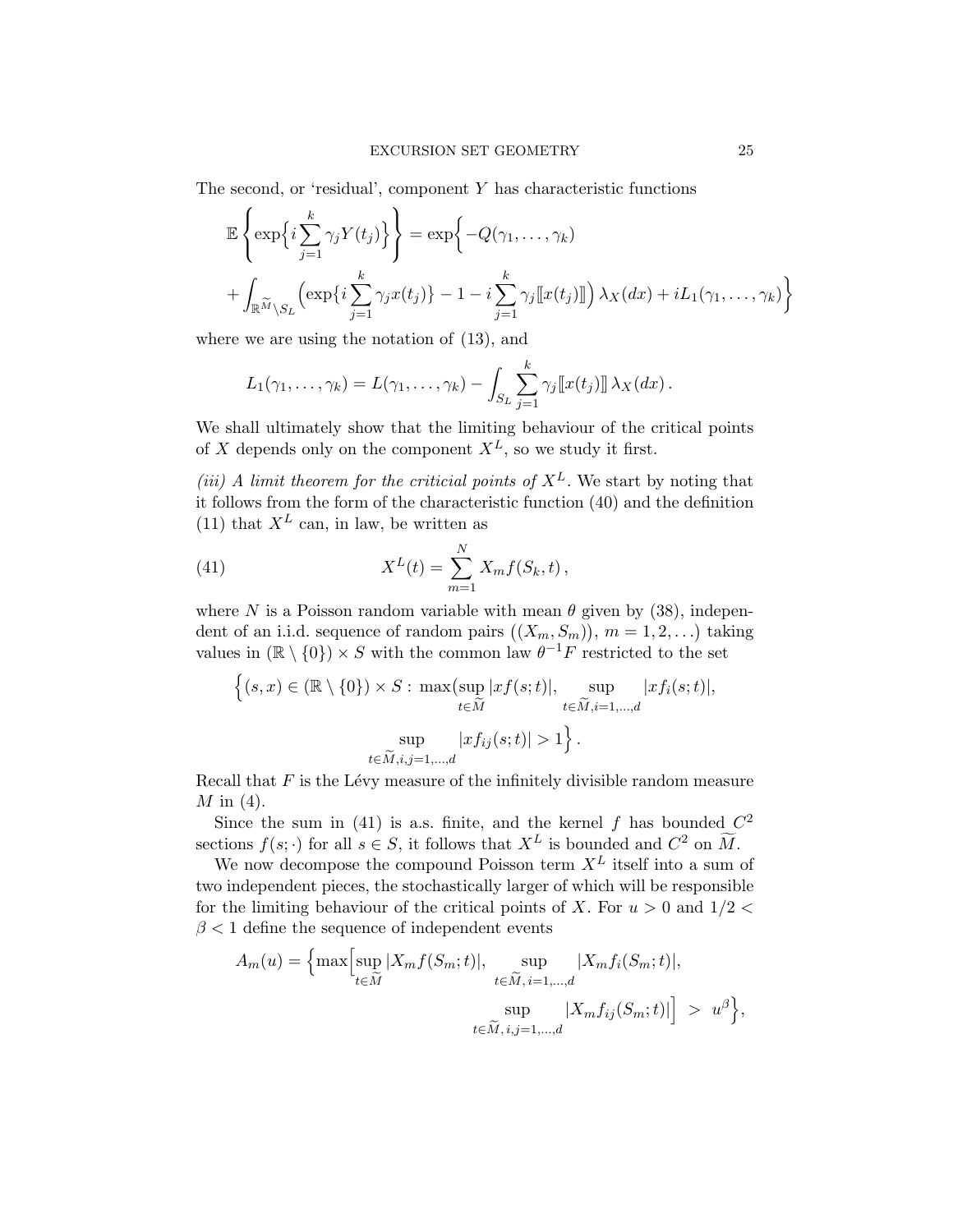The second, or 'residual', component $Y$ has characteristic functions

$$\mathbb{E}\left\{\exp\Big\{i\sum_{j=1}^{k}\gamma_j Y(t_j)\Big\}\right\} = \exp\Big\{-Q(\gamma_1,\ldots,\gamma_k)$$

$$+\int_{\mathbb{R}^{\widetilde{M}}\setminus S_L}\Big(\exp\{i\sum_{j=1}^{k}\gamma_j x(t_j)\} - 1 - i\sum_{j=1}^{k}\gamma_j [\![x(t_j)]\!]\Big)\,\lambda_X(dx) + iL_1(\gamma_1,\ldots,\gamma_k)\Big\}$$

where we are using the notation of (13), and

$$L_1(\gamma_1,\ldots,\gamma_k) = L(\gamma_1,\ldots,\gamma_k) - \int_{S_L}\sum_{j=1}^{k}\gamma_j [\![x(t_j)]\!]\,\lambda_X(dx)\,.$$

We shall ultimately show that the limiting behaviour of the critical points of $X$ depends only on the component $X^L$, so we study it first.

*(iii) A limit theorem for the criticial points of $X^L$.* We start by noting that it follows from the form of the characteristic function (40) and the definition (11) that $X^L$ can, in law, be written as

$$X^L(t) = \sum_{m=1}^{N} X_m f(S_k,t)\,, \tag{41}$$

where $N$ is a Poisson random variable with mean $\theta$ given by (38), independent of an i.i.d. sequence of random pairs $\big((X_m,S_m)\big)$, $m=1,2,\ldots)$ taking values in $(\mathbb{R}\setminus\{0\})\times S$ with the common law $\theta^{-1}F$ restricted to the set

$$\Big\{(s,x)\in(\mathbb{R}\setminus\{0\})\times S:\ \max\big(\sup_{t\in\widetilde{M}}|xf(s;t)|,\ \sup_{t\in\widetilde{M},i=1,\ldots,d}|xf_i(s;t)|,$$

$$\sup_{t\in\widetilde{M},i,j=1,\ldots,d}|xf_{ij}(s;t)| > 1\Big\}\,.$$

Recall that $F$ is the Lévy measure of the infinitely divisible random measure $M$ in (4).

Since the sum in (41) is a.s. finite, and the kernel $f$ has bounded $C^2$ sections $f(s;\cdot)$ for all $s\in S$, it follows that $X^L$ is bounded and $C^2$ on $\widetilde{M}$.

We now decompose the compound Poisson term $X^L$ itself into a sum of two independent pieces, the stochastically larger of which will be responsible for the limiting behaviour of the critical points of $X$. For $u>0$ and $1/2<\beta<1$ define the sequence of independent events

$$A_m(u) = \Big\{\max\Big[\sup_{t\in\widetilde{M}}|X_m f(S_m;t)|,\ \sup_{t\in\widetilde{M},\,i=1,\ldots,d}|X_m f_i(S_m;t)|,$$

$$\sup_{t\in\widetilde{M},\,i,j=1,\ldots,d}|X_m f_{ij}(S_m;t)|\Big]\ >\ u^{\beta}\Big\},$$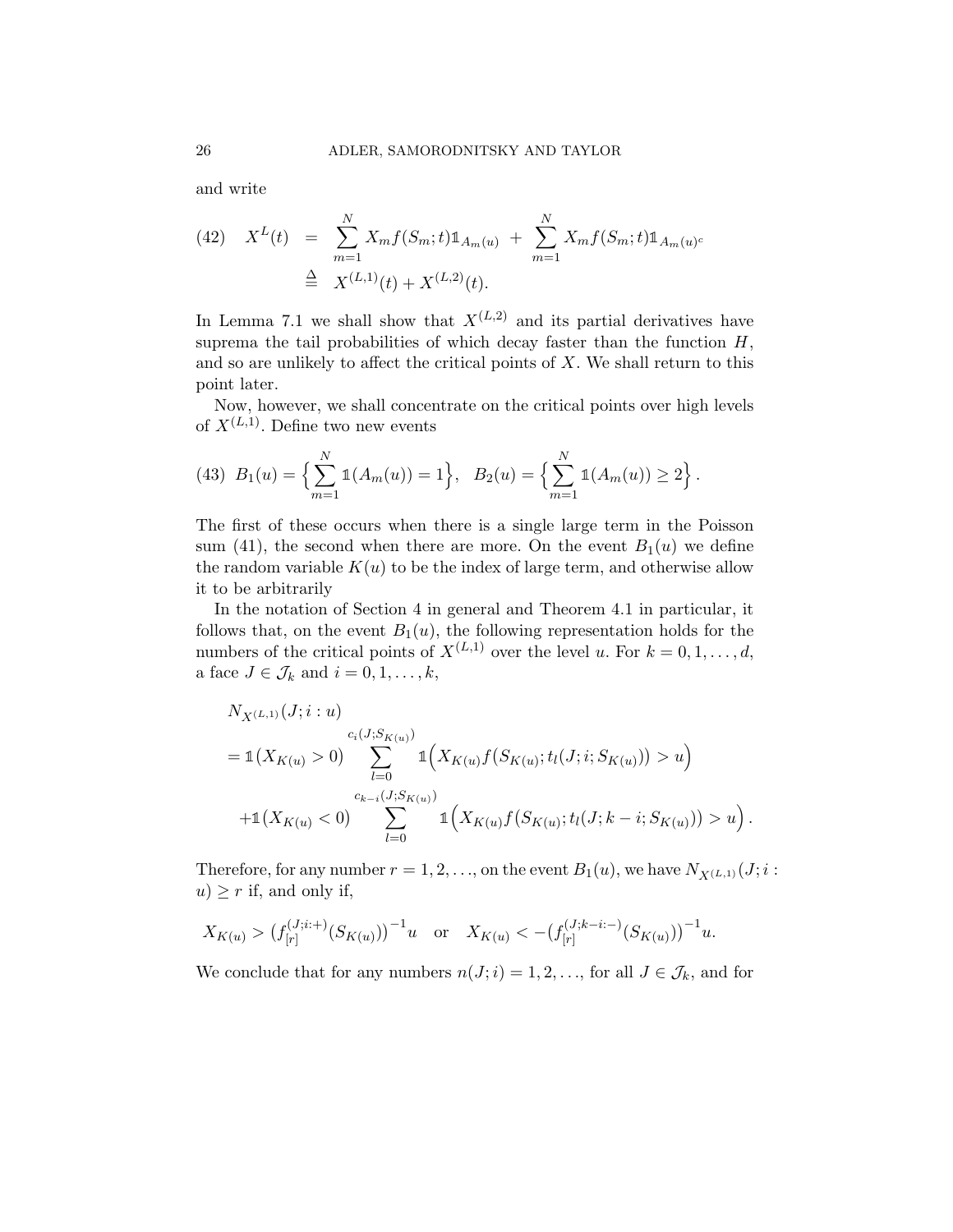and write

$$
(42) \quad X^L(t) = \sum_{m=1}^{N} X_m f(S_m;t) \mathbb{1}_{A_m(u)} + \sum_{m=1}^{N} X_m f(S_m;t) \mathbb{1}_{A_m(u)^c} \stackrel{\Delta}{=} X^{(L,1)}(t) + X^{(L,2)}(t).
$$

In Lemma 7.1 we shall show that $X^{(L,2)}$ and its partial derivatives have suprema the tail probabilities of which decay faster than the function $H$, and so are unlikely to affect the critical points of $X$. We shall return to this point later.

Now, however, we shall concentrate on the critical points over high levels of $X^{(L,1)}$. Define two new events

$$
(43) \quad B_1(u) = \Big\{ \sum_{m=1}^{N} \mathbb{1}(A_m(u)) = 1 \Big\}, \quad B_2(u) = \Big\{ \sum_{m=1}^{N} \mathbb{1}(A_m(u)) \geq 2 \Big\}.
$$

The first of these occurs when there is a single large term in the Poisson sum (41), the second when there are more. On the event $B_1(u)$ we define the random variable $K(u)$ to be the index of large term, and otherwise allow it to be arbitrarily

In the notation of Section 4 in general and Theorem 4.1 in particular, it follows that, on the event $B_1(u)$, the following representation holds for the numbers of the critical points of $X^{(L,1)}$ over the level $u$. For $k = 0, 1, \ldots, d$, a face $J \in \mathcal{J}_k$ and $i = 0, 1, \ldots, k$,

$$
\begin{aligned}
& N_{X^{(L,1)}}(J; i : u) \\
&= \mathbb{1}(X_{K(u)} > 0) \sum_{l=0}^{c_i(J; S_{K(u)})} \mathbb{1}\Big( X_{K(u)} f(S_{K(u)}; t_l(J; i; S_{K(u)})) > u \Big) \\
&\quad + \mathbb{1}(X_{K(u)} < 0) \sum_{l=0}^{c_{k-i}(J; S_{K(u)})} \mathbb{1}\Big( X_{K(u)} f(S_{K(u)}; t_l(J; k-i; S_{K(u)})) > u \Big).
\end{aligned}
$$

Therefore, for any number $r = 1, 2, \ldots$, on the event $B_1(u)$, we have $N_{X^{(L,1)}}(J; i : u) \geq r$ if, and only if,

$$
X_{K(u)} > \big(f_{[r]}^{(J;i:+)}(S_{K(u)})\big)^{-1} u \quad \text{or} \quad X_{K(u)} < -\big(f_{[r]}^{(J;k-i:-)}(S_{K(u)})\big)^{-1} u.
$$

We conclude that for any numbers $n(J; i) = 1, 2, \ldots$, for all $J \in \mathcal{J}_k$, and for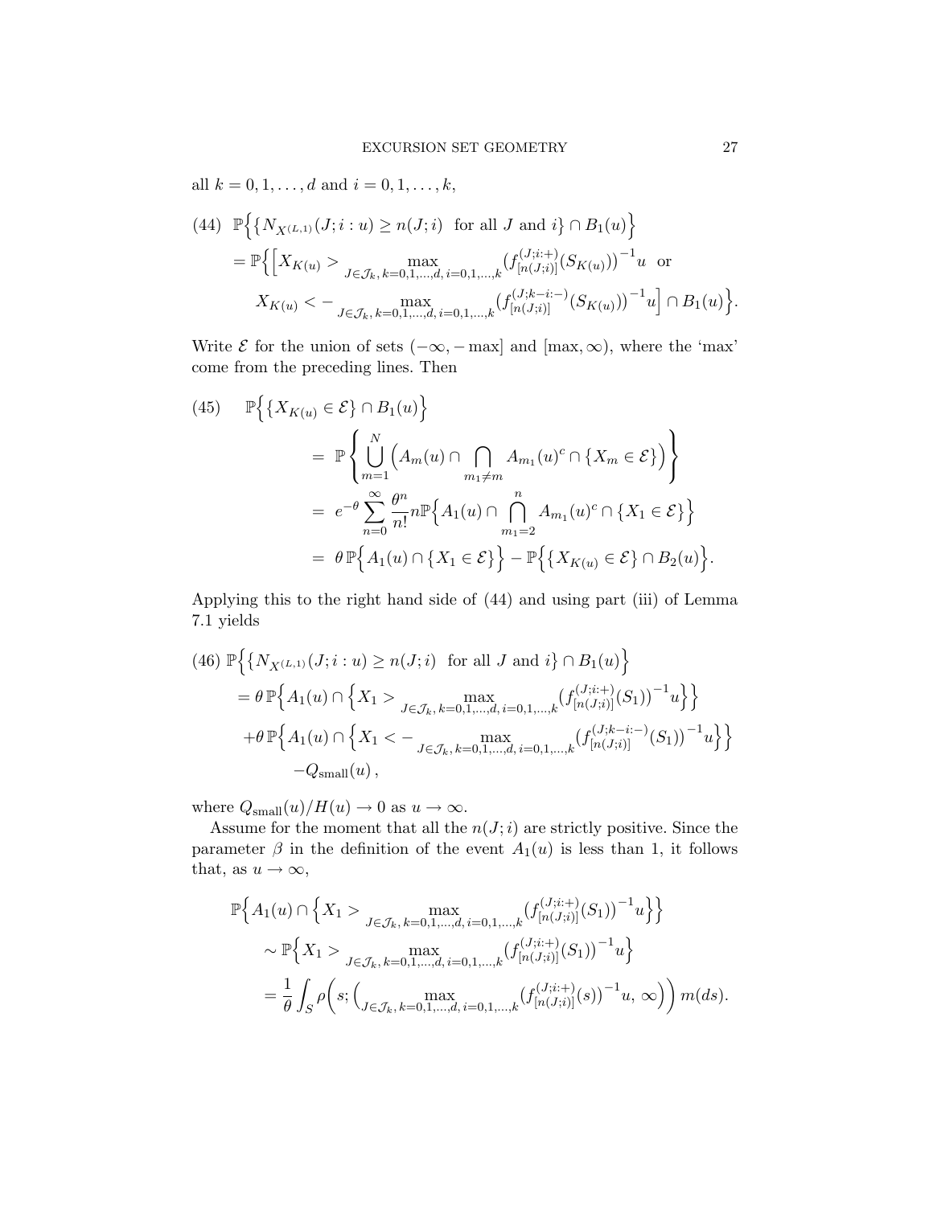all $k = 0, 1, \dots, d$ and $i = 0, 1, \dots, k$,

$$
\begin{aligned}
(44)\quad & \mathbb{P}\Big\{\{N_{X^{(L,1)}}(J; i : u) \geq n(J; i) \text{ for all } J \text{ and } i\} \cap B_1(u)\Big\} \\
&= \mathbb{P}\Big\{\Big[X_{K(u)} > \max_{J \in \mathcal{J}_k,\, k=0,1,\dots,d,\, i=0,1,\dots,k} \big(f^{(J;i:+)}_{[n(J;i)]}(S_{K(u)})\big)^{-1} u \;\text{ or} \\
&\qquad X_{K(u)} < -\max_{J \in \mathcal{J}_k,\, k=0,1,\dots,d,\, i=0,1,\dots,k} \big(f^{(J;k-i:-)}_{[n(J;i)]}(S_{K(u)})\big)^{-1} u\Big] \cap B_1(u)\Big\}.
\end{aligned}
$$

Write $\mathcal{E}$ for the union of sets $(-\infty, -\max]$ and $[\max, \infty)$, where the 'max' come from the preceding lines. Then

$$
\begin{aligned}
(45)\quad & \mathbb{P}\Big\{\{X_{K(u)} \in \mathcal{E}\} \cap B_1(u)\Big\} \\
&= \mathbb{P}\left\{\bigcup_{m=1}^{N} \Big(A_m(u) \cap \bigcap_{m_1 \neq m} A_{m_1}(u)^c \cap \{X_m \in \mathcal{E}\}\Big)\right\} \\
&= e^{-\theta} \sum_{n=0}^{\infty} \frac{\theta^n}{n!} n \mathbb{P}\Big\{A_1(u) \cap \bigcap_{m_1=2}^{n} A_{m_1}(u)^c \cap \{X_1 \in \mathcal{E}\}\Big\} \\
&= \theta\, \mathbb{P}\Big\{A_1(u) \cap \{X_1 \in \mathcal{E}\}\Big\} - \mathbb{P}\Big\{\{X_{K(u)} \in \mathcal{E}\} \cap B_2(u)\Big\}.
\end{aligned}
$$

Applying this to the right hand side of (44) and using part (iii) of Lemma 7.1 yields

$$
\begin{aligned}
(46)\quad & \mathbb{P}\Big\{\{N_{X^{(L,1)}}(J; i : u) \geq n(J; i) \text{ for all } J \text{ and } i\} \cap B_1(u)\Big\} \\
&= \theta\, \mathbb{P}\Big\{A_1(u) \cap \Big\{X_1 > \max_{J \in \mathcal{J}_k,\, k=0,1,\dots,d,\, i=0,1,\dots,k} \big(f^{(J;i:+)}_{[n(J;i)]}(S_1)\big)^{-1} u\Big\}\Big\} \\
&\quad + \theta\, \mathbb{P}\Big\{A_1(u) \cap \Big\{X_1 < -\max_{J \in \mathcal{J}_k,\, k=0,1,\dots,d,\, i=0,1,\dots,k} \big(f^{(J;k-i:-)}_{[n(J;i)]}(S_1)\big)^{-1} u\Big\}\Big\} \\
&\quad - Q_{\text{small}}(u),
\end{aligned}
$$

where $Q_{\text{small}}(u)/H(u) \to 0$ as $u \to \infty$.

Assume for the moment that all the $n(J; i)$ are strictly positive. Since the parameter $\beta$ in the definition of the event $A_1(u)$ is less than 1, it follows that, as $u \to \infty$,

$$
\begin{aligned}
& \mathbb{P}\Big\{A_1(u) \cap \Big\{X_1 > \max_{J \in \mathcal{J}_k,\, k=0,1,\dots,d,\, i=0,1,\dots,k} \big(f^{(J;i:+)}_{[n(J;i)]}(S_1)\big)^{-1} u\Big\}\Big\} \\
&\sim \mathbb{P}\Big\{X_1 > \max_{J \in \mathcal{J}_k,\, k=0,1,\dots,d,\, i=0,1,\dots,k} \big(f^{(J;i:+)}_{[n(J;i)]}(S_1)\big)^{-1} u\Big\} \\
&= \frac{1}{\theta} \int_S \rho\Big(s; \Big(\max_{J \in \mathcal{J}_k,\, k=0,1,\dots,d,\, i=0,1,\dots,k} \big(f^{(J;i:+)}_{[n(J;i)]}(s)\big)^{-1} u,\, \infty\Big)\Big)\, m(ds).
\end{aligned}
$$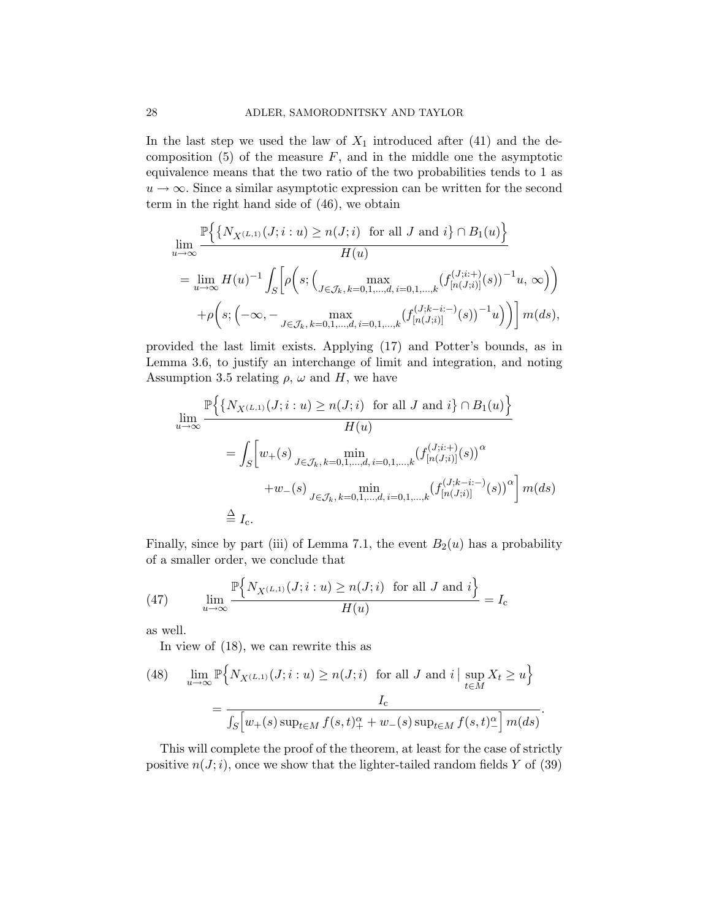In the last step we used the law of $X_1$ introduced after (41) and the decomposition (5) of the measure $F$, and in the middle one the asymptotic equivalence means that the two ratio of the two probabilities tends to 1 as $u \to \infty$. Since a similar asymptotic expression can be written for the second term in the right hand side of (46), we obtain

$$
\begin{aligned}
&\lim_{u\to\infty} \frac{\mathbb{P}\Big\{\big\{N_{X^{(L,1)}}(J;i:u) \geq n(J;i) \ \text{ for all } J \text{ and } i\big\} \cap B_1(u)\Big\}}{H(u)} \\
&= \lim_{u\to\infty} H(u)^{-1} \int_S \Bigg[\rho\Big(s; \Big(\max_{J\in\mathcal{J}_k,\, k=0,1,\dots,d,\, i=0,1,\dots,k} \big(f^{(J;i:+)}_{[n(J;i)]}(s)\big)^{-1} u,\, \infty\Big)\Big) \\
&\qquad + \rho\Big(s; \Big(-\infty, -\max_{J\in\mathcal{J}_k,\, k=0,1,\dots,d,\, i=0,1,\dots,k} \big(f^{(J;k-i:-)}_{[n(J;i)]}(s)\big)^{-1} u\Big)\Big)\Bigg]\, m(ds),
\end{aligned}
$$

provided the last limit exists. Applying (17) and Potter's bounds, as in Lemma 3.6, to justify an interchange of limit and integration, and noting Assumption 3.5 relating $\rho$, $\omega$ and $H$, we have

$$
\begin{aligned}
&\lim_{u\to\infty} \frac{\mathbb{P}\Big\{\big\{N_{X^{(L,1)}}(J;i:u) \geq n(J;i) \ \text{ for all } J \text{ and } i\big\} \cap B_1(u)\Big\}}{H(u)} \\
&\qquad = \int_S \Bigg[w_+(s) \min_{J\in\mathcal{J}_k,\, k=0,1,\dots,d,\, i=0,1,\dots,k} \big(f^{(J;i:+)}_{[n(J;i)]}(s)\big)^{\alpha} \\
&\qquad\qquad + w_-(s) \min_{J\in\mathcal{J}_k,\, k=0,1,\dots,d,\, i=0,1,\dots,k} \big(f^{(J;k-i:-)}_{[n(J;i)]}(s)\big)^{\alpha}\Bigg]\, m(ds) \\
&\qquad \stackrel{\Delta}{=} I_{\mathrm{c}}.
\end{aligned}
$$

Finally, since by part (iii) of Lemma 7.1, the event $B_2(u)$ has a probability of a smaller order, we conclude that

$$
\lim_{u\to\infty} \frac{\mathbb{P}\Big\{N_{X^{(L,1)}}(J;i:u) \geq n(J;i) \ \text{ for all } J \text{ and } i\Big\}}{H(u)} = I_{\mathrm{c}} \tag{47}
$$

as well.

In view of (18), we can rewrite this as

$$
\begin{aligned}
&\lim_{u\to\infty} \mathbb{P}\Big\{N_{X^{(L,1)}}(J;i:u) \geq n(J;i) \ \text{ for all } J \text{ and } i \,\big|\, \sup_{t\in M} X_t \geq u\Big\} \\
&\qquad = \frac{I_{\mathrm{c}}}{\int_S \Big[w_+(s)\sup_{t\in M} f(s,t)_+^{\alpha} + w_-(s)\sup_{t\in M} f(s,t)_-^{\alpha}\Big]\, m(ds)}.
\end{aligned} \tag{48}
$$

This will complete the proof of the theorem, at least for the case of strictly positive $n(J;i)$, once we show that the lighter-tailed random fields $Y$ of (39)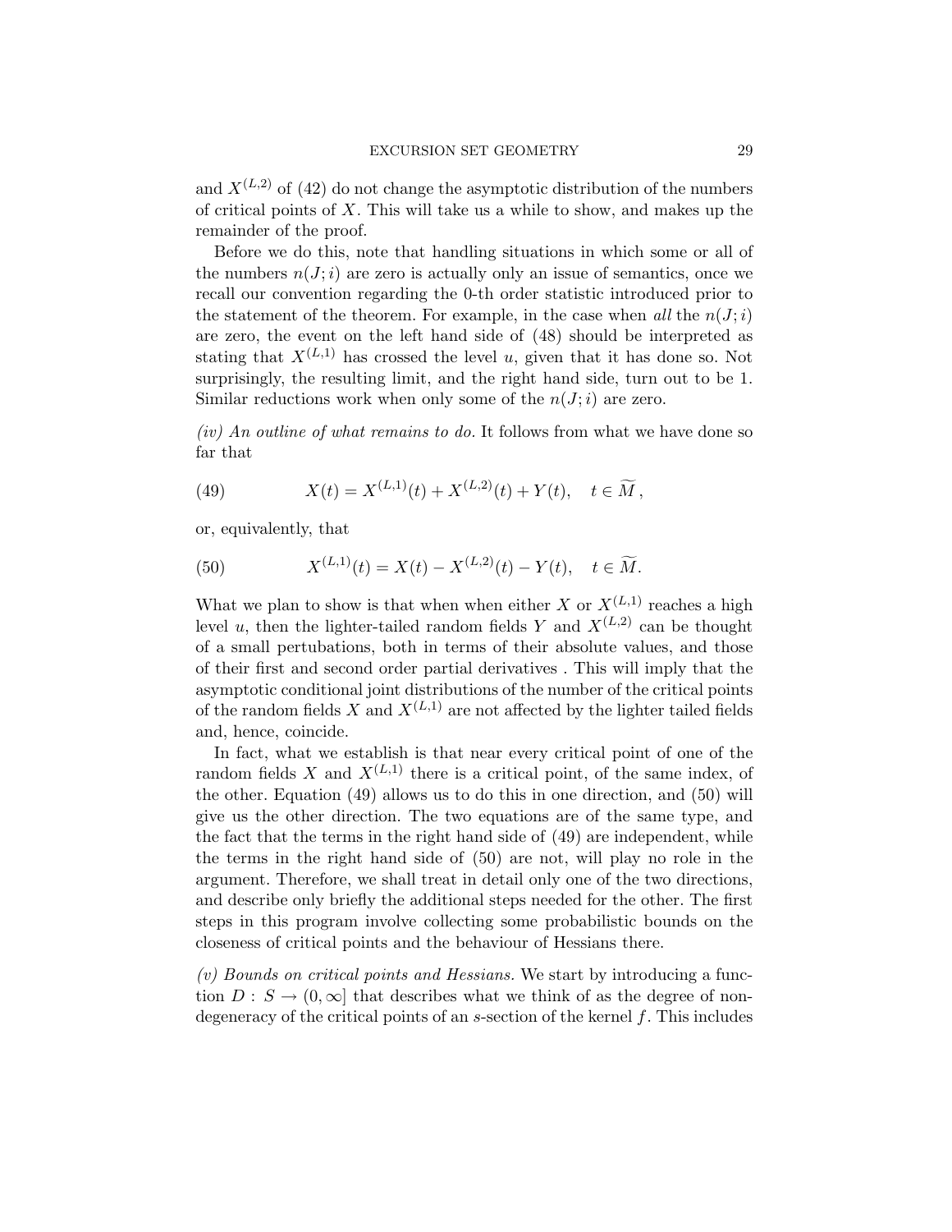and $X^{(L,2)}$ of (42) do not change the asymptotic distribution of the numbers of critical points of $X$. This will take us a while to show, and makes up the remainder of the proof.

Before we do this, note that handling situations in which some or all of the numbers $n(J;i)$ are zero is actually only an issue of semantics, once we recall our convention regarding the 0-th order statistic introduced prior to the statement of the theorem. For example, in the case when *all* the $n(J;i)$ are zero, the event on the left hand side of (48) should be interpreted as stating that $X^{(L,1)}$ has crossed the level $u$, given that it has done so. Not surprisingly, the resulting limit, and the right hand side, turn out to be 1. Similar reductions work when only some of the $n(J;i)$ are zero.

*(iv) An outline of what remains to do.* It follows from what we have done so far that

$$X(t) = X^{(L,1)}(t) + X^{(L,2)}(t) + Y(t), \quad t \in \widetilde{M}\,, \tag{49}$$

or, equivalently, that

$$X^{(L,1)}(t) = X(t) - X^{(L,2)}(t) - Y(t), \quad t \in \widetilde{M}. \tag{50}$$

What we plan to show is that when when either $X$ or $X^{(L,1)}$ reaches a high level $u$, then the lighter-tailed random fields $Y$ and $X^{(L,2)}$ can be thought of a small pertubations, both in terms of their absolute values, and those of their first and second order partial derivatives . This will imply that the asymptotic conditional joint distributions of the number of the critical points of the random fields $X$ and $X^{(L,1)}$ are not affected by the lighter tailed fields and, hence, coincide.

In fact, what we establish is that near every critical point of one of the random fields $X$ and $X^{(L,1)}$ there is a critical point, of the same index, of the other. Equation (49) allows us to do this in one direction, and (50) will give us the other direction. The two equations are of the same type, and the fact that the terms in the right hand side of (49) are independent, while the terms in the right hand side of (50) are not, will play no role in the argument. Therefore, we shall treat in detail only one of the two directions, and describe only briefly the additional steps needed for the other. The first steps in this program involve collecting some probabilistic bounds on the closeness of critical points and the behaviour of Hessians there.

*(v) Bounds on critical points and Hessians.* We start by introducing a function $D:\, S \to (0,\infty]$ that describes what we think of as the degree of non-degeneracy of the critical points of an $s$-section of the kernel $f$. This includes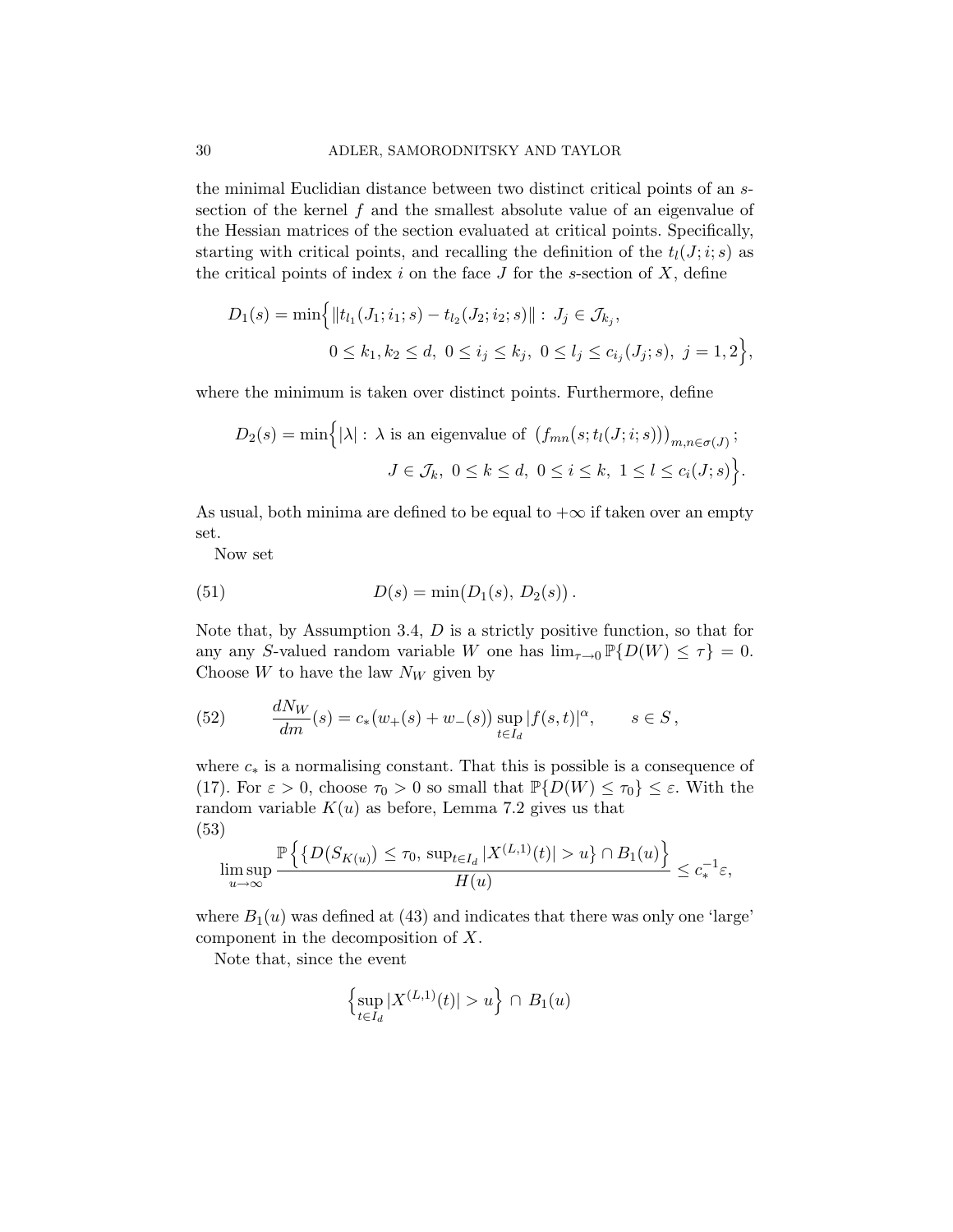the minimal Euclidian distance between two distinct critical points of an $s$-section of the kernel $f$ and the smallest absolute value of an eigenvalue of the Hessian matrices of the section evaluated at critical points. Specifically, starting with critical points, and recalling the definition of the $t_l(J;i;s)$ as the critical points of index $i$ on the face $J$ for the $s$-section of $X$, define

$$D_1(s) = \min\Big\{ \|t_{l_1}(J_1;i_1;s) - t_{l_2}(J_2;i_2;s)\| : \, J_j \in \mathcal{J}_{k_j}, \\ 0 \le k_1, k_2 \le d, \; 0 \le i_j \le k_j, \; 0 \le l_j \le c_{i_j}(J_j;s), \; j = 1,2 \Big\},$$

where the minimum is taken over distinct points. Furthermore, define

$$D_2(s) = \min\Big\{ |\lambda| : \, \lambda \text{ is an eigenvalue of } \big(f_{mn}(s;t_l(J;i;s))\big)_{m,n\in\sigma(J)}; \\ J \in \mathcal{J}_k, \; 0 \le k \le d, \; 0 \le i \le k, \; 1 \le l \le c_i(J;s) \Big\}.$$

As usual, both minima are defined to be equal to $+\infty$ if taken over an empty set.

Now set

$$D(s) = \min\big(D_1(s), \, D_2(s)\big). \tag{51}$$

Note that, by Assumption 3.4, $D$ is a strictly positive function, so that for any any $S$-valued random variable $W$ one has $\lim_{\tau\to 0} \mathbb{P}\{D(W) \le \tau\} = 0$. Choose $W$ to have the law $N_W$ given by

$$\frac{dN_W}{dm}(s) = c_*\big(w_+(s) + w_-(s)\big) \sup_{t\in I_d} |f(s,t)|^\alpha, \qquad s \in S, \tag{52}$$

where $c_*$ is a normalising constant. That this is possible is a consequence of (17). For $\varepsilon > 0$, choose $\tau_0 > 0$ so small that $\mathbb{P}\{D(W) \le \tau_0\} \le \varepsilon$. With the random variable $K(u)$ as before, Lemma 7.2 gives us that

$$\limsup_{u\to\infty} \frac{\mathbb{P}\Big\{ \big\{ D(S_{K(u)}) \le \tau_0, \, \sup_{t\in I_d} |X^{(L,1)}(t)| > u \big\} \cap B_1(u) \Big\}}{H(u)} \le c_*^{-1}\varepsilon, \tag{53}$$

where $B_1(u)$ was defined at (43) and indicates that there was only one 'large' component in the decomposition of $X$.

Note that, since the event

$$\Big\{ \sup_{t\in I_d} |X^{(L,1)}(t)| > u \Big\} \cap B_1(u)$$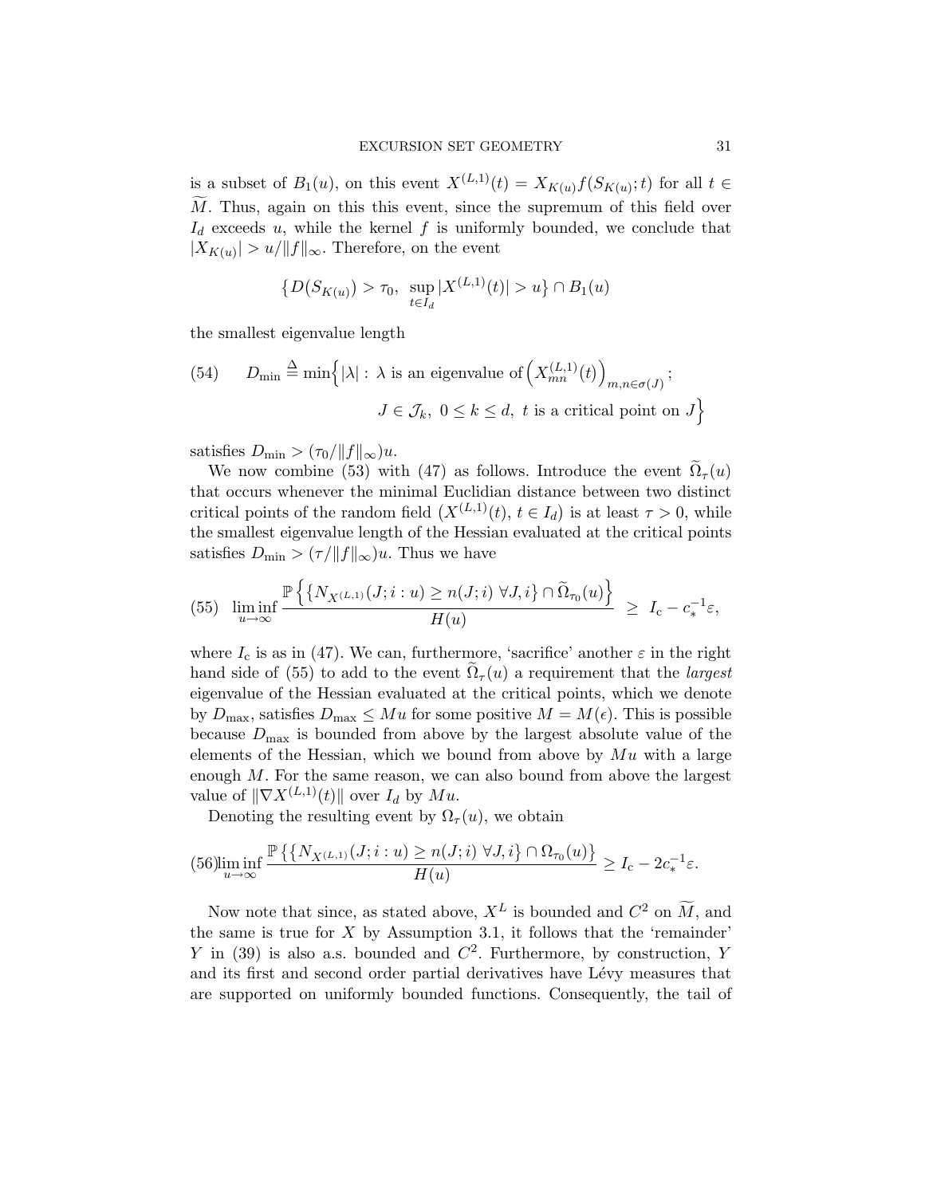is a subset of $B_1(u)$, on this event $X^{(L,1)}(t) = X_{K(u)} f(S_{K(u)}; t)$ for all $t \in \widetilde{M}$. Thus, again on this this event, since the supremum of this field over $I_d$ exceeds $u$, while the kernel $f$ is uniformly bounded, we conclude that $|X_{K(u)}| > u/\|f\|_\infty$. Therefore, on the event

$$\big\{ D(S_{K(u)}) > \tau_0,\ \sup_{t \in I_d} |X^{(L,1)}(t)| > u \big\} \cap B_1(u)$$

the smallest eigenvalue length

$$D_{\min} \stackrel{\Delta}{=} \min\Big\{ |\lambda| : \lambda \text{ is an eigenvalue of } \Big( X^{(L,1)}_{mn}(t) \Big)_{m,n \in \sigma(J)} ; \\ J \in \mathcal{J}_k,\ 0 \le k \le d,\ t \text{ is a critical point on } J \Big\} \tag{54}$$

satisfies $D_{\min} > (\tau_0/\|f\|_\infty)u$.

We now combine (53) with (47) as follows. Introduce the event $\widetilde{\Omega}_\tau(u)$ that occurs whenever the minimal Euclidian distance between two distinct critical points of the random field $\big(X^{(L,1)}(t),\ t \in I_d\big)$ is at least $\tau > 0$, while the smallest eigenvalue length of the Hessian evaluated at the critical points satisfies $D_{\min} > (\tau/\|f\|_\infty)u$. Thus we have

$$\liminf_{u \to \infty} \frac{\mathbb{P}\Big\{ \big\{ N_{X^{(L,1)}}(J; i : u) \ge n(J; i)\ \forall J, i \big\} \cap \widetilde{\Omega}_{\tau_0}(u) \Big\}}{H(u)} \ \ge\ I_{\rm c} - c_*^{-1}\varepsilon, \tag{55}$$

where $I_{\rm c}$ is as in (47). We can, furthermore, 'sacrifice' another $\varepsilon$ in the right hand side of (55) to add to the event $\widetilde{\Omega}_\tau(u)$ a requirement that the *largest* eigenvalue of the Hessian evaluated at the critical points, which we denote by $D_{\max}$, satisfies $D_{\max} \le Mu$ for some positive $M = M(\epsilon)$. This is possible because $D_{\max}$ is bounded from above by the largest absolute value of the elements of the Hessian, which we bound from above by $Mu$ with a large enough $M$. For the same reason, we can also bound from above the largest value of $\|\nabla X^{(L,1)}(t)\|$ over $I_d$ by $Mu$.

Denoting the resulting event by $\Omega_\tau(u)$, we obtain

$$\liminf_{u \to \infty} \frac{\mathbb{P}\big\{ \big\{ N_{X^{(L,1)}}(J; i : u) \ge n(J; i)\ \forall J, i \big\} \cap \Omega_{\tau_0}(u) \big\}}{H(u)} \ge I_{\rm c} - 2c_*^{-1}\varepsilon. \tag{56}$$

Now note that since, as stated above, $X^L$ is bounded and $C^2$ on $\widetilde{M}$, and the same is true for $X$ by Assumption 3.1, it follows that the 'remainder' $Y$ in (39) is also a.s. bounded and $C^2$. Furthermore, by construction, $Y$ and its first and second order partial derivatives have Lévy measures that are supported on uniformly bounded functions. Consequently, the tail of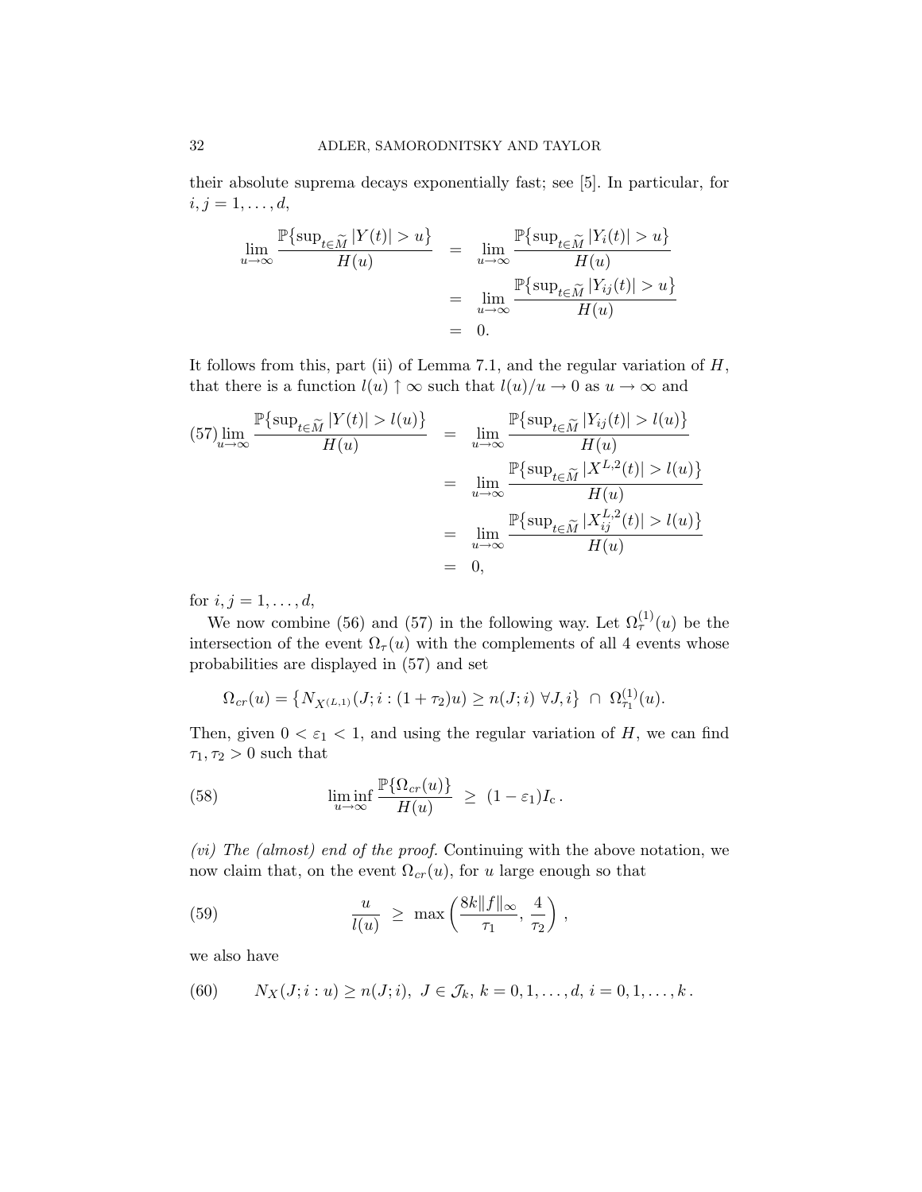their absolute suprema decays exponentially fast; see [5]. In particular, for $i, j = 1, \dots, d$,

$$
\begin{aligned}
\lim_{u\to\infty} \frac{\mathbb{P}\{\sup_{t\in\widetilde{M}} |Y(t)| > u\}}{H(u)} &= \lim_{u\to\infty} \frac{\mathbb{P}\{\sup_{t\in\widetilde{M}} |Y_i(t)| > u\}}{H(u)} \\
&= \lim_{u\to\infty} \frac{\mathbb{P}\{\sup_{t\in\widetilde{M}} |Y_{ij}(t)| > u\}}{H(u)} \\
&= 0.
\end{aligned}
$$

It follows from this, part (ii) of Lemma 7.1, and the regular variation of $H$, that there is a function $l(u) \uparrow \infty$ such that $l(u)/u \to 0$ as $u \to \infty$ and

$$
\begin{aligned}
\lim_{u\to\infty} \frac{\mathbb{P}\{\sup_{t\in\widetilde{M}} |Y(t)| > l(u)\}}{H(u)} &= \lim_{u\to\infty} \frac{\mathbb{P}\{\sup_{t\in\widetilde{M}} |Y_{ij}(t)| > l(u)\}}{H(u)} \\
&= \lim_{u\to\infty} \frac{\mathbb{P}\{\sup_{t\in\widetilde{M}} |X^{L,2}(t)| > l(u)\}}{H(u)} \\
&= \lim_{u\to\infty} \frac{\mathbb{P}\{\sup_{t\in\widetilde{M}} |X^{L,2}_{ij}(t)| > l(u)\}}{H(u)} \\
&= 0,
\end{aligned}
\tag{57}
$$

for $i, j = 1, \dots, d$,

We now combine (56) and (57) in the following way. Let $\Omega^{(1)}_\tau(u)$ be the intersection of the event $\Omega_\tau(u)$ with the complements of all 4 events whose probabilities are displayed in (57) and set

$$
\Omega_{cr}(u) = \{N_{X^{(L,1)}}(J; i : (1+\tau_2)u) \geq n(J; i) \ \forall J, i\} \ \cap \ \Omega^{(1)}_{\tau_1}(u).
$$

Then, given $0 < \varepsilon_1 < 1$, and using the regular variation of $H$, we can find $\tau_1, \tau_2 > 0$ such that

$$
\liminf_{u\to\infty} \frac{\mathbb{P}\{\Omega_{cr}(u)\}}{H(u)} \ \geq \ (1-\varepsilon_1) I_{\rm c}\,. \tag{58}
$$

*(vi) The (almost) end of the proof.* Continuing with the above notation, we now claim that, on the event $\Omega_{cr}(u)$, for $u$ large enough so that

$$
\frac{u}{l(u)} \ \geq \ \max\left(\frac{8k\|f\|_\infty}{\tau_1}, \, \frac{4}{\tau_2}\right), \tag{59}
$$

we also have

$$
N_X(J; i : u) \geq n(J; i), \ J \in \mathcal{J}_k, \ k = 0, 1, \dots, d, \ i = 0, 1, \dots, k\,. \tag{60}
$$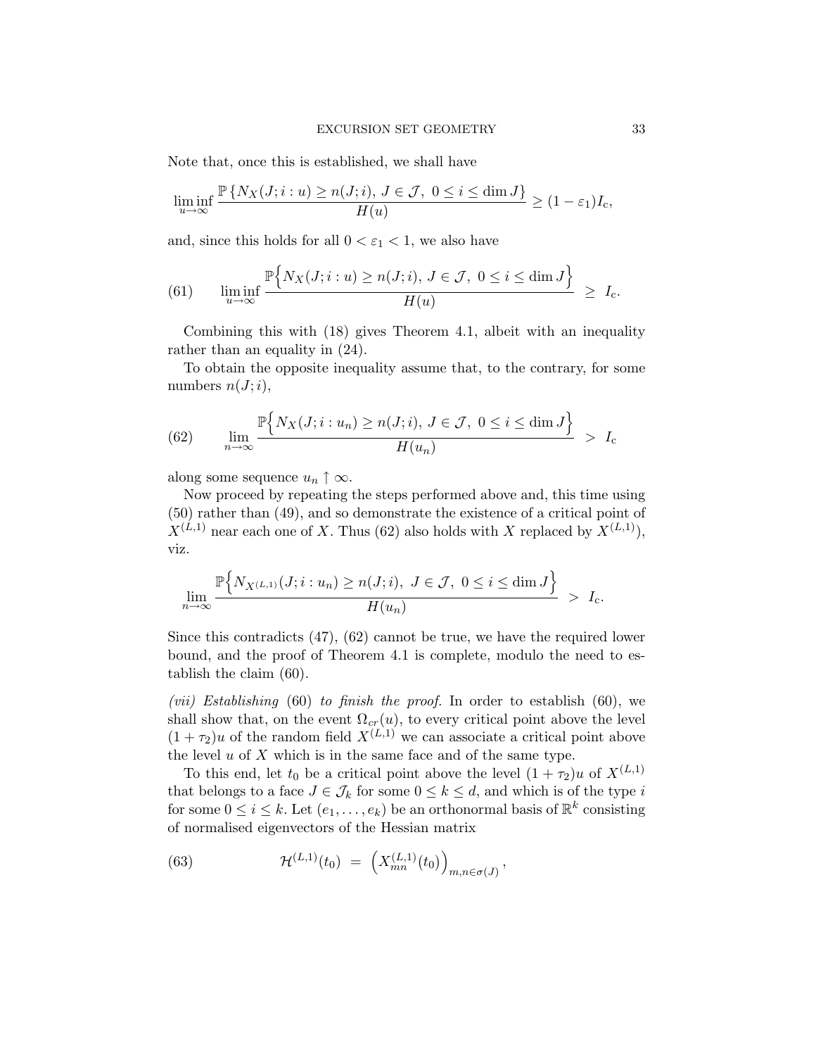Note that, once this is established, we shall have

$$\liminf_{u\to\infty} \frac{\mathbb{P}\left\{N_X(J;i:u) \geq n(J;i),\ J \in \mathcal{J},\ 0 \leq i \leq \dim J\right\}}{H(u)} \geq (1-\varepsilon_1) I_c,$$

and, since this holds for all $0 < \varepsilon_1 < 1$, we also have

$$\liminf_{u\to\infty} \frac{\mathbb{P}\Big\{N_X(J;i:u) \geq n(J;i),\ J \in \mathcal{J},\ 0 \leq i \leq \dim J\Big\}}{H(u)} \ \geq\ I_c. \tag{61}$$

Combining this with (18) gives Theorem 4.1, albeit with an inequality rather than an equality in (24).

To obtain the opposite inequality assume that, to the contrary, for some numbers $n(J;i)$,

$$\lim_{n\to\infty} \frac{\mathbb{P}\Big\{N_X(J;i:u_n) \geq n(J;i),\ J \in \mathcal{J},\ 0 \leq i \leq \dim J\Big\}}{H(u_n)} \ >\ I_c \tag{62}$$

along some sequence $u_n \uparrow \infty$.

Now proceed by repeating the steps performed above and, this time using (50) rather than (49), and so demonstrate the existence of a critical point of $X^{(L,1)}$ near each one of $X$. Thus (62) also holds with $X$ replaced by $X^{(L,1)}$), viz.

$$\lim_{n\to\infty} \frac{\mathbb{P}\Big\{N_{X^{(L,1)}}(J;i:u_n) \geq n(J;i),\ J \in \mathcal{J},\ 0 \leq i \leq \dim J\Big\}}{H(u_n)} \ >\ I_c.$$

Since this contradicts (47), (62) cannot be true, we have the required lower bound, and the proof of Theorem 4.1 is complete, modulo the need to establish the claim (60).

*(vii) Establishing* (60) *to finish the proof.* In order to establish (60), we shall show that, on the event $\Omega_{cr}(u)$, to every critical point above the level $(1+\tau_2)u$ of the random field $X^{(L,1)}$ we can associate a critical point above the level $u$ of $X$ which is in the same face and of the same type.

To this end, let $t_0$ be a critical point above the level $(1+\tau_2)u$ of $X^{(L,1)}$ that belongs to a face $J \in \mathcal{J}_k$ for some $0 \leq k \leq d$, and which is of the type $i$ for some $0 \leq i \leq k$. Let $(e_1, \ldots, e_k)$ be an orthonormal basis of $\mathbb{R}^k$ consisting of normalised eigenvectors of the Hessian matrix

$$\mathcal{H}^{(L,1)}(t_0) \ =\ \Big(X^{(L,1)}_{mn}(t_0)\Big)_{m,n\in\sigma(J)}, \tag{63}$$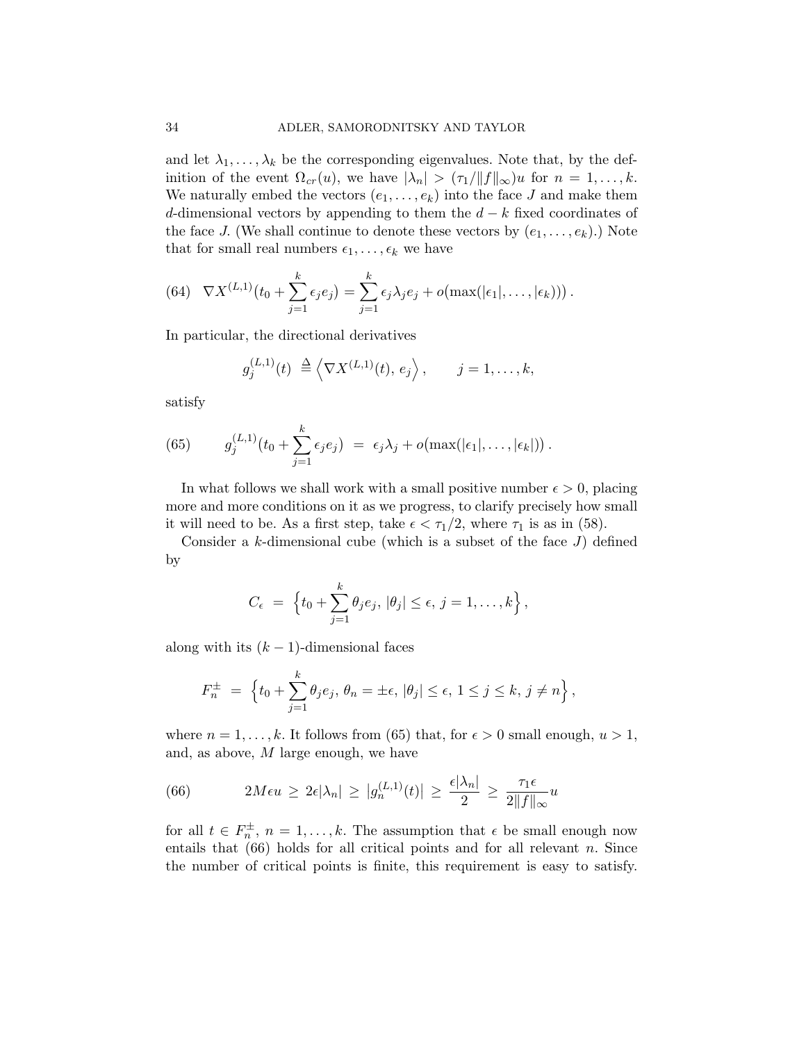and let $\lambda_1, \dots, \lambda_k$ be the corresponding eigenvalues. Note that, by the definition of the event $\Omega_{cr}(u)$, we have $|\lambda_n| > (\tau_1/\|f\|_\infty)u$ for $n = 1, \dots, k$. We naturally embed the vectors $(e_1, \dots, e_k)$ into the face $J$ and make them $d$-dimensional vectors by appending to them the $d-k$ fixed coordinates of the face $J$. (We shall continue to denote these vectors by $(e_1, \dots, e_k)$.) Note that for small real numbers $\epsilon_1, \dots, \epsilon_k$ we have

$$\nabla X^{(L,1)}\big(t_0 + \sum_{j=1}^k \epsilon_j e_j\big) = \sum_{j=1}^k \epsilon_j \lambda_j e_j + o\big(\max(|\epsilon_1|, \dots, |\epsilon_k|)\big)\,. \tag{64}$$

In particular, the directional derivatives

$$g_j^{(L,1)}(t) \;\triangleq \left\langle \nabla X^{(L,1)}(t),\, e_j \right\rangle, \qquad j = 1, \dots, k,$$

satisfy

$$g_j^{(L,1)}\big(t_0 + \sum_{j=1}^k \epsilon_j e_j\big) \;=\; \epsilon_j \lambda_j + o\big(\max(|\epsilon_1|, \dots, |\epsilon_k|)\big)\,. \tag{65}$$

In what follows we shall work with a small positive number $\epsilon > 0$, placing more and more conditions on it as we progress, to clarify precisely how small it will need to be. As a first step, take $\epsilon < \tau_1/2$, where $\tau_1$ is as in (58).

Consider a $k$-dimensional cube (which is a subset of the face $J$) defined by

$$C_\epsilon \;=\; \Big\{ t_0 + \sum_{j=1}^k \theta_j e_j,\ |\theta_j| \le \epsilon,\ j = 1, \dots, k \Big\},$$

along with its $(k-1)$-dimensional faces

$$F_n^{\pm} \;=\; \Big\{ t_0 + \sum_{j=1}^k \theta_j e_j,\ \theta_n = \pm\epsilon,\ |\theta_j| \le \epsilon,\ 1 \le j \le k,\ j \ne n \Big\},$$

where $n = 1, \dots, k$. It follows from (65) that, for $\epsilon > 0$ small enough, $u > 1$, and, as above, $M$ large enough, we have

$$2M\epsilon u \;\ge\; 2\epsilon|\lambda_n| \;\ge\; |g_n^{(L,1)}(t)| \;\ge\; \frac{\epsilon|\lambda_n|}{2} \;\ge\; \frac{\tau_1 \epsilon}{2\|f\|_\infty} u \tag{66}$$

for all $t \in F_n^{\pm}$, $n = 1, \dots, k$. The assumption that $\epsilon$ be small enough now entails that (66) holds for all critical points and for all relevant $n$. Since the number of critical points is finite, this requirement is easy to satisfy.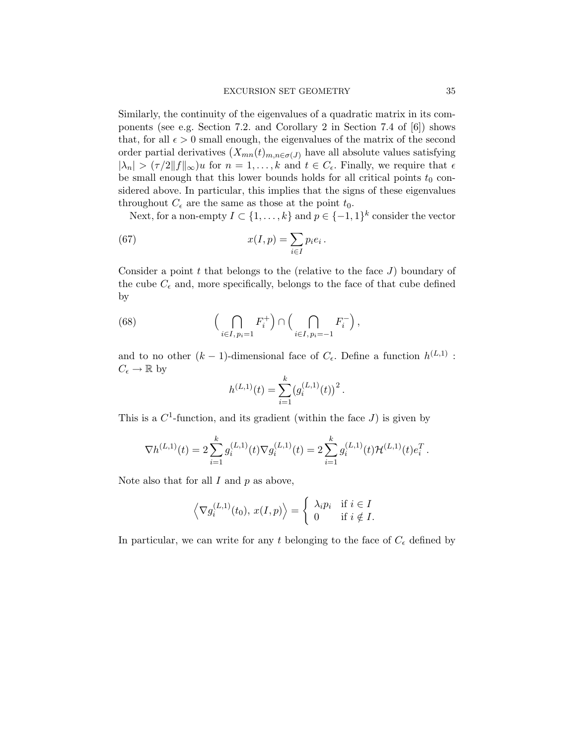Similarly, the continuity of the eigenvalues of a quadratic matrix in its components (see e.g. Section 7.2. and Corollary 2 in Section 7.4 of [6]) shows that, for all $\epsilon > 0$ small enough, the eigenvalues of the matrix of the second order partial derivatives $\big(X_{mn}(t)_{m,n\in\sigma(J)}$ have all absolute values satisfying $|\lambda_n| > (\tau/2\|f\|_\infty)u$ for $n = 1, \ldots, k$ and $t \in C_\epsilon$. Finally, we require that $\epsilon$ be small enough that this lower bounds holds for all critical points $t_0$ considered above. In particular, this implies that the signs of these eigenvalues throughout $C_\epsilon$ are the same as those at the point $t_0$.

Next, for a non-empty $I \subset \{1, \ldots, k\}$ and $p \in \{-1, 1\}^k$ consider the vector

$$x(I,p) = \sum_{i\in I} p_i e_i \,. \tag{67}$$

Consider a point $t$ that belongs to the (relative to the face $J$) boundary of the cube $C_\epsilon$ and, more specifically, belongs to the face of that cube defined by

$$\Big(\bigcap_{i\in I,\, p_i=1} F_i^+\Big) \cap \Big(\bigcap_{i\in I,\, p_i=-1} F_i^-\Big)\,, \tag{68}$$

and to no other $(k-1)$-dimensional face of $C_\epsilon$. Define a function $h^{(L,1)} : C_\epsilon \to \mathbb{R}$ by

$$h^{(L,1)}(t) = \sum_{i=1}^k \big(g_i^{(L,1)}(t)\big)^2 \,.$$

This is a $C^1$-function, and its gradient (within the face $J$) is given by

$$\nabla h^{(L,1)}(t) = 2\sum_{i=1}^k g_i^{(L,1)}(t)\nabla g_i^{(L,1)}(t) = 2\sum_{i=1}^k g_i^{(L,1)}(t)\mathcal{H}^{(L,1)}(t)e_i^T \,.$$

Note also that for all $I$ and $p$ as above,

$$\Big\langle \nabla g_i^{(L,1)}(t_0),\, x(I,p)\Big\rangle = \begin{cases} \lambda_i p_i & \text{if } i \in I \\ 0 & \text{if } i \notin I. \end{cases}$$

In particular, we can write for any $t$ belonging to the face of $C_\epsilon$ defined by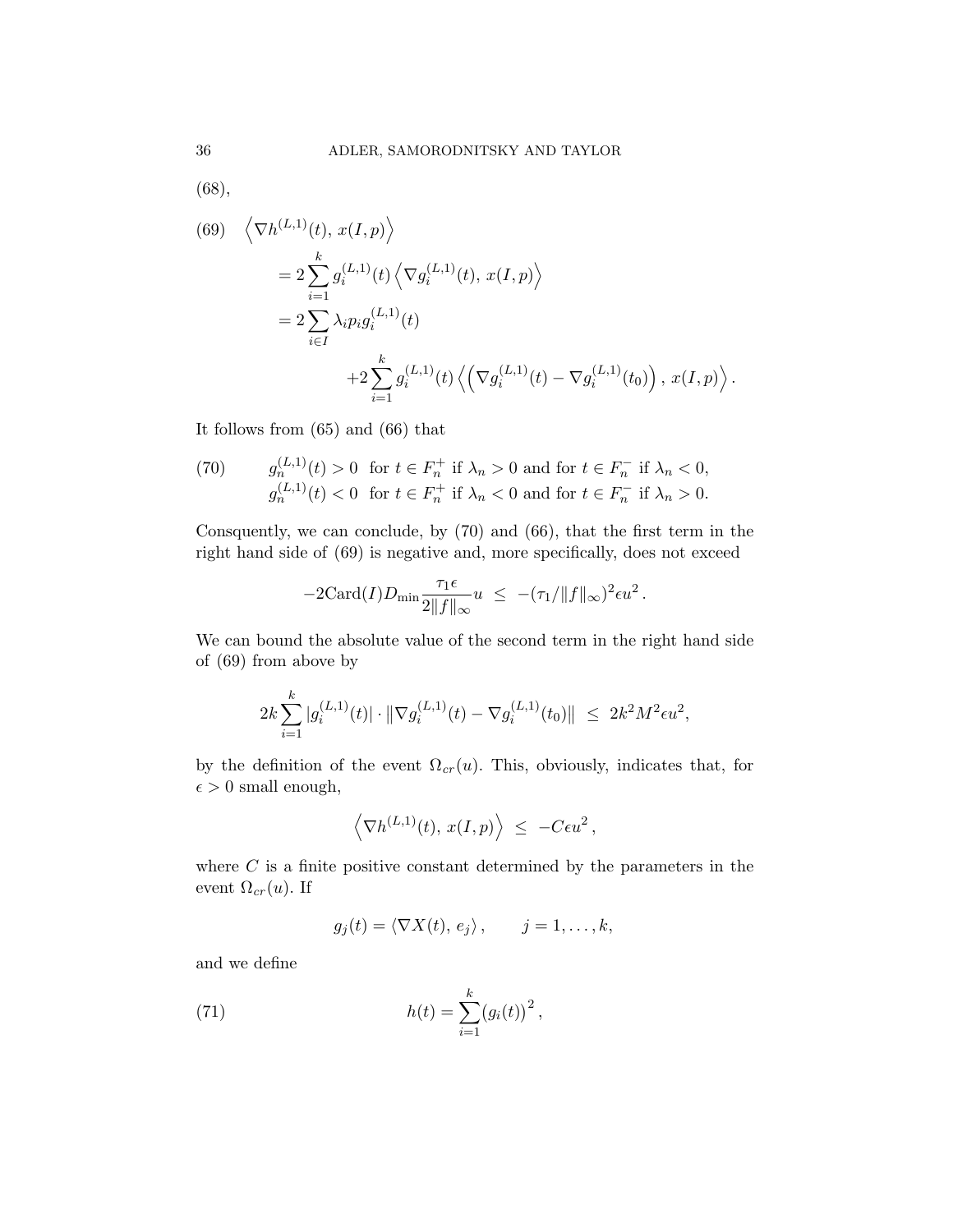(68),

$$
\begin{aligned}
(69)\quad & \left\langle \nabla h^{(L,1)}(t),\, x(I,p) \right\rangle \\
&= 2\sum_{i=1}^{k} g_i^{(L,1)}(t) \left\langle \nabla g_i^{(L,1)}(t),\, x(I,p) \right\rangle \\
&= 2\sum_{i\in I} \lambda_i p_i g_i^{(L,1)}(t) \\
&\qquad\qquad + 2\sum_{i=1}^{k} g_i^{(L,1)}(t) \left\langle \left( \nabla g_i^{(L,1)}(t) - \nabla g_i^{(L,1)}(t_0) \right),\, x(I,p) \right\rangle .
\end{aligned}
$$

It follows from (65) and (66) that

$$
\begin{aligned}
(70)\qquad & g_n^{(L,1)}(t) > 0 \ \text{ for } t \in F_n^+ \text{ if } \lambda_n > 0 \text{ and for } t \in F_n^- \text{ if } \lambda_n < 0, \\
& g_n^{(L,1)}(t) < 0 \ \text{ for } t \in F_n^+ \text{ if } \lambda_n < 0 \text{ and for } t \in F_n^- \text{ if } \lambda_n > 0.
\end{aligned}
$$

Consquently, we can conclude, by (70) and (66), that the first term in the right hand side of (69) is negative and, more specifically, does not exceed

$$
-2\mathrm{Card}(I) D_{\min} \frac{\tau_1 \epsilon}{2\|f\|_\infty} u \ \le\ -(\tau_1/\|f\|_\infty)^2 \epsilon u^2 \,.
$$

We can bound the absolute value of the second term in the right hand side of (69) from above by

$$
2k \sum_{i=1}^{k} |g_i^{(L,1)}(t)| \cdot \left\| \nabla g_i^{(L,1)}(t) - \nabla g_i^{(L,1)}(t_0) \right\| \ \le\ 2k^2 M^2 \epsilon u^2,
$$

by the definition of the event $\Omega_{cr}(u)$. This, obviously, indicates that, for $\epsilon > 0$ small enough,

$$
\left\langle \nabla h^{(L,1)}(t),\, x(I,p) \right\rangle \ \le\ -C\epsilon u^2 \,,
$$

where $C$ is a finite positive constant determined by the parameters in the event $\Omega_{cr}(u)$. If

$$
g_j(t) = \langle \nabla X(t),\, e_j \rangle \,, \qquad j = 1, \ldots, k,
$$

and we define

$$
(71)\qquad\qquad h(t) = \sum_{i=1}^{k} \big(g_i(t)\big)^2 \,,
$$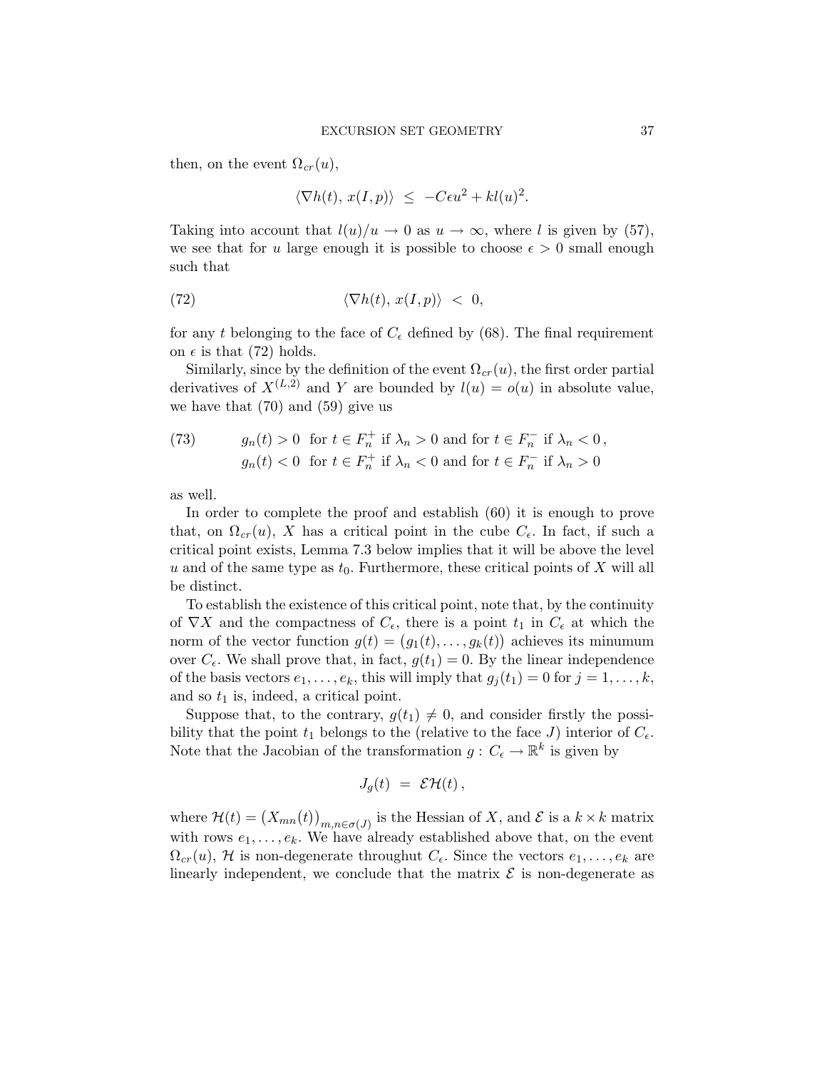then, on the event $\Omega_{cr}(u)$,

$$\langle \nabla h(t),\, x(I,p)\rangle \;\le\; -C\epsilon u^2 + kl(u)^2.$$

Taking into account that $l(u)/u \to 0$ as $u \to \infty$, where $l$ is given by (57), we see that for $u$ large enough it is possible to choose $\epsilon > 0$ small enough such that

$$\langle \nabla h(t),\, x(I,p)\rangle \;<\; 0, \tag{72}$$

for any $t$ belonging to the face of $C_\epsilon$ defined by (68). The final requirement on $\epsilon$ is that (72) holds.

Similarly, since by the definition of the event $\Omega_{cr}(u)$, the first order partial derivatives of $X^{(L,2)}$ and $Y$ are bounded by $l(u) = o(u)$ in absolute value, we have that (70) and (59) give us

$$\begin{aligned} &g_n(t) > 0 \;\text{ for } t \in F_n^+ \text{ if } \lambda_n > 0 \text{ and for } t \in F_n^- \text{ if } \lambda_n < 0\,, \\ &g_n(t) < 0 \;\text{ for } t \in F_n^+ \text{ if } \lambda_n < 0 \text{ and for } t \in F_n^- \text{ if } \lambda_n > 0 \end{aligned} \tag{73}$$

as well.

In order to complete the proof and establish (60) it is enough to prove that, on $\Omega_{cr}(u)$, $X$ has a critical point in the cube $C_\epsilon$. In fact, if such a critical point exists, Lemma 7.3 below implies that it will be above the level $u$ and of the same type as $t_0$. Furthermore, these critical points of $X$ will all be distinct.

To establish the existence of this critical point, note that, by the continuity of $\nabla X$ and the compactness of $C_\epsilon$, there is a point $t_1$ in $C_\epsilon$ at which the norm of the vector function $g(t) = \big(g_1(t), \ldots, g_k(t)\big)$ achieves its minumum over $C_\epsilon$. We shall prove that, in fact, $g(t_1) = 0$. By the linear independence of the basis vectors $e_1, \ldots, e_k$, this will imply that $g_j(t_1) = 0$ for $j = 1, \ldots, k$, and so $t_1$ is, indeed, a critical point.

Suppose that, to the contrary, $g(t_1) \neq 0$, and consider firstly the possibility that the point $t_1$ belongs to the (relative to the face $J$) interior of $C_\epsilon$. Note that the Jacobian of the transformation $g : C_\epsilon \to \mathbb{R}^k$ is given by

$$J_g(t) \;=\; \mathcal{E}\mathcal{H}(t)\,,$$

where $\mathcal{H}(t) = \big(X_{mn}(t)\big)_{m,n\in\sigma(J)}$ is the Hessian of $X$, and $\mathcal{E}$ is a $k \times k$ matrix with rows $e_1, \ldots, e_k$. We have already established above that, on the event $\Omega_{cr}(u)$, $\mathcal{H}$ is non-degenerate throughut $C_\epsilon$. Since the vectors $e_1, \ldots, e_k$ are linearly independent, we conclude that the matrix $\mathcal{E}$ is non-degenerate as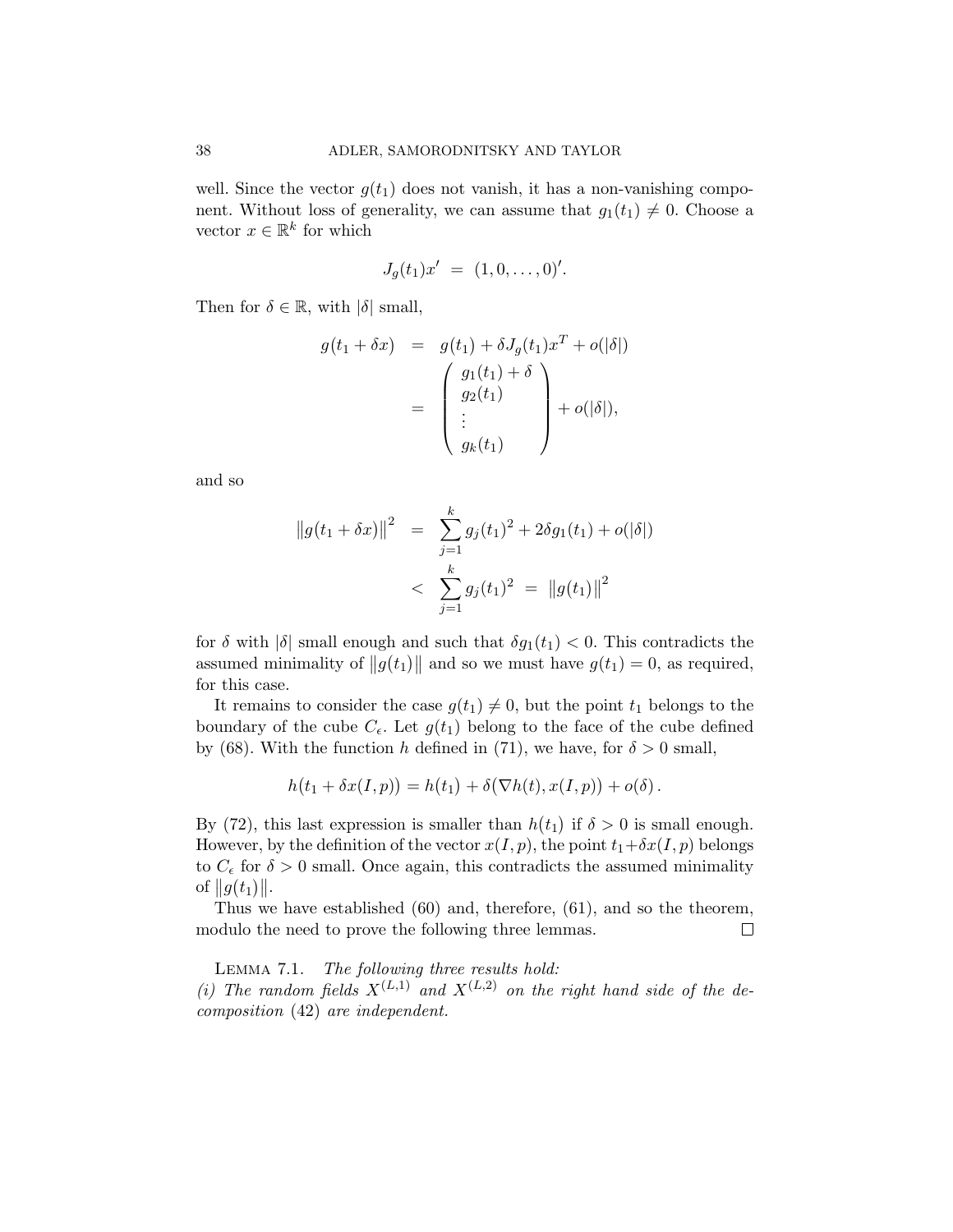well. Since the vector $g(t_1)$ does not vanish, it has a non-vanishing component. Without loss of generality, we can assume that $g_1(t_1) \neq 0$. Choose a vector $x \in \mathbb{R}^k$ for which

$$J_g(t_1)x' \;=\; (1, 0, \ldots, 0)'.$$

Then for $\delta \in \mathbb{R}$, with $|\delta|$ small,

$$\begin{aligned}
g(t_1 + \delta x) &= g(t_1) + \delta J_g(t_1) x^T + o(|\delta|) \\
&= \begin{pmatrix} g_1(t_1) + \delta \\ g_2(t_1) \\ \vdots \\ g_k(t_1) \end{pmatrix} + o(|\delta|),
\end{aligned}$$

and so

$$\begin{aligned}
\left\| g(t_1 + \delta x) \right\|^2 &= \sum_{j=1}^k g_j(t_1)^2 + 2\delta g_1(t_1) + o(|\delta|) \\
&< \sum_{j=1}^k g_j(t_1)^2 \;=\; \left\| g(t_1) \right\|^2
\end{aligned}$$

for $\delta$ with $|\delta|$ small enough and such that $\delta g_1(t_1) < 0$. This contradicts the assumed minimality of $\|g(t_1)\|$ and so we must have $g(t_1) = 0$, as required, for this case.

It remains to consider the case $g(t_1) \neq 0$, but the point $t_1$ belongs to the boundary of the cube $C_\epsilon$. Let $g(t_1)$ belong to the face of the cube defined by (68). With the function $h$ defined in (71), we have, for $\delta > 0$ small,

$$h\big(t_1 + \delta x(I, p)\big) = h\big(t_1\big) + \delta\big(\nabla h(t), x(I, p)\big) + o(\delta)\,.$$

By (72), this last expression is smaller than $h(t_1)$ if $\delta > 0$ is small enough. However, by the definition of the vector $x(I, p)$, the point $t_1 + \delta x(I, p)$ belongs to $C_\epsilon$ for $\delta > 0$ small. Once again, this contradicts the assumed minimality of $\|g(t_1)\|$.

Thus we have established (60) and, therefore, (61), and so the theorem, modulo the need to prove the following three lemmas. □

LEMMA 7.1. *The following three results hold:*
*(i) The random fields $X^{(L,1)}$ and $X^{(L,2)}$ on the right hand side of the decomposition (42) are independent.*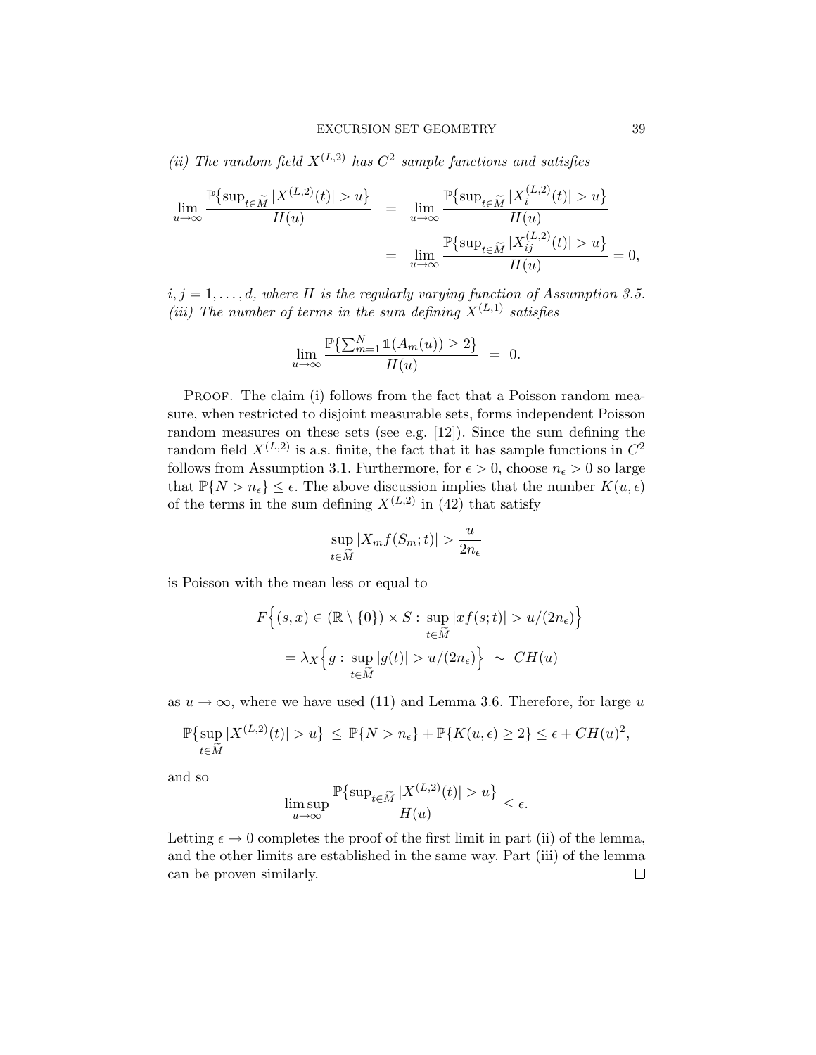*(ii) The random field $X^{(L,2)}$ has $C^2$ sample functions and satisfies*

$$
\begin{aligned}
\lim_{u\to\infty} \frac{\mathbb{P}\{\sup_{t\in\widetilde{M}} |X^{(L,2)}(t)| > u\}}{H(u)} &= \lim_{u\to\infty} \frac{\mathbb{P}\{\sup_{t\in\widetilde{M}} |X_i^{(L,2)}(t)| > u\}}{H(u)} \\
&= \lim_{u\to\infty} \frac{\mathbb{P}\{\sup_{t\in\widetilde{M}} |X_{ij}^{(L,2)}(t)| > u\}}{H(u)} = 0,
\end{aligned}
$$

*$i, j = 1, \dots, d$, where $H$ is the regularly varying function of Assumption 3.5.*
*(iii) The number of terms in the sum defining $X^{(L,1)}$ satisfies*

$$
\lim_{u\to\infty} \frac{\mathbb{P}\{\sum_{m=1}^{N} \mathbb{1}(A_m(u)) \geq 2\}}{H(u)} = 0.
$$

Proof. The claim (i) follows from the fact that a Poisson random measure, when restricted to disjoint measurable sets, forms independent Poisson random measures on these sets (see e.g. [12]). Since the sum defining the random field $X^{(L,2)}$ is a.s. finite, the fact that it has sample functions in $C^2$ follows from Assumption 3.1. Furthermore, for $\epsilon > 0$, choose $n_\epsilon > 0$ so large that $\mathbb{P}\{N > n_\epsilon\} \leq \epsilon$. The above discussion implies that the number $K(u, \epsilon)$ of the terms in the sum defining $X^{(L,2)}$ in (42) that satisfy

$$
\sup_{t\in\widetilde{M}} |X_m f(S_m; t)| > \frac{u}{2n_\epsilon}
$$

is Poisson with the mean less or equal to

$$
\begin{aligned}
&F\Big\{(s, x) \in (\mathbb{R} \setminus \{0\}) \times S : \sup_{t\in\widetilde{M}} |xf(s; t)| > u/(2n_\epsilon)\Big\} \\
&= \lambda_X \Big\{g : \sup_{t\in\widetilde{M}} |g(t)| > u/(2n_\epsilon)\Big\} \sim CH(u)
\end{aligned}
$$

as $u \to \infty$, where we have used (11) and Lemma 3.6. Therefore, for large $u$

$$
\mathbb{P}\{\sup_{t\in\widetilde{M}} |X^{(L,2)}(t)| > u\} \leq \mathbb{P}\{N > n_\epsilon\} + \mathbb{P}\{K(u, \epsilon) \geq 2\} \leq \epsilon + CH(u)^2,
$$

and so

$$
\limsup_{u\to\infty} \frac{\mathbb{P}\{\sup_{t\in\widetilde{M}} |X^{(L,2)}(t)| > u\}}{H(u)} \leq \epsilon.
$$

Letting $\epsilon \to 0$ completes the proof of the first limit in part (ii) of the lemma, and the other limits are established in the same way. Part (iii) of the lemma can be proven similarly. □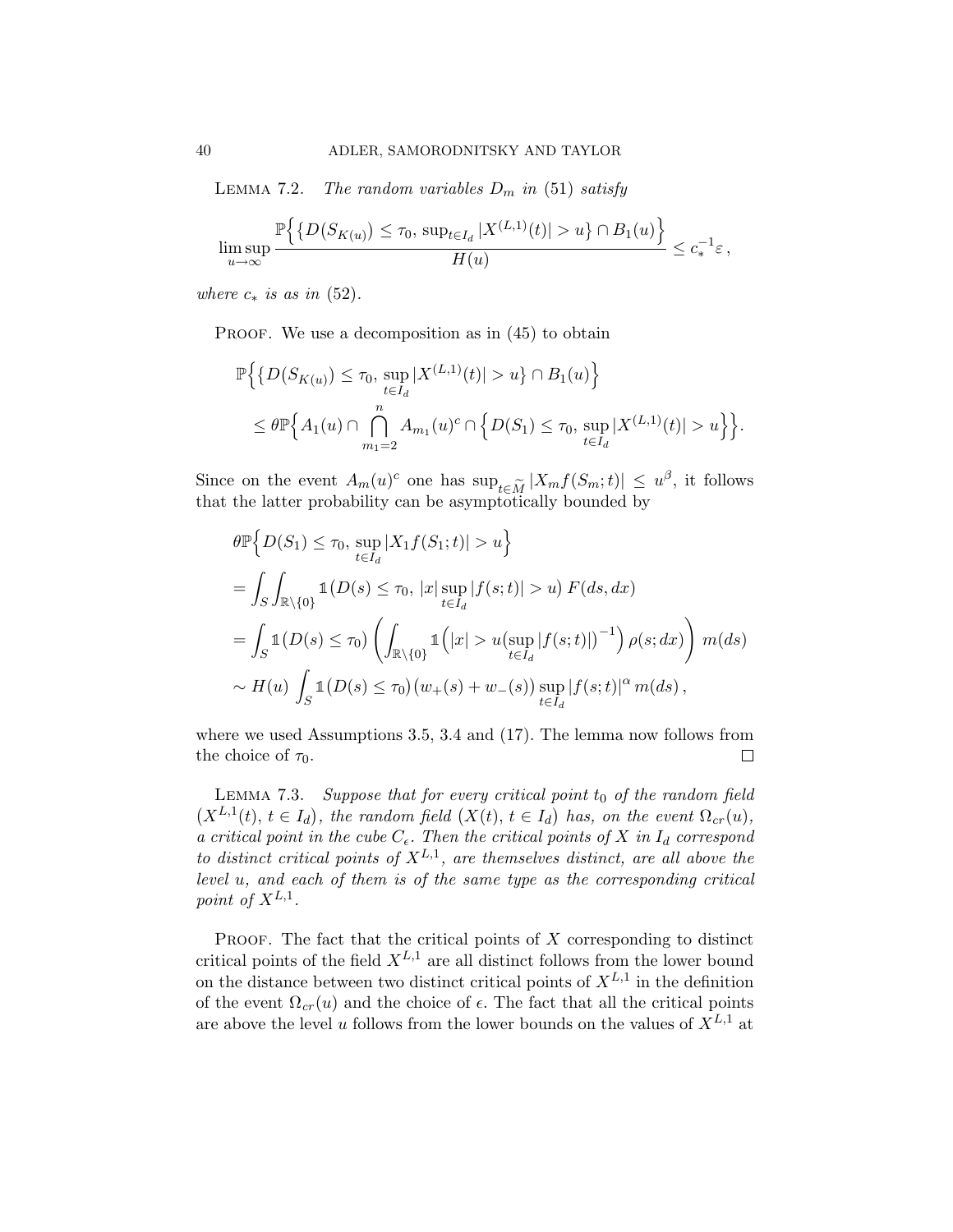Lemma 7.2. *The random variables $D_m$ in (51) satisfy*

$$\limsup_{u\to\infty} \frac{\mathbb{P}\Big\{ \{D(S_{K(u)}) \le \tau_0,\, \sup_{t\in I_d} |X^{(L,1)}(t)| > u\} \cap B_1(u) \Big\}}{H(u)} \le c_*^{-1}\varepsilon\,,$$

*where $c_*$ is as in (52).*

Proof. We use a decomposition as in (45) to obtain

$$\begin{aligned}
&\mathbb{P}\Big\{ \{D(S_{K(u)}) \le \tau_0,\, \sup_{t\in I_d} |X^{(L,1)}(t)| > u\} \cap B_1(u) \Big\} \\
&\quad \le \theta \mathbb{P}\Big\{ A_1(u) \cap \bigcap_{m_1=2}^{n} A_{m_1}(u)^c \cap \Big\{ D(S_1) \le \tau_0,\, \sup_{t\in I_d} |X^{(L,1)}(t)| > u \Big\}\Big\}.
\end{aligned}$$

Since on the event $A_m(u)^c$ one has $\sup_{t\in \widetilde{M}} |X_m f(S_m;t)| \le u^\beta$, it follows that the latter probability can be asymptotically bounded by

$$\begin{aligned}
&\theta \mathbb{P}\Big\{ D(S_1) \le \tau_0,\, \sup_{t\in I_d} |X_1 f(S_1;t)| > u \Big\} \\
&= \int_S \int_{\mathbb{R}\setminus\{0\}} \mathbb{1}\big(D(s) \le \tau_0,\, |x| \sup_{t\in I_d} |f(s;t)| > u\big)\, F(ds,dx) \\
&= \int_S \mathbb{1}\big(D(s) \le \tau_0\big) \left( \int_{\mathbb{R}\setminus\{0\}} \mathbb{1}\Big( |x| > u \big(\sup_{t\in I_d} |f(s;t)|\big)^{-1} \Big)\, \rho(s;dx) \right) m(ds) \\
&\sim H(u) \int_S \mathbb{1}\big(D(s) \le \tau_0\big) \big(w_+(s) + w_-(s)\big) \sup_{t\in I_d} |f(s;t)|^\alpha\, m(ds)\,,
\end{aligned}$$

where we used Assumptions 3.5, 3.4 and (17). The lemma now follows from the choice of $\tau_0$. $\square$

Lemma 7.3. *Suppose that for every critical point $t_0$ of the random field $\big(X^{L,1}(t),\, t \in I_d\big)$, the random field $\big(X(t),\, t\in I_d\big)$ has, on the event $\Omega_{cr}(u)$, a critical point in the cube $C_\epsilon$. Then the critical points of $X$ in $I_d$ correspond to distinct critical points of $X^{L,1}$, are themselves distinct, are all above the level $u$, and each of them is of the same type as the corresponding critical point of $X^{L,1}$.*

Proof. The fact that the critical points of $X$ corresponding to distinct critical points of the field $X^{L,1}$ are all distinct follows from the lower bound on the distance between two distinct critical points of $X^{L,1}$ in the definition of the event $\Omega_{cr}(u)$ and the choice of $\epsilon$. The fact that all the critical points are above the level $u$ follows from the lower bounds on the values of $X^{L,1}$ at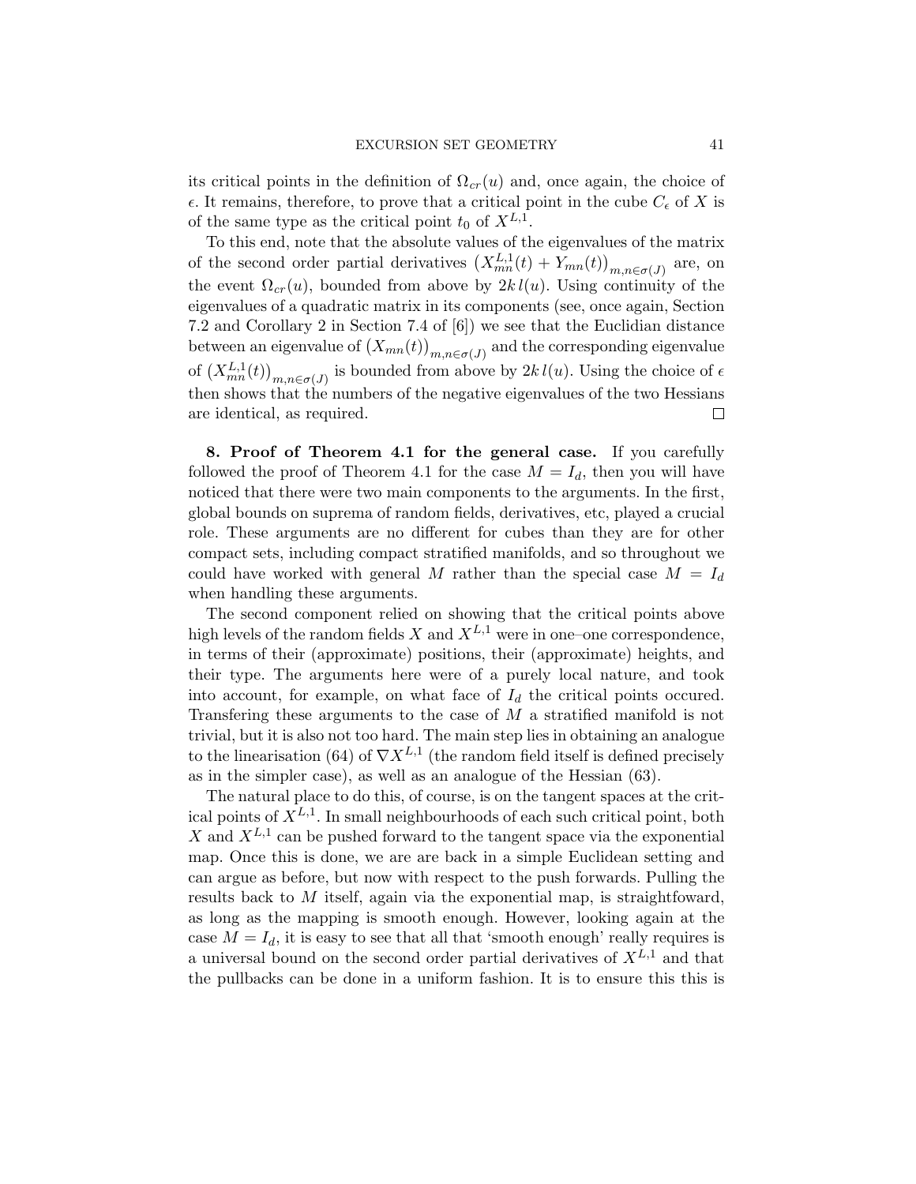its critical points in the definition of $\Omega_{cr}(u)$ and, once again, the choice of $\epsilon$. It remains, therefore, to prove that a critical point in the cube $C_\epsilon$ of $X$ is of the same type as the critical point $t_0$ of $X^{L,1}$.

To this end, note that the absolute values of the eigenvalues of the matrix of the second order partial derivatives $\left(X^{L,1}_{mn}(t) + Y_{mn}(t)\right)_{m,n\in\sigma(J)}$ are, on the event $\Omega_{cr}(u)$, bounded from above by $2k\,l(u)$. Using continuity of the eigenvalues of a quadratic matrix in its components (see, once again, Section 7.2 and Corollary 2 in Section 7.4 of [6]) we see that the Euclidian distance between an eigenvalue of $\left(X_{mn}(t)\right)_{m,n\in\sigma(J)}$ and the corresponding eigenvalue of $\left(X^{L,1}_{mn}(t)\right)_{m,n\in\sigma(J)}$ is bounded from above by $2k\,l(u)$. Using the choice of $\epsilon$ then shows that the numbers of the negative eigenvalues of the two Hessians are identical, as required. □

**8. Proof of Theorem 4.1 for the general case.** If you carefully followed the proof of Theorem 4.1 for the case $M = I_d$, then you will have noticed that there were two main components to the arguments. In the first, global bounds on suprema of random fields, derivatives, etc, played a crucial role. These arguments are no different for cubes than they are for other compact sets, including compact stratified manifolds, and so throughout we could have worked with general $M$ rather than the special case $M = I_d$ when handling these arguments.

The second component relied on showing that the critical points above high levels of the random fields $X$ and $X^{L,1}$ were in one–one correspondence, in terms of their (approximate) positions, their (approximate) heights, and their type. The arguments here were of a purely local nature, and took into account, for example, on what face of $I_d$ the critical points occured. Transfering these arguments to the case of $M$ a stratified manifold is not trivial, but it is also not too hard. The main step lies in obtaining an analogue to the linearisation (64) of $\nabla X^{L,1}$ (the random field itself is defined precisely as in the simpler case), as well as an analogue of the Hessian (63).

The natural place to do this, of course, is on the tangent spaces at the critical points of $X^{L,1}$. In small neighbourhoods of each such critical point, both $X$ and $X^{L,1}$ can be pushed forward to the tangent space via the exponential map. Once this is done, we are are back in a simple Euclidean setting and can argue as before, but now with respect to the push forwards. Pulling the results back to $M$ itself, again via the exponential map, is straightfoward, as long as the mapping is smooth enough. However, looking again at the case $M = I_d$, it is easy to see that all that 'smooth enough' really requires is a universal bound on the second order partial derivatives of $X^{L,1}$ and that the pullbacks can be done in a uniform fashion. It is to ensure this this is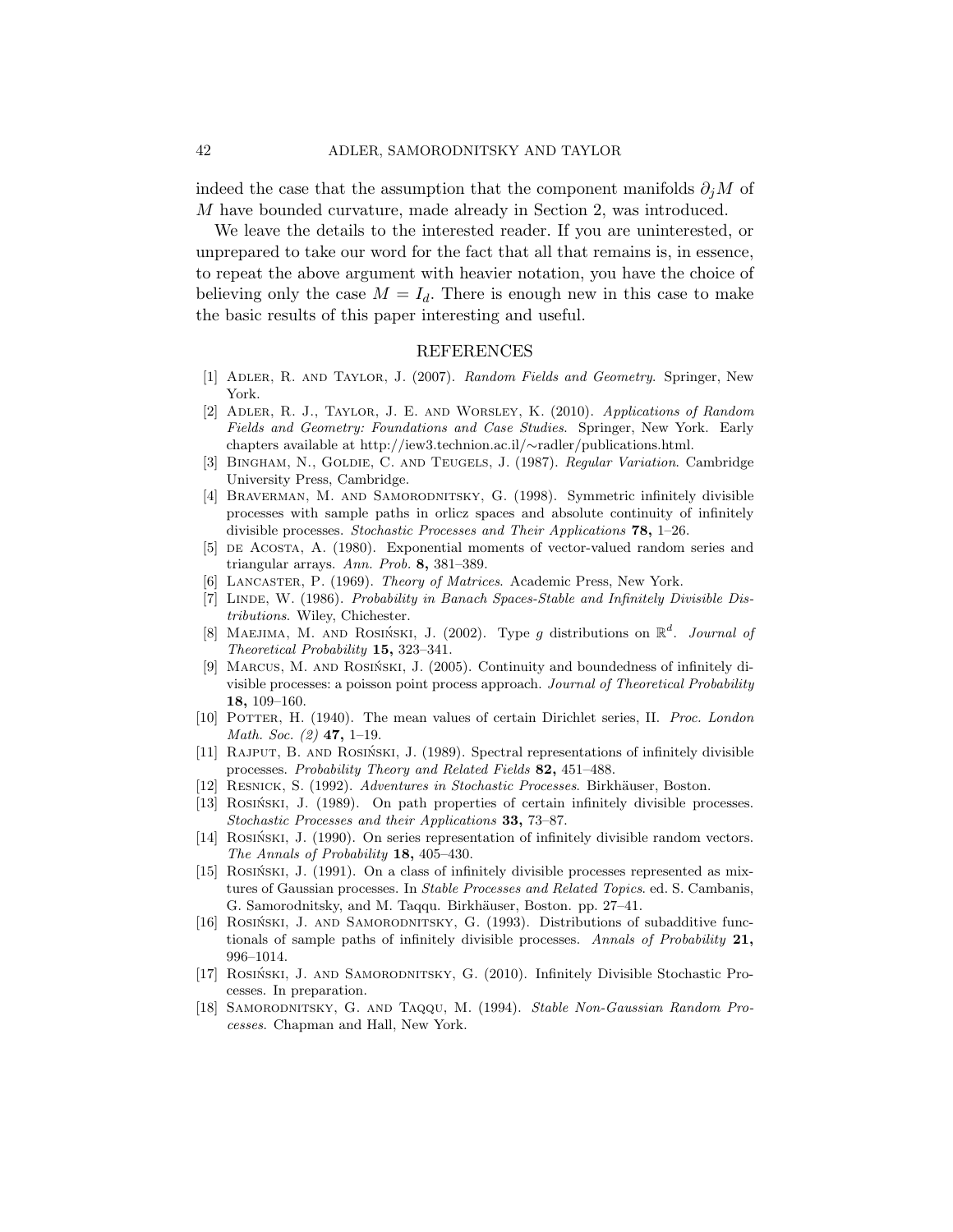indeed the case that the assumption that the component manifolds $\partial_j M$ of $M$ have bounded curvature, made already in Section 2, was introduced.

We leave the details to the interested reader. If you are uninterested, or unprepared to take our word for the fact that all that remains is, in essence, to repeat the above argument with heavier notation, you have the choice of believing only the case $M = I_d$. There is enough new in this case to make the basic results of this paper interesting and useful.

## REFERENCES

- [1] Adler, R. and Taylor, J. (2007). *Random Fields and Geometry*. Springer, New York.
- [2] Adler, R. J., Taylor, J. E. and Worsley, K. (2010). *Applications of Random Fields and Geometry: Foundations and Case Studies*. Springer, New York. Early chapters available at http://iew3.technion.ac.il/∼radler/publications.html.
- [3] Bingham, N., Goldie, C. and Teugels, J. (1987). *Regular Variation*. Cambridge University Press, Cambridge.
- [4] Braverman, M. and Samorodnitsky, G. (1998). Symmetric infinitely divisible processes with sample paths in orlicz spaces and absolute continuity of infinitely divisible processes. *Stochastic Processes and Their Applications* **78,** 1–26.
- [5] de Acosta, A. (1980). Exponential moments of vector-valued random series and triangular arrays. *Ann. Prob.* **8,** 381–389.
- [6] Lancaster, P. (1969). *Theory of Matrices*. Academic Press, New York.
- [7] Linde, W. (1986). *Probability in Banach Spaces-Stable and Infinitely Divisible Distributions*. Wiley, Chichester.
- [8] Maejima, M. and Rosiński, J. (2002). Type $g$ distributions on $\mathbb{R}^d$. *Journal of Theoretical Probability* **15,** 323–341.
- [9] Marcus, M. and Rosiński, J. (2005). Continuity and boundedness of infinitely divisible processes: a poisson point process approach. *Journal of Theoretical Probability* **18,** 109–160.
- [10] Potter, H. (1940). The mean values of certain Dirichlet series, II. *Proc. London Math. Soc. (2)* **47,** 1–19.
- [11] Rajput, B. and Rosiński, J. (1989). Spectral representations of infinitely divisible processes. *Probability Theory and Related Fields* **82,** 451–488.
- [12] Resnick, S. (1992). *Adventures in Stochastic Processes*. Birkhäuser, Boston.
- [13] Rosiński, J. (1989). On path properties of certain infinitely divisible processes. *Stochastic Processes and their Applications* **33,** 73–87.
- [14] Rosiński, J. (1990). On series representation of infinitely divisible random vectors. *The Annals of Probability* **18,** 405–430.
- [15] Rosiński, J. (1991). On a class of infinitely divisible processes represented as mixtures of Gaussian processes. In *Stable Processes and Related Topics*. ed. S. Cambanis, G. Samorodnitsky, and M. Taqqu. Birkhäuser, Boston. pp. 27–41.
- [16] Rosiński, J. and Samorodnitsky, G. (1993). Distributions of subadditive functionals of sample paths of infinitely divisible processes. *Annals of Probability* **21,** 996–1014.
- [17] Rosiński, J. and Samorodnitsky, G. (2010). Infinitely Divisible Stochastic Processes. In preparation.
- [18] Samorodnitsky, G. and Taqqu, M. (1994). *Stable Non-Gaussian Random Processes*. Chapman and Hall, New York.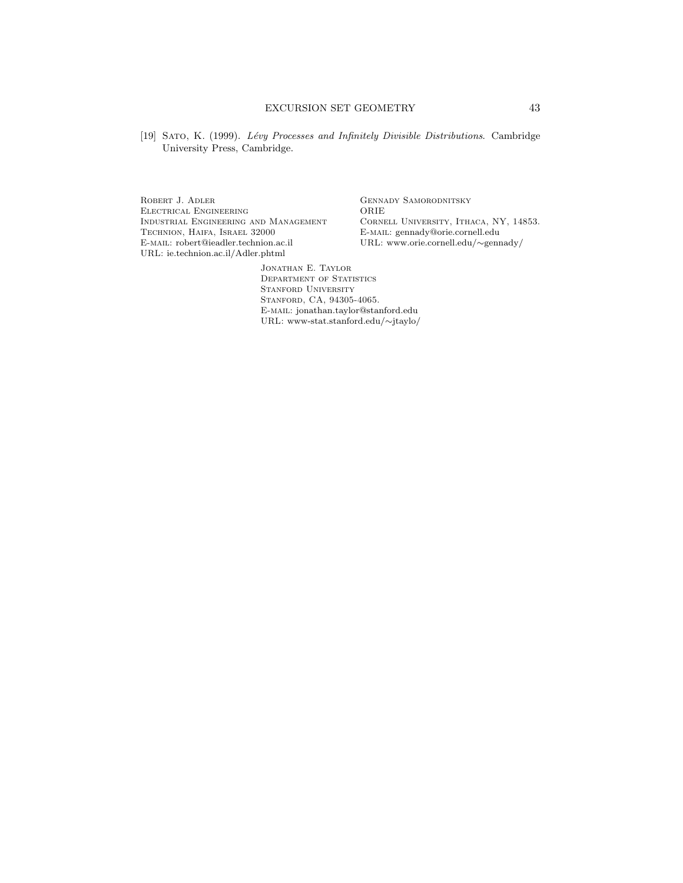[19] Sato, K. (1999). *Lévy Processes and Infinitely Divisible Distributions*. Cambridge University Press, Cambridge.

Robert J. Adler
Electrical Engineering
Industrial Engineering and Management
Technion, Haifa, Israel 32000
E-mail: robert@ieadler.technion.ac.il
URL: ie.technion.ac.il/Adler.phtml

Gennady Samorodnitsky
ORIE
Cornell University, Ithaca, NY, 14853.
E-mail: gennady@orie.cornell.edu
URL: www.orie.cornell.edu/∼gennady/

Jonathan E. Taylor
Department of Statistics
Stanford University
Stanford, CA, 94305-4065.
E-mail: jonathan.taylor@stanford.edu
URL: www-stat.stanford.edu/∼jtaylo/